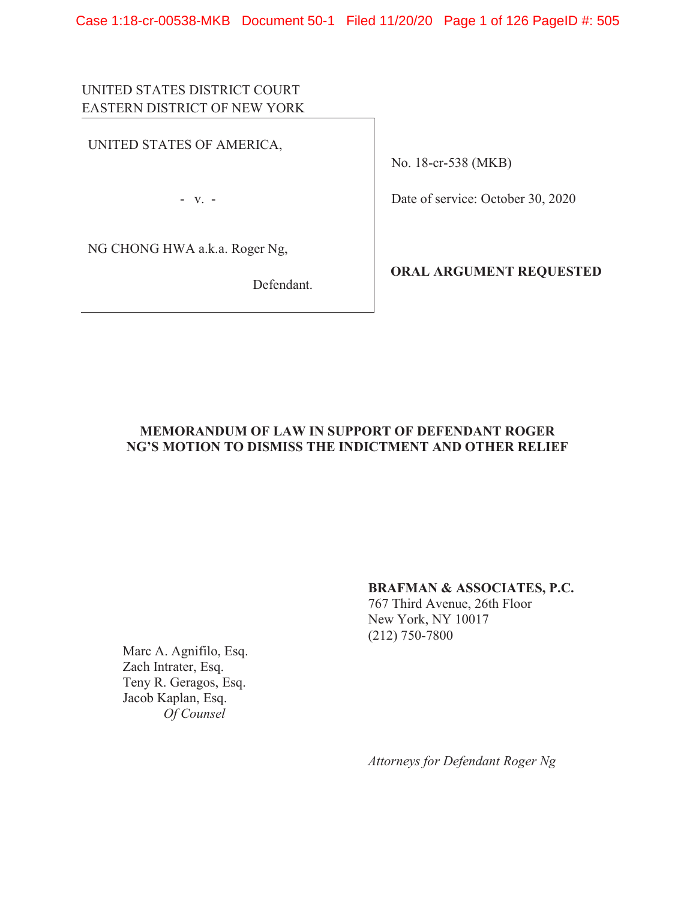UNITED STATES DISTRICT COURT
EASTERN DISTRICT OF NEW YORK

UNITED STATES OF AMERICA,

- v. -

NG CHONG HWA a.k.a. Roger Ng,

Defendant.

No. 18-cr-538 (MKB)

Date of service: October 30, 2020

**ORAL ARGUMENT REQUESTED**

**MEMORANDUM OF LAW IN SUPPORT OF DEFENDANT ROGER NG'S MOTION TO DISMISS THE INDICTMENT AND OTHER RELIEF**

**BRAFMAN & ASSOCIATES, P.C.**
767 Third Avenue, 26th Floor
New York, NY 10017
(212) 750-7800

Marc A. Agnifilo, Esq.
Zach Intrater, Esq.
Teny R. Geragos, Esq.
Jacob Kaplan, Esq.
*Of Counsel*

*Attorneys for Defendant Roger Ng*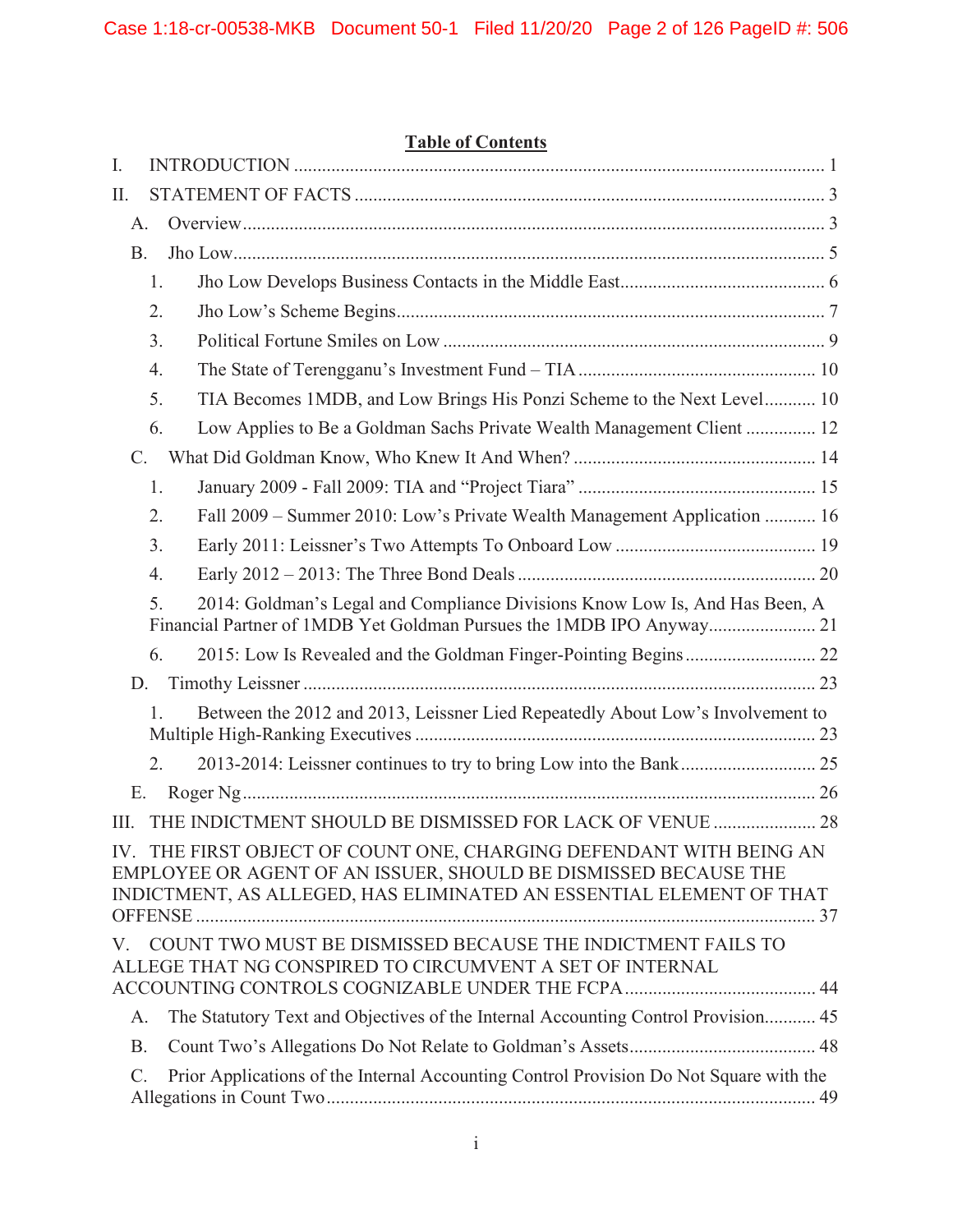## Table of Contents

I. INTRODUCTION ..... 1

II. STATEMENT OF FACTS ..... 3

- A. Overview ..... 3
- B. Jho Low ..... 5
  1. Jho Low Develops Business Contacts in the Middle East ..... 6
  2. Jho Low's Scheme Begins ..... 7
  3. Political Fortune Smiles on Low ..... 9
  4. The State of Terengganu's Investment Fund – TIA ..... 10
  5. TIA Becomes 1MDB, and Low Brings His Ponzi Scheme to the Next Level ..... 10
  6. Low Applies to Be a Goldman Sachs Private Wealth Management Client ..... 12
- C. What Did Goldman Know, Who Knew It And When? ..... 14
  1. January 2009 - Fall 2009: TIA and "Project Tiara" ..... 15
  2. Fall 2009 – Summer 2010: Low's Private Wealth Management Application ..... 16
  3. Early 2011: Leissner's Two Attempts To Onboard Low ..... 19
  4. Early 2012 – 2013: The Three Bond Deals ..... 20
  5. 2014: Goldman's Legal and Compliance Divisions Know Low Is, And Has Been, A Financial Partner of 1MDB Yet Goldman Pursues the 1MDB IPO Anyway ..... 21
  6. 2015: Low Is Revealed and the Goldman Finger-Pointing Begins ..... 22
- D. Timothy Leissner ..... 23
  1. Between the 2012 and 2013, Leissner Lied Repeatedly About Low's Involvement to Multiple High-Ranking Executives ..... 23
  2. 2013-2014: Leissner continues to try to bring Low into the Bank ..... 25
- E. Roger Ng ..... 26

III. THE INDICTMENT SHOULD BE DISMISSED FOR LACK OF VENUE ..... 28

IV. THE FIRST OBJECT OF COUNT ONE, CHARGING DEFENDANT WITH BEING AN EMPLOYEE OR AGENT OF AN ISSUER, SHOULD BE DISMISSED BECAUSE THE INDICTMENT, AS ALLEGED, HAS ELIMINATED AN ESSENTIAL ELEMENT OF THAT OFFENSE ..... 37

V. COUNT TWO MUST BE DISMISSED BECAUSE THE INDICTMENT FAILS TO ALLEGE THAT NG CONSPIRED TO CIRCUMVENT A SET OF INTERNAL ACCOUNTING CONTROLS COGNIZABLE UNDER THE FCPA ..... 44

- A. The Statutory Text and Objectives of the Internal Accounting Control Provision ..... 45
- B. Count Two's Allegations Do Not Relate to Goldman's Assets ..... 48
- C. Prior Applications of the Internal Accounting Control Provision Do Not Square with the Allegations in Count Two ..... 49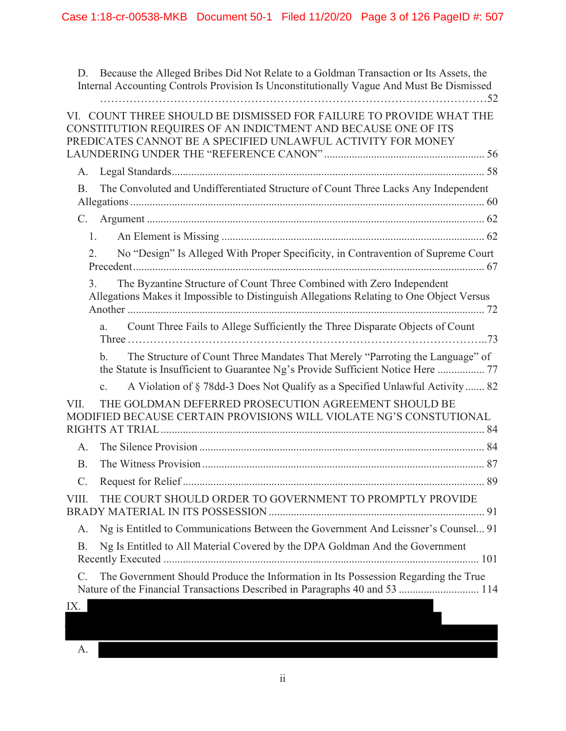D. Because the Alleged Bribes Did Not Relate to a Goldman Transaction or Its Assets, the Internal Accounting Controls Provision Is Unconstitutionally Vague And Must Be Dismissed ....52

VI. COUNT THREE SHOULD BE DISMISSED FOR FAILURE TO PROVIDE WHAT THE CONSTITUTION REQUIRES OF AN INDICTMENT AND BECAUSE ONE OF ITS PREDICATES CANNOT BE A SPECIFIED UNLAWFUL ACTIVITY FOR MONEY LAUNDERING UNDER THE "REFERENCE CANON" .... 56

A. Legal Standards .... 58

B. The Convoluted and Undifferentiated Structure of Count Three Lacks Any Independent Allegations .... 60

C. Argument .... 62

1. An Element is Missing .... 62

2. No "Design" Is Alleged With Proper Specificity, in Contravention of Supreme Court Precedent .... 67

3. The Byzantine Structure of Count Three Combined with Zero Independent Allegations Makes it Impossible to Distinguish Allegations Relating to One Object Versus Another .... 72

a. Count Three Fails to Allege Sufficiently the Three Disparate Objects of Count Three ....73

b. The Structure of Count Three Mandates That Merely "Parroting the Language" of the Statute is Insufficient to Guarantee Ng's Provide Sufficient Notice Here .... 77

c. A Violation of § 78dd-3 Does Not Qualify as a Specified Unlawful Activity .... 82

VII. THE GOLDMAN DEFERRED PROSECUTION AGREEMENT SHOULD BE MODIFIED BECAUSE CERTAIN PROVISIONS WILL VIOLATE NG'S CONSTUTIONAL RIGHTS AT TRIAL .... 84

A. The Silence Provision .... 84

B. The Witness Provision .... 87

C. Request for Relief .... 89

VIII. THE COURT SHOULD ORDER TO GOVERNMENT TO PROMPTLY PROVIDE BRADY MATERIAL IN ITS POSSESSION .... 91

A. Ng is Entitled to Communications Between the Government And Leissner's Counsel... 91

B. Ng Is Entitled to All Material Covered by the DPA Goldman And the Government Recently Executed .... 101

C. The Government Should Produce the Information in Its Possession Regarding the True Nature of the Financial Transactions Described in Paragraphs 40 and 53 .... 114

IX. [REDACTED]

A. [REDACTED]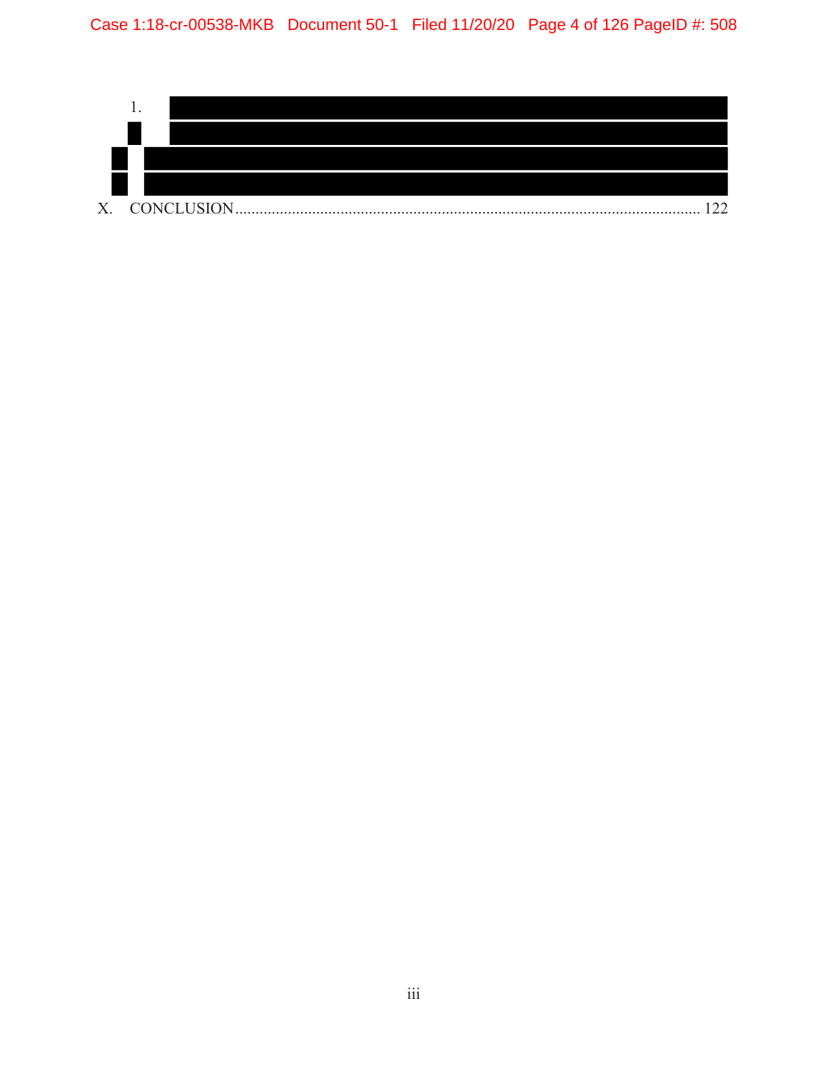1. [REDACTED]

[REDACTED]

[REDACTED]

[REDACTED]

X. CONCLUSION ........................................................................................................................ 122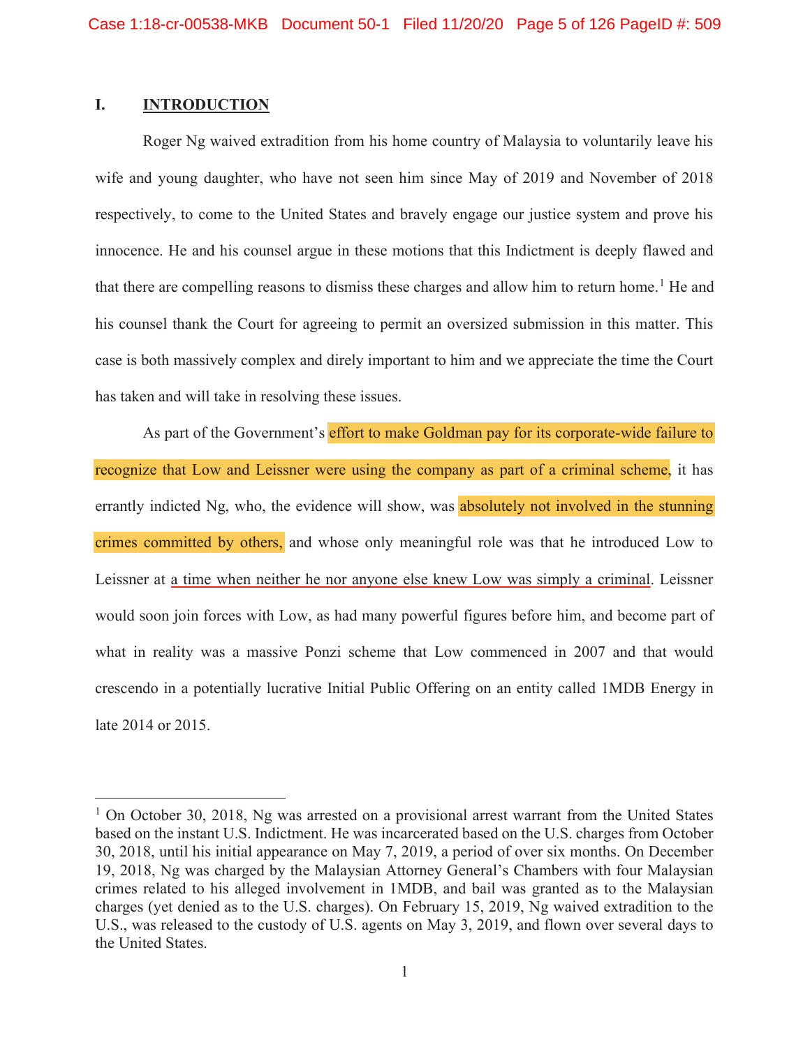## I. INTRODUCTION

Roger Ng waived extradition from his home country of Malaysia to voluntarily leave his wife and young daughter, who have not seen him since May of 2019 and November of 2018 respectively, to come to the United States and bravely engage our justice system and prove his innocence. He and his counsel argue in these motions that this Indictment is deeply flawed and that there are compelling reasons to dismiss these charges and allow him to return home.[1] He and his counsel thank the Court for agreeing to permit an oversized submission in this matter. This case is both massively complex and direly important to him and we appreciate the time the Court has taken and will take in resolving these issues.

As part of the Government's effort to make Goldman pay for its corporate-wide failure to recognize that Low and Leissner were using the company as part of a criminal scheme, it has errantly indicted Ng, who, the evidence will show, was absolutely not involved in the stunning crimes committed by others, and whose only meaningful role was that he introduced Low to Leissner at a time when neither he nor anyone else knew Low was simply a criminal. Leissner would soon join forces with Low, as had many powerful figures before him, and become part of what in reality was a massive Ponzi scheme that Low commenced in 2007 and that would crescendo in a potentially lucrative Initial Public Offering on an entity called 1MDB Energy in late 2014 or 2015.

---

[1] On October 30, 2018, Ng was arrested on a provisional arrest warrant from the United States based on the instant U.S. Indictment. He was incarcerated based on the U.S. charges from October 30, 2018, until his initial appearance on May 7, 2019, a period of over six months. On December 19, 2018, Ng was charged by the Malaysian Attorney General's Chambers with four Malaysian crimes related to his alleged involvement in 1MDB, and bail was granted as to the Malaysian charges (yet denied as to the U.S. charges). On February 15, 2019, Ng waived extradition to the U.S., was released to the custody of U.S. agents on May 3, 2019, and flown over several days to the United States.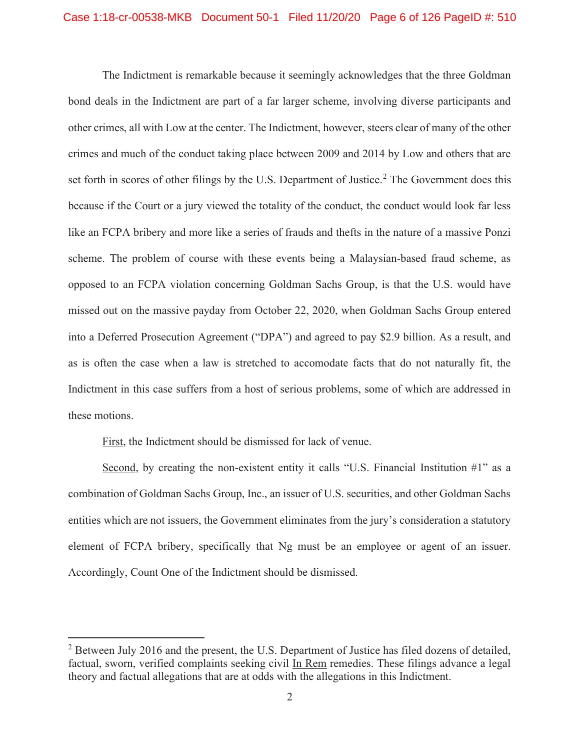The Indictment is remarkable because it seemingly acknowledges that the three Goldman bond deals in the Indictment are part of a far larger scheme, involving diverse participants and other crimes, all with Low at the center. The Indictment, however, steers clear of many of the other crimes and much of the conduct taking place between 2009 and 2014 by Low and others that are set forth in scores of other filings by the U.S. Department of Justice.[2] The Government does this because if the Court or a jury viewed the totality of the conduct, the conduct would look far less like an FCPA bribery and more like a series of frauds and thefts in the nature of a massive Ponzi scheme. The problem of course with these events being a Malaysian-based fraud scheme, as opposed to an FCPA violation concerning Goldman Sachs Group, is that the U.S. would have missed out on the massive payday from October 22, 2020, when Goldman Sachs Group entered into a Deferred Prosecution Agreement ("DPA") and agreed to pay $2.9 billion. As a result, and as is often the case when a law is stretched to accomodate facts that do not naturally fit, the Indictment in this case suffers from a host of serious problems, some of which are addressed in these motions.

First, the Indictment should be dismissed for lack of venue.

Second, by creating the non-existent entity it calls "U.S. Financial Institution #1" as a combination of Goldman Sachs Group, Inc., an issuer of U.S. securities, and other Goldman Sachs entities which are not issuers, the Government eliminates from the jury's consideration a statutory element of FCPA bribery, specifically that Ng must be an employee or agent of an issuer. Accordingly, Count One of the Indictment should be dismissed.

[2] Between July 2016 and the present, the U.S. Department of Justice has filed dozens of detailed, factual, sworn, verified complaints seeking civil In Rem remedies. These filings advance a legal theory and factual allegations that are at odds with the allegations in this Indictment.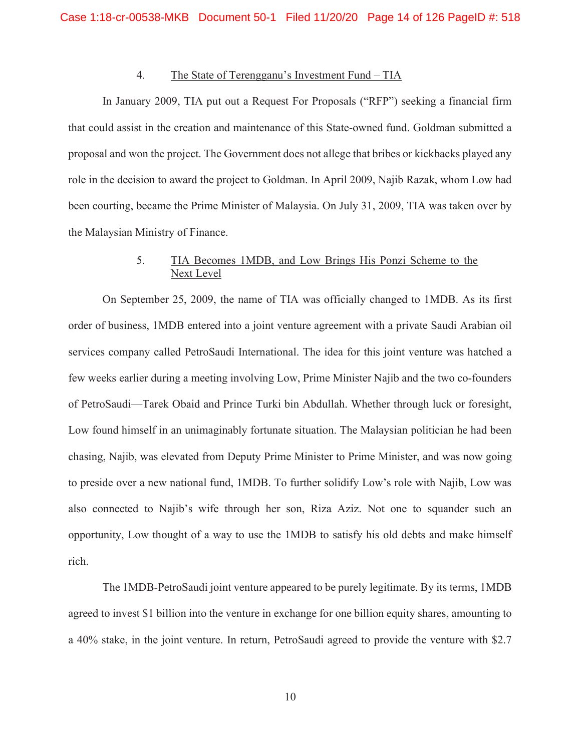### 4. The State of Terengganu's Investment Fund – TIA

In January 2009, TIA put out a Request For Proposals ("RFP") seeking a financial firm that could assist in the creation and maintenance of this State-owned fund. Goldman submitted a proposal and won the project. The Government does not allege that bribes or kickbacks played any role in the decision to award the project to Goldman. In April 2009, Najib Razak, whom Low had been courting, became the Prime Minister of Malaysia. On July 31, 2009, TIA was taken over by the Malaysian Ministry of Finance.

### 5. TIA Becomes 1MDB, and Low Brings His Ponzi Scheme to the Next Level

On September 25, 2009, the name of TIA was officially changed to 1MDB. As its first order of business, 1MDB entered into a joint venture agreement with a private Saudi Arabian oil services company called PetroSaudi International. The idea for this joint venture was hatched a few weeks earlier during a meeting involving Low, Prime Minister Najib and the two co-founders of PetroSaudi—Tarek Obaid and Prince Turki bin Abdullah. Whether through luck or foresight, Low found himself in an unimaginably fortunate situation. The Malaysian politician he had been chasing, Najib, was elevated from Deputy Prime Minister to Prime Minister, and was now going to preside over a new national fund, 1MDB. To further solidify Low's role with Najib, Low was also connected to Najib's wife through her son, Riza Aziz. Not one to squander such an opportunity, Low thought of a way to use the 1MDB to satisfy his old debts and make himself rich.

The 1MDB-PetroSaudi joint venture appeared to be purely legitimate. By its terms, 1MDB agreed to invest $1 billion into the venture in exchange for one billion equity shares, amounting to a 40% stake, in the joint venture. In return, PetroSaudi agreed to provide the venture with $2.7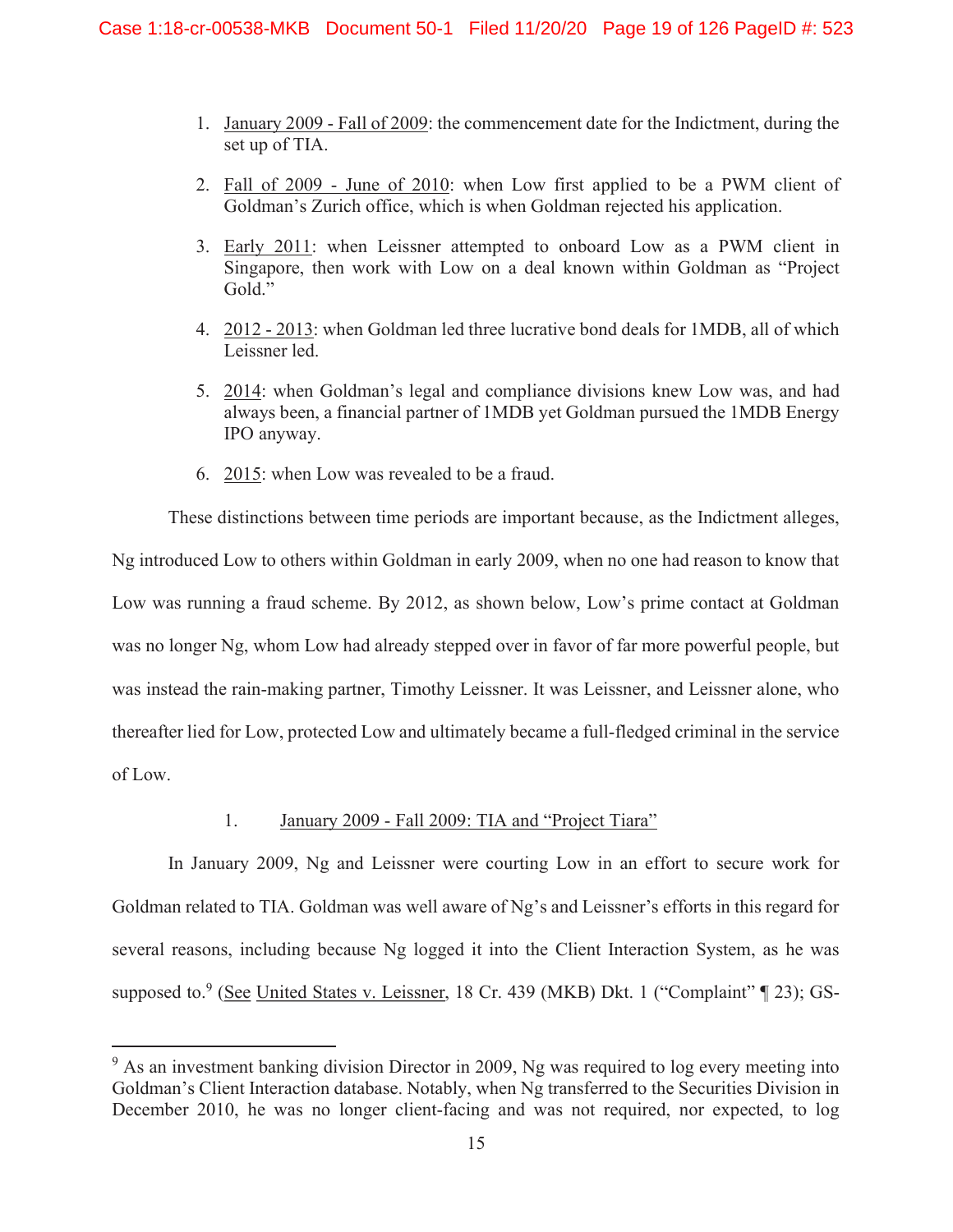1. January 2009 - Fall of 2009: the commencement date for the Indictment, during the set up of TIA.

2. Fall of 2009 - June of 2010: when Low first applied to be a PWM client of Goldman's Zurich office, which is when Goldman rejected his application.

3. Early 2011: when Leissner attempted to onboard Low as a PWM client in Singapore, then work with Low on a deal known within Goldman as "Project Gold."

4. 2012 - 2013: when Goldman led three lucrative bond deals for 1MDB, all of which Leissner led.

5. 2014: when Goldman's legal and compliance divisions knew Low was, and had always been, a financial partner of 1MDB yet Goldman pursued the 1MDB Energy IPO anyway.

6. 2015: when Low was revealed to be a fraud.

These distinctions between time periods are important because, as the Indictment alleges, Ng introduced Low to others within Goldman in early 2009, when no one had reason to know that Low was running a fraud scheme. By 2012, as shown below, Low's prime contact at Goldman was no longer Ng, whom Low had already stepped over in favor of far more powerful people, but was instead the rain-making partner, Timothy Leissner. It was Leissner, and Leissner alone, who thereafter lied for Low, protected Low and ultimately became a full-fledged criminal in the service of Low.

1. January 2009 - Fall 2009: TIA and "Project Tiara"

In January 2009, Ng and Leissner were courting Low in an effort to secure work for Goldman related to TIA. Goldman was well aware of Ng's and Leissner's efforts in this regard for several reasons, including because Ng logged it into the Client Interaction System, as he was supposed to.[9] (See United States v. Leissner, 18 Cr. 439 (MKB) Dkt. 1 ("Complaint" ¶ 23); GS-

[9] As an investment banking division Director in 2009, Ng was required to log every meeting into Goldman's Client Interaction database. Notably, when Ng transferred to the Securities Division in December 2010, he was no longer client-facing and was not required, nor expected, to log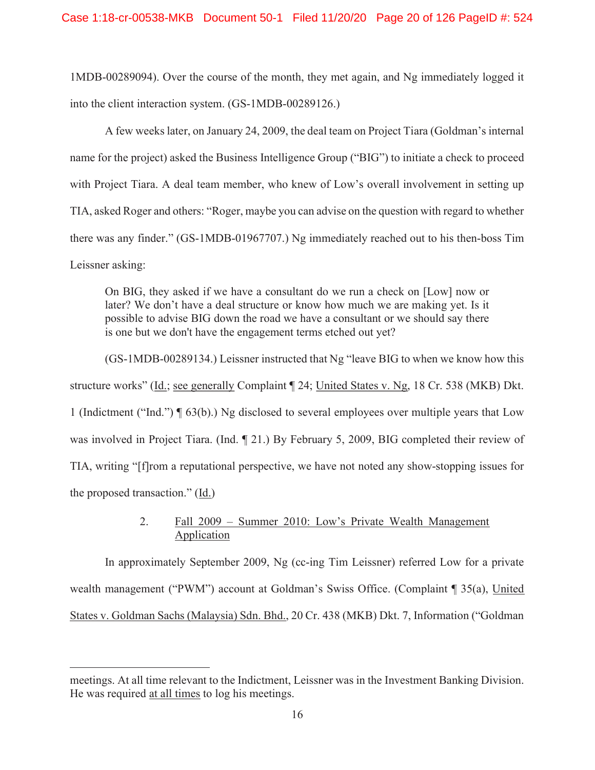1MDB-00289094). Over the course of the month, they met again, and Ng immediately logged it into the client interaction system. (GS-1MDB-00289126.)

A few weeks later, on January 24, 2009, the deal team on Project Tiara (Goldman's internal name for the project) asked the Business Intelligence Group ("BIG") to initiate a check to proceed with Project Tiara. A deal team member, who knew of Low's overall involvement in setting up TIA, asked Roger and others: "Roger, maybe you can advise on the question with regard to whether there was any finder." (GS-1MDB-01967707.) Ng immediately reached out to his then-boss Tim Leissner asking:

> On BIG, they asked if we have a consultant do we run a check on [Low] now or later? We don't have a deal structure or know how much we are making yet. Is it possible to advise BIG down the road we have a consultant or we should say there is one but we don't have the engagement terms etched out yet?

(GS-1MDB-00289134.) Leissner instructed that Ng "leave BIG to when we know how this structure works" (Id.; see generally Complaint ¶ 24; United States v. Ng, 18 Cr. 538 (MKB) Dkt. 1 (Indictment ("Ind.") ¶ 63(b).) Ng disclosed to several employees over multiple years that Low was involved in Project Tiara. (Ind. ¶ 21.) By February 5, 2009, BIG completed their review of TIA, writing "[f]rom a reputational perspective, we have not noted any show-stopping issues for the proposed transaction." (Id.)

### 2. Fall 2009 – Summer 2010: Low's Private Wealth Management Application

In approximately September 2009, Ng (cc-ing Tim Leissner) referred Low for a private wealth management ("PWM") account at Goldman's Swiss Office. (Complaint ¶ 35(a), United States v. Goldman Sachs (Malaysia) Sdn. Bhd., 20 Cr. 438 (MKB) Dkt. 7, Information ("Goldman

---

meetings. At all time relevant to the Indictment, Leissner was in the Investment Banking Division. He was required at all times to log his meetings.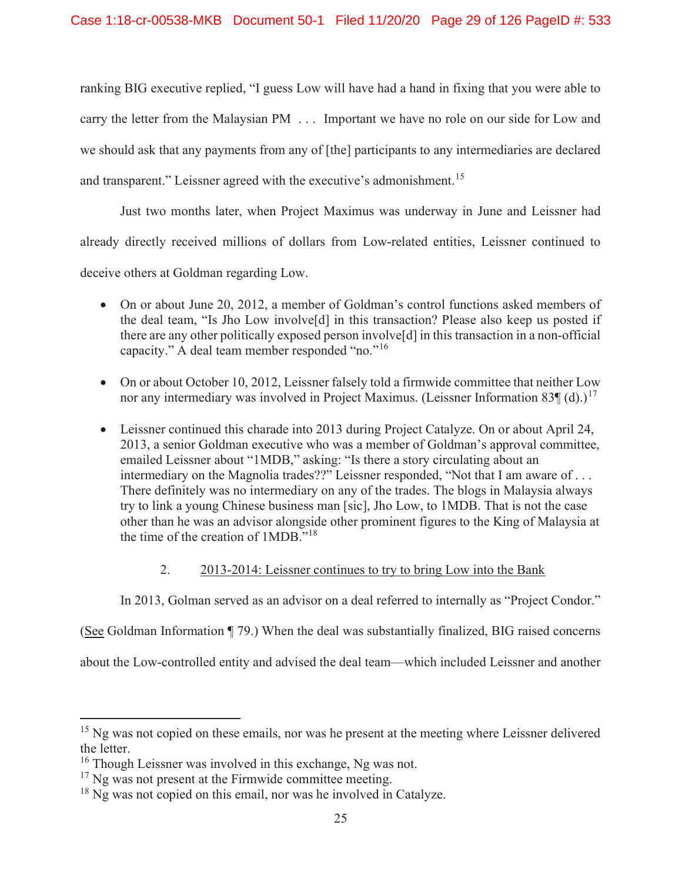ranking BIG executive replied, "I guess Low will have had a hand in fixing that you were able to carry the letter from the Malaysian PM . . . Important we have no role on our side for Low and we should ask that any payments from any of [the] participants to any intermediaries are declared and transparent." Leissner agreed with the executive's admonishment.[15]

Just two months later, when Project Maximus was underway in June and Leissner had already directly received millions of dollars from Low-related entities, Leissner continued to deceive others at Goldman regarding Low.

- On or about June 20, 2012, a member of Goldman's control functions asked members of the deal team, "Is Jho Low involve[d] in this transaction? Please also keep us posted if there are any other politically exposed person involve[d] in this transaction in a non-official capacity." A deal team member responded "no."[16]
- On or about October 10, 2012, Leissner falsely told a firmwide committee that neither Low nor any intermediary was involved in Project Maximus. (Leissner Information 83¶ (d).)[17]
- Leissner continued this charade into 2013 during Project Catalyze. On or about April 24, 2013, a senior Goldman executive who was a member of Goldman's approval committee, emailed Leissner about "1MDB," asking: "Is there a story circulating about an intermediary on the Magnolia trades??" Leissner responded, "Not that I am aware of . . . There definitely was no intermediary on any of the trades. The blogs in Malaysia always try to link a young Chinese business man [sic], Jho Low, to 1MDB. That is not the case other than he was an advisor alongside other prominent figures to the King of Malaysia at the time of the creation of 1MDB."[18]

### 2. 2013-2014: Leissner continues to try to bring Low into the Bank

In 2013, Golman served as an advisor on a deal referred to internally as "Project Condor." (See Goldman Information ¶ 79.) When the deal was substantially finalized, BIG raised concerns about the Low-controlled entity and advised the deal team—which included Leissner and another

---

[15] Ng was not copied on these emails, nor was he present at the meeting where Leissner delivered the letter.

[16] Though Leissner was involved in this exchange, Ng was not.

[17] Ng was not present at the Firmwide committee meeting.

[18] Ng was not copied on this email, nor was he involved in Catalyze.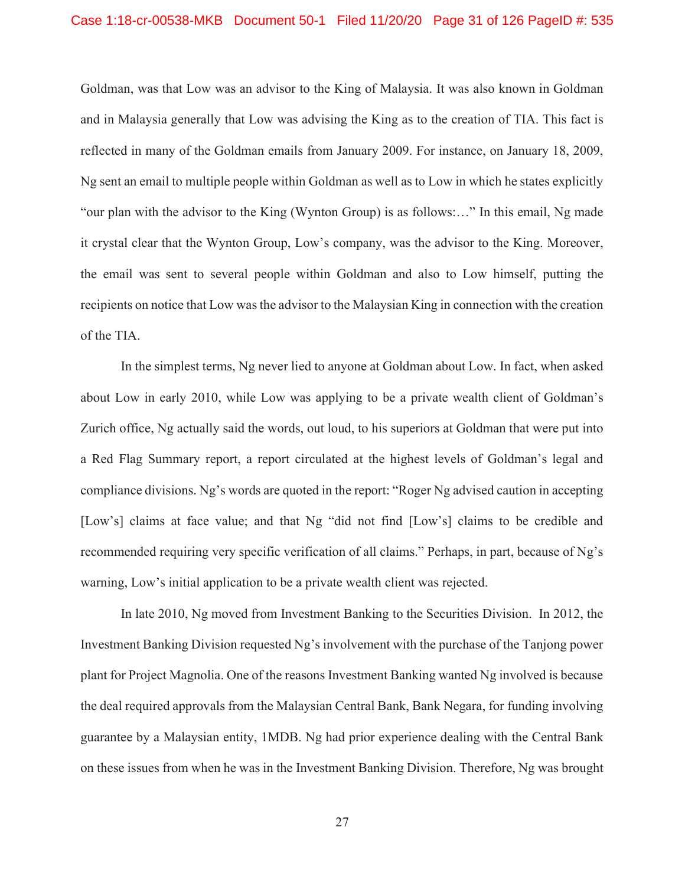Goldman, was that Low was an advisor to the King of Malaysia. It was also known in Goldman and in Malaysia generally that Low was advising the King as to the creation of TIA. This fact is reflected in many of the Goldman emails from January 2009. For instance, on January 18, 2009, Ng sent an email to multiple people within Goldman as well as to Low in which he states explicitly "our plan with the advisor to the King (Wynton Group) is as follows:…" In this email, Ng made it crystal clear that the Wynton Group, Low's company, was the advisor to the King. Moreover, the email was sent to several people within Goldman and also to Low himself, putting the recipients on notice that Low was the advisor to the Malaysian King in connection with the creation of the TIA.

In the simplest terms, Ng never lied to anyone at Goldman about Low. In fact, when asked about Low in early 2010, while Low was applying to be a private wealth client of Goldman's Zurich office, Ng actually said the words, out loud, to his superiors at Goldman that were put into a Red Flag Summary report, a report circulated at the highest levels of Goldman's legal and compliance divisions. Ng's words are quoted in the report: "Roger Ng advised caution in accepting [Low's] claims at face value; and that Ng "did not find [Low's] claims to be credible and recommended requiring very specific verification of all claims." Perhaps, in part, because of Ng's warning, Low's initial application to be a private wealth client was rejected.

In late 2010, Ng moved from Investment Banking to the Securities Division. In 2012, the Investment Banking Division requested Ng's involvement with the purchase of the Tanjong power plant for Project Magnolia. One of the reasons Investment Banking wanted Ng involved is because the deal required approvals from the Malaysian Central Bank, Bank Negara, for funding involving guarantee by a Malaysian entity, 1MDB. Ng had prior experience dealing with the Central Bank on these issues from when he was in the Investment Banking Division. Therefore, Ng was brought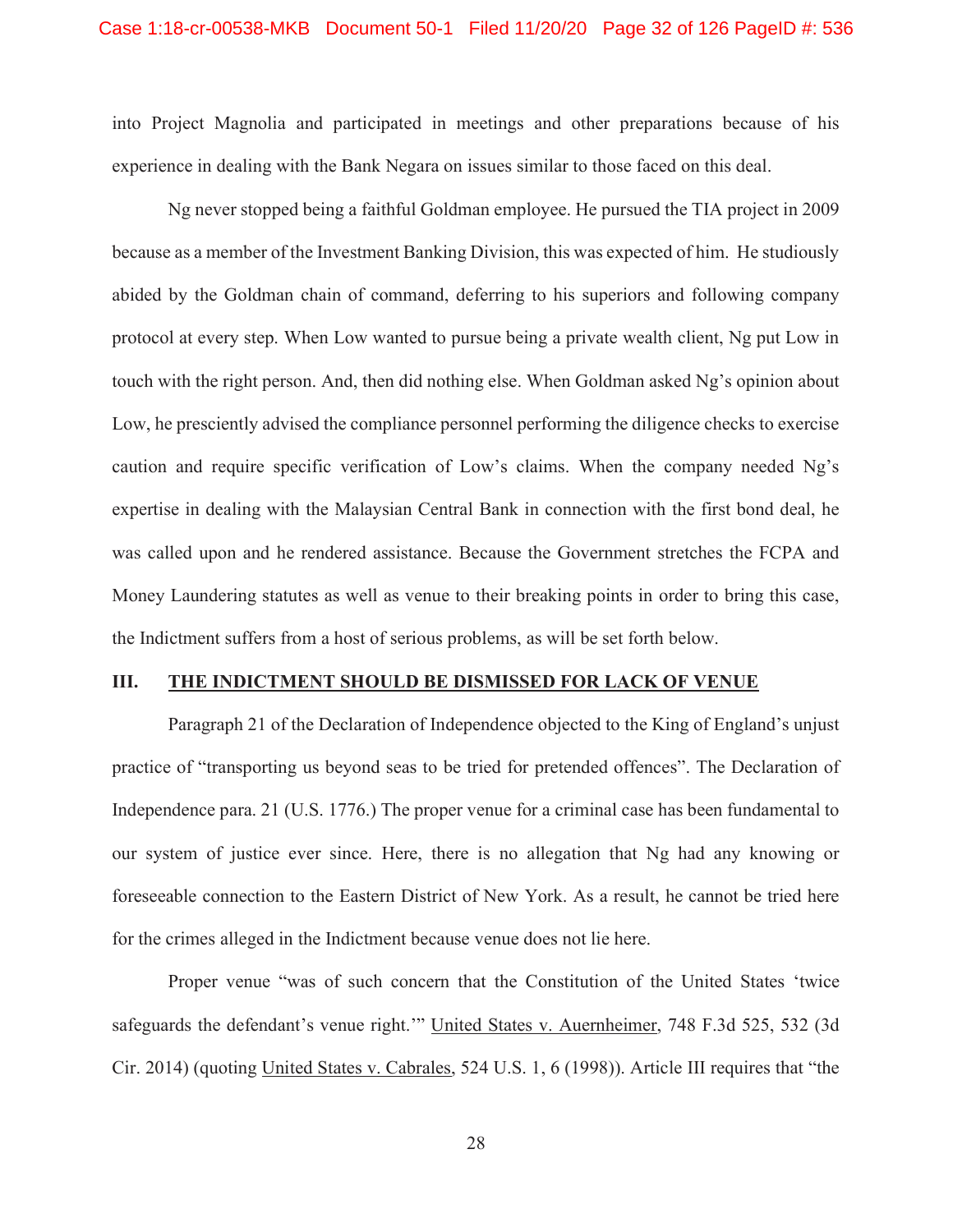into Project Magnolia and participated in meetings and other preparations because of his experience in dealing with the Bank Negara on issues similar to those faced on this deal.

Ng never stopped being a faithful Goldman employee. He pursued the TIA project in 2009 because as a member of the Investment Banking Division, this was expected of him. He studiously abided by the Goldman chain of command, deferring to his superiors and following company protocol at every step. When Low wanted to pursue being a private wealth client, Ng put Low in touch with the right person. And, then did nothing else. When Goldman asked Ng's opinion about Low, he presciently advised the compliance personnel performing the diligence checks to exercise caution and require specific verification of Low's claims. When the company needed Ng's expertise in dealing with the Malaysian Central Bank in connection with the first bond deal, he was called upon and he rendered assistance. Because the Government stretches the FCPA and Money Laundering statutes as well as venue to their breaking points in order to bring this case, the Indictment suffers from a host of serious problems, as will be set forth below.

## III. THE INDICTMENT SHOULD BE DISMISSED FOR LACK OF VENUE

Paragraph 21 of the Declaration of Independence objected to the King of England's unjust practice of "transporting us beyond seas to be tried for pretended offences". The Declaration of Independence para. 21 (U.S. 1776.) The proper venue for a criminal case has been fundamental to our system of justice ever since. Here, there is no allegation that Ng had any knowing or foreseeable connection to the Eastern District of New York. As a result, he cannot be tried here for the crimes alleged in the Indictment because venue does not lie here.

Proper venue "was of such concern that the Constitution of the United States 'twice safeguards the defendant's venue right.'" United States v. Auernheimer, 748 F.3d 525, 532 (3d Cir. 2014) (quoting United States v. Cabrales, 524 U.S. 1, 6 (1998)). Article III requires that "the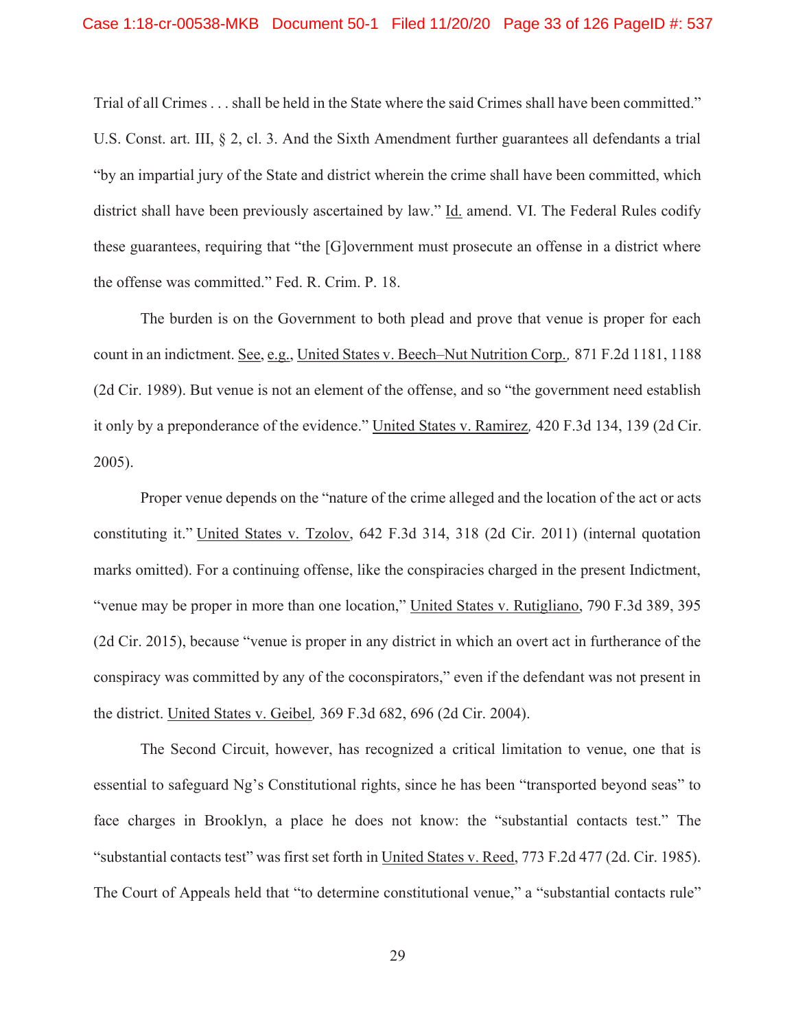Trial of all Crimes . . . shall be held in the State where the said Crimes shall have been committed." U.S. Const. art. III, § 2, cl. 3. And the Sixth Amendment further guarantees all defendants a trial "by an impartial jury of the State and district wherein the crime shall have been committed, which district shall have been previously ascertained by law." Id. amend. VI. The Federal Rules codify these guarantees, requiring that "the [G]overnment must prosecute an offense in a district where the offense was committed." Fed. R. Crim. P. 18.

The burden is on the Government to both plead and prove that venue is proper for each count in an indictment. See, e.g., United States v. Beech–Nut Nutrition Corp., 871 F.2d 1181, 1188 (2d Cir. 1989). But venue is not an element of the offense, and so "the government need establish it only by a preponderance of the evidence." United States v. Ramirez, 420 F.3d 134, 139 (2d Cir. 2005).

Proper venue depends on the "nature of the crime alleged and the location of the act or acts constituting it." United States v. Tzolov, 642 F.3d 314, 318 (2d Cir. 2011) (internal quotation marks omitted). For a continuing offense, like the conspiracies charged in the present Indictment, "venue may be proper in more than one location," United States v. Rutigliano, 790 F.3d 389, 395 (2d Cir. 2015), because "venue is proper in any district in which an overt act in furtherance of the conspiracy was committed by any of the coconspirators," even if the defendant was not present in the district. United States v. Geibel, 369 F.3d 682, 696 (2d Cir. 2004).

The Second Circuit, however, has recognized a critical limitation to venue, one that is essential to safeguard Ng's Constitutional rights, since he has been "transported beyond seas" to face charges in Brooklyn, a place he does not know: the "substantial contacts test." The "substantial contacts test" was first set forth in United States v. Reed, 773 F.2d 477 (2d. Cir. 1985). The Court of Appeals held that "to determine constitutional venue," a "substantial contacts rule"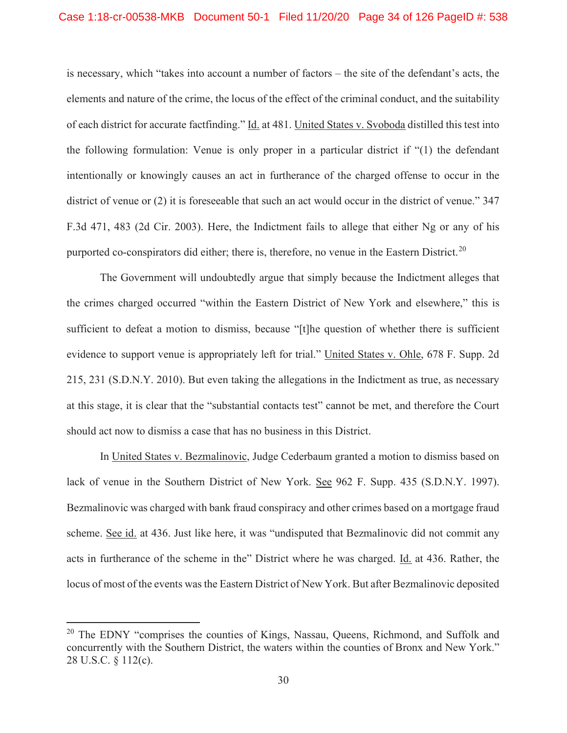is necessary, which "takes into account a number of factors – the site of the defendant's acts, the elements and nature of the crime, the locus of the effect of the criminal conduct, and the suitability of each district for accurate factfinding." Id. at 481. United States v. Svoboda distilled this test into the following formulation: Venue is only proper in a particular district if "(1) the defendant intentionally or knowingly causes an act in furtherance of the charged offense to occur in the district of venue or (2) it is foreseeable that such an act would occur in the district of venue." 347 F.3d 471, 483 (2d Cir. 2003). Here, the Indictment fails to allege that either Ng or any of his purported co-conspirators did either; there is, therefore, no venue in the Eastern District.[20]

The Government will undoubtedly argue that simply because the Indictment alleges that the crimes charged occurred "within the Eastern District of New York and elsewhere," this is sufficient to defeat a motion to dismiss, because "[t]he question of whether there is sufficient evidence to support venue is appropriately left for trial." United States v. Ohle, 678 F. Supp. 2d 215, 231 (S.D.N.Y. 2010). But even taking the allegations in the Indictment as true, as necessary at this stage, it is clear that the "substantial contacts test" cannot be met, and therefore the Court should act now to dismiss a case that has no business in this District.

In United States v. Bezmalinovic, Judge Cederbaum granted a motion to dismiss based on lack of venue in the Southern District of New York. See 962 F. Supp. 435 (S.D.N.Y. 1997). Bezmalinovic was charged with bank fraud conspiracy and other crimes based on a mortgage fraud scheme. See id. at 436. Just like here, it was "undisputed that Bezmalinovic did not commit any acts in furtherance of the scheme in the" District where he was charged. Id. at 436. Rather, the locus of most of the events was the Eastern District of New York. But after Bezmalinovic deposited

---

[20] The EDNY "comprises the counties of Kings, Nassau, Queens, Richmond, and Suffolk and concurrently with the Southern District, the waters within the counties of Bronx and New York." 28 U.S.C. § 112(c).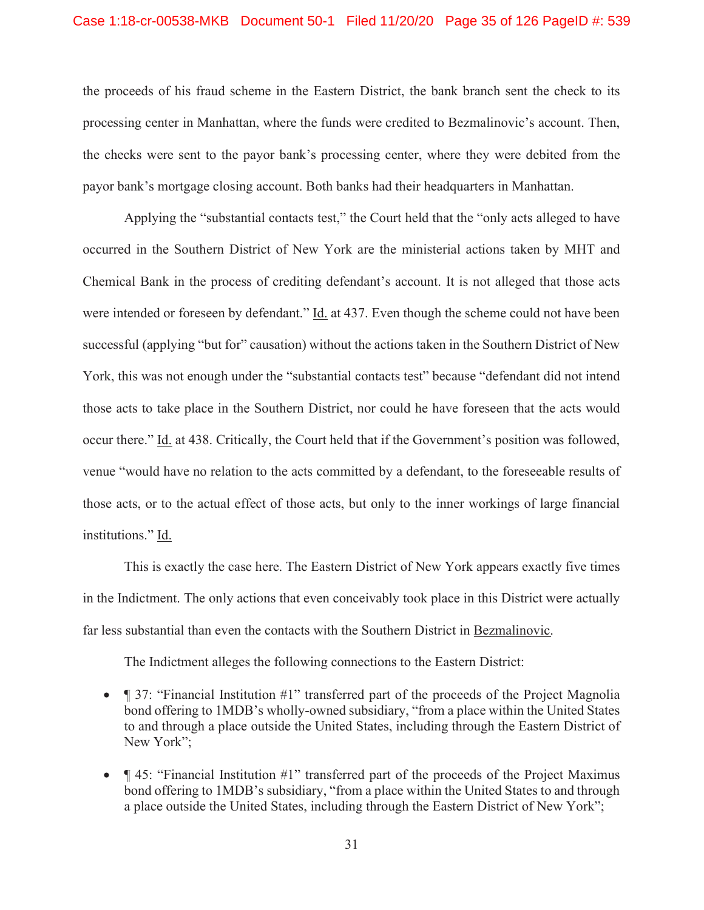the proceeds of his fraud scheme in the Eastern District, the bank branch sent the check to its processing center in Manhattan, where the funds were credited to Bezmalinovic's account. Then, the checks were sent to the payor bank's processing center, where they were debited from the payor bank's mortgage closing account. Both banks had their headquarters in Manhattan.

Applying the "substantial contacts test," the Court held that the "only acts alleged to have occurred in the Southern District of New York are the ministerial actions taken by MHT and Chemical Bank in the process of crediting defendant's account. It is not alleged that those acts were intended or foreseen by defendant." Id. at 437. Even though the scheme could not have been successful (applying "but for" causation) without the actions taken in the Southern District of New York, this was not enough under the "substantial contacts test" because "defendant did not intend those acts to take place in the Southern District, nor could he have foreseen that the acts would occur there." Id. at 438. Critically, the Court held that if the Government's position was followed, venue "would have no relation to the acts committed by a defendant, to the foreseeable results of those acts, or to the actual effect of those acts, but only to the inner workings of large financial institutions." Id.

This is exactly the case here. The Eastern District of New York appears exactly five times in the Indictment. The only actions that even conceivably took place in this District were actually far less substantial than even the contacts with the Southern District in Bezmalinovic.

The Indictment alleges the following connections to the Eastern District:

- ¶ 37: "Financial Institution #1" transferred part of the proceeds of the Project Magnolia bond offering to 1MDB's wholly-owned subsidiary, "from a place within the United States to and through a place outside the United States, including through the Eastern District of New York";
- ¶ 45: "Financial Institution #1" transferred part of the proceeds of the Project Maximus bond offering to 1MDB's subsidiary, "from a place within the United States to and through a place outside the United States, including through the Eastern District of New York";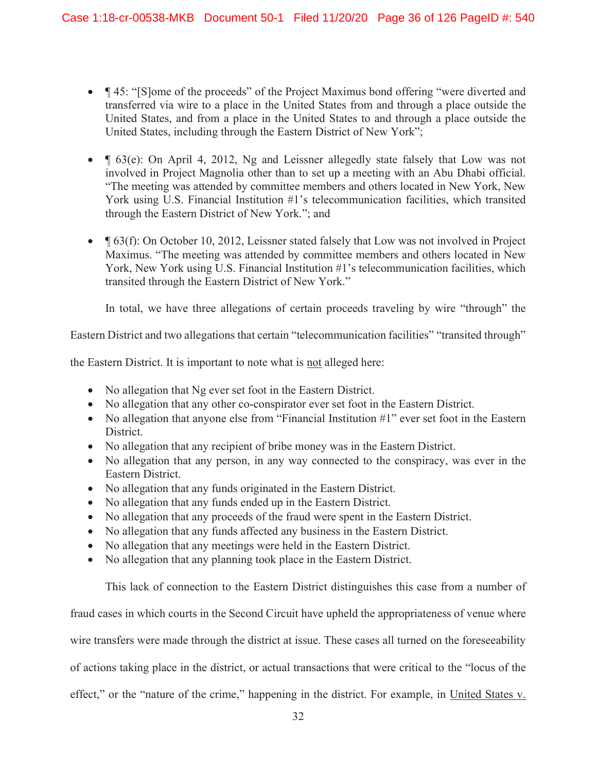- ¶ 45: "[S]ome of the proceeds" of the Project Maximus bond offering "were diverted and transferred via wire to a place in the United States from and through a place outside the United States, and from a place in the United States to and through a place outside the United States, including through the Eastern District of New York";

- ¶ 63(e): On April 4, 2012, Ng and Leissner allegedly state falsely that Low was not involved in Project Magnolia other than to set up a meeting with an Abu Dhabi official. "The meeting was attended by committee members and others located in New York, New York using U.S. Financial Institution #1's telecommunication facilities, which transited through the Eastern District of New York."; and

- ¶ 63(f): On October 10, 2012, Leissner stated falsely that Low was not involved in Project Maximus. "The meeting was attended by committee members and others located in New York, New York using U.S. Financial Institution #1's telecommunication facilities, which transited through the Eastern District of New York."

In total, we have three allegations of certain proceeds traveling by wire "through" the Eastern District and two allegations that certain "telecommunication facilities" "transited through" the Eastern District. It is important to note what is not alleged here:

- No allegation that Ng ever set foot in the Eastern District.
- No allegation that any other co-conspirator ever set foot in the Eastern District.
- No allegation that anyone else from "Financial Institution #1" ever set foot in the Eastern District.
- No allegation that any recipient of bribe money was in the Eastern District.
- No allegation that any person, in any way connected to the conspiracy, was ever in the Eastern District.
- No allegation that any funds originated in the Eastern District.
- No allegation that any funds ended up in the Eastern District.
- No allegation that any proceeds of the fraud were spent in the Eastern District.
- No allegation that any funds affected any business in the Eastern District.
- No allegation that any meetings were held in the Eastern District.
- No allegation that any planning took place in the Eastern District.

This lack of connection to the Eastern District distinguishes this case from a number of fraud cases in which courts in the Second Circuit have upheld the appropriateness of venue where wire transfers were made through the district at issue. These cases all turned on the foreseeability of actions taking place in the district, or actual transactions that were critical to the "locus of the effect," or the "nature of the crime," happening in the district. For example, in United States v.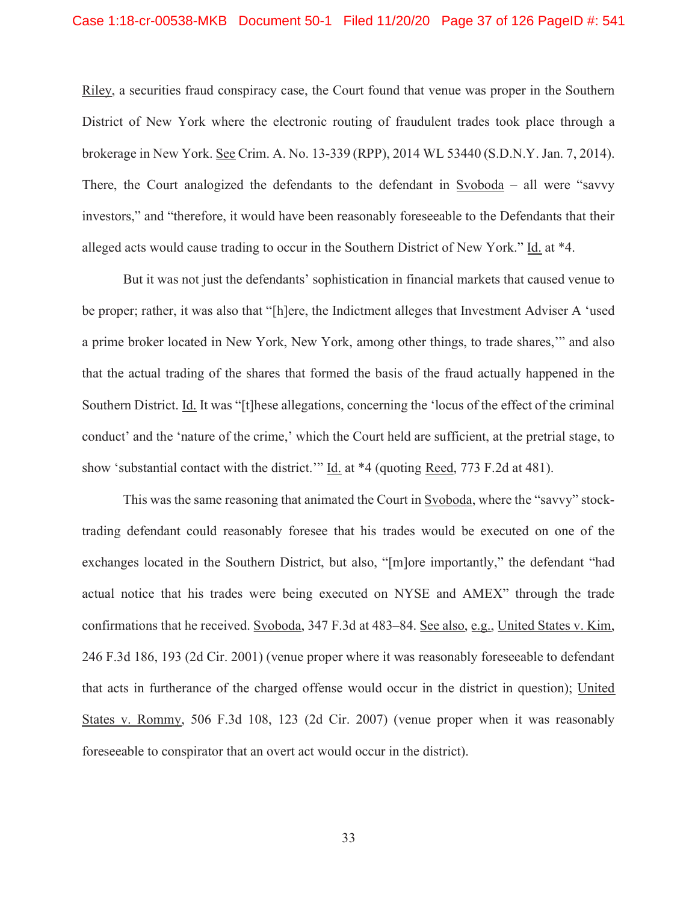Riley, a securities fraud conspiracy case, the Court found that venue was proper in the Southern District of New York where the electronic routing of fraudulent trades took place through a brokerage in New York. See Crim. A. No. 13-339 (RPP), 2014 WL 53440 (S.D.N.Y. Jan. 7, 2014). There, the Court analogized the defendants to the defendant in Svoboda – all were "savvy investors," and "therefore, it would have been reasonably foreseeable to the Defendants that their alleged acts would cause trading to occur in the Southern District of New York." Id. at *4.

But it was not just the defendants' sophistication in financial markets that caused venue to be proper; rather, it was also that "[h]ere, the Indictment alleges that Investment Adviser A 'used a prime broker located in New York, New York, among other things, to trade shares,'" and also that the actual trading of the shares that formed the basis of the fraud actually happened in the Southern District. Id. It was "[t]hese allegations, concerning the 'locus of the effect of the criminal conduct' and the 'nature of the crime,' which the Court held are sufficient, at the pretrial stage, to show 'substantial contact with the district.'" Id. at *4 (quoting Reed, 773 F.2d at 481).

This was the same reasoning that animated the Court in Svoboda, where the "savvy" stock-trading defendant could reasonably foresee that his trades would be executed on one of the exchanges located in the Southern District, but also, "[m]ore importantly," the defendant "had actual notice that his trades were being executed on NYSE and AMEX" through the trade confirmations that he received. Svoboda, 347 F.3d at 483–84. See also, e.g., United States v. Kim, 246 F.3d 186, 193 (2d Cir. 2001) (venue proper where it was reasonably foreseeable to defendant that acts in furtherance of the charged offense would occur in the district in question); United States v. Rommy, 506 F.3d 108, 123 (2d Cir. 2007) (venue proper when it was reasonably foreseeable to conspirator that an overt act would occur in the district).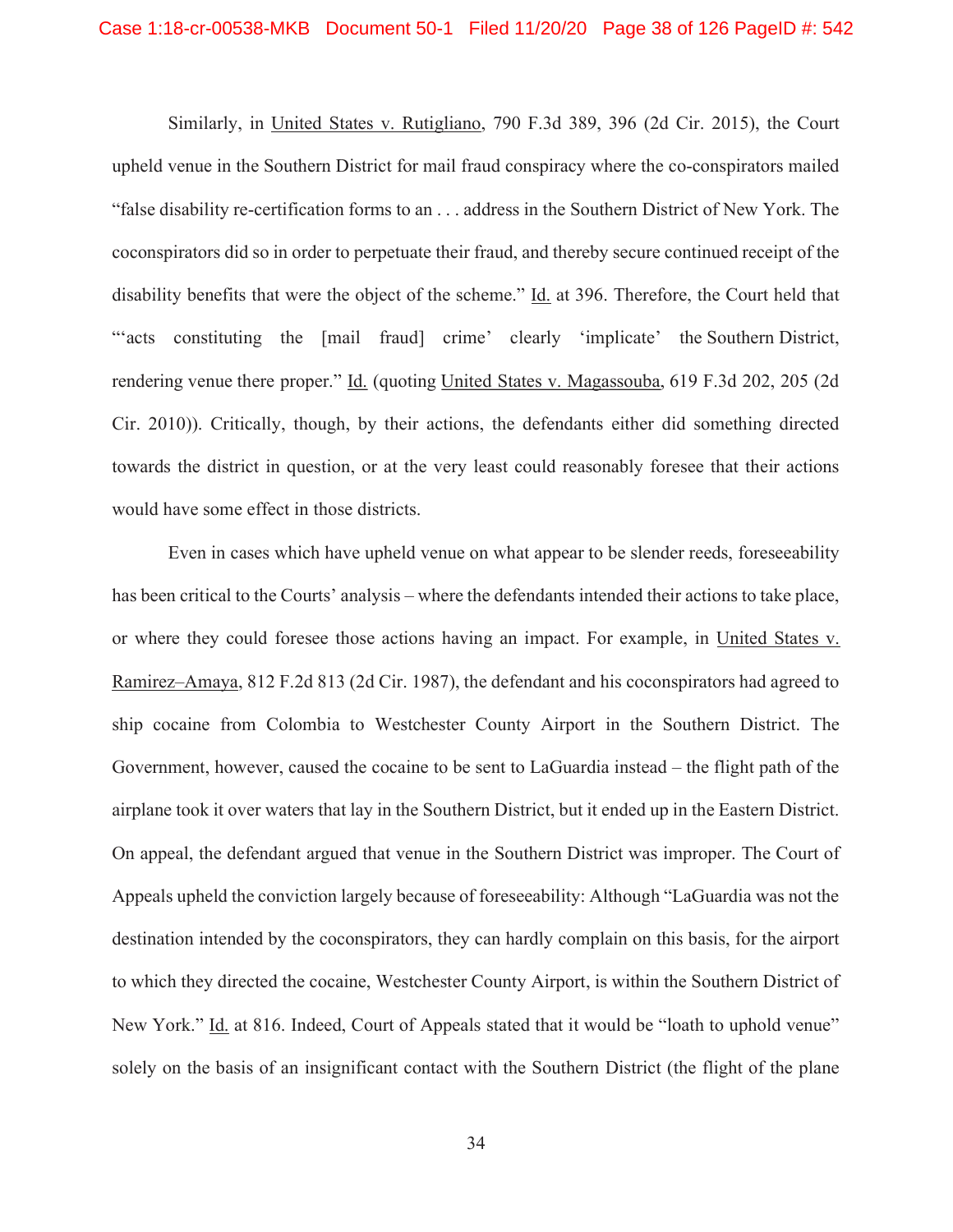Similarly, in United States v. Rutigliano, 790 F.3d 389, 396 (2d Cir. 2015), the Court upheld venue in the Southern District for mail fraud conspiracy where the co-conspirators mailed "false disability re-certification forms to an . . . address in the Southern District of New York. The coconspirators did so in order to perpetuate their fraud, and thereby secure continued receipt of the disability benefits that were the object of the scheme." Id. at 396. Therefore, the Court held that "'acts constituting the [mail fraud] crime' clearly 'implicate' the Southern District, rendering venue there proper." Id. (quoting United States v. Magassouba, 619 F.3d 202, 205 (2d Cir. 2010)). Critically, though, by their actions, the defendants either did something directed towards the district in question, or at the very least could reasonably foresee that their actions would have some effect in those districts.

Even in cases which have upheld venue on what appear to be slender reeds, foreseeability has been critical to the Courts' analysis – where the defendants intended their actions to take place, or where they could foresee those actions having an impact. For example, in United States v. Ramirez–Amaya, 812 F.2d 813 (2d Cir. 1987), the defendant and his coconspirators had agreed to ship cocaine from Colombia to Westchester County Airport in the Southern District. The Government, however, caused the cocaine to be sent to LaGuardia instead – the flight path of the airplane took it over waters that lay in the Southern District, but it ended up in the Eastern District. On appeal, the defendant argued that venue in the Southern District was improper. The Court of Appeals upheld the conviction largely because of foreseeability: Although "LaGuardia was not the destination intended by the coconspirators, they can hardly complain on this basis, for the airport to which they directed the cocaine, Westchester County Airport, is within the Southern District of New York." Id. at 816. Indeed, Court of Appeals stated that it would be "loath to uphold venue" solely on the basis of an insignificant contact with the Southern District (the flight of the plane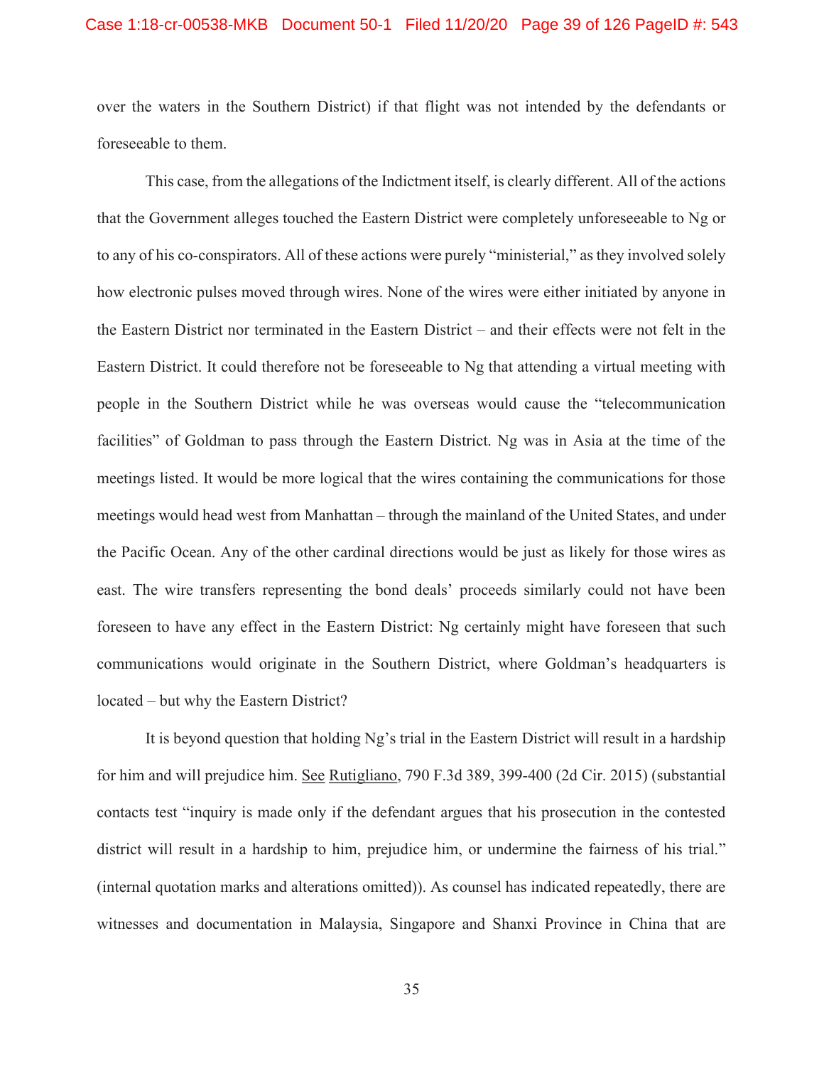over the waters in the Southern District) if that flight was not intended by the defendants or foreseeable to them.

This case, from the allegations of the Indictment itself, is clearly different. All of the actions that the Government alleges touched the Eastern District were completely unforeseeable to Ng or to any of his co-conspirators. All of these actions were purely "ministerial," as they involved solely how electronic pulses moved through wires. None of the wires were either initiated by anyone in the Eastern District nor terminated in the Eastern District – and their effects were not felt in the Eastern District. It could therefore not be foreseeable to Ng that attending a virtual meeting with people in the Southern District while he was overseas would cause the "telecommunication facilities" of Goldman to pass through the Eastern District. Ng was in Asia at the time of the meetings listed. It would be more logical that the wires containing the communications for those meetings would head west from Manhattan – through the mainland of the United States, and under the Pacific Ocean. Any of the other cardinal directions would be just as likely for those wires as east. The wire transfers representing the bond deals' proceeds similarly could not have been foreseen to have any effect in the Eastern District: Ng certainly might have foreseen that such communications would originate in the Southern District, where Goldman's headquarters is located – but why the Eastern District?

It is beyond question that holding Ng's trial in the Eastern District will result in a hardship for him and will prejudice him. <u>See</u> <u>Rutigliano</u>, 790 F.3d 389, 399-400 (2d Cir. 2015) (substantial contacts test "inquiry is made only if the defendant argues that his prosecution in the contested district will result in a hardship to him, prejudice him, or undermine the fairness of his trial." (internal quotation marks and alterations omitted)). As counsel has indicated repeatedly, there are witnesses and documentation in Malaysia, Singapore and Shanxi Province in China that are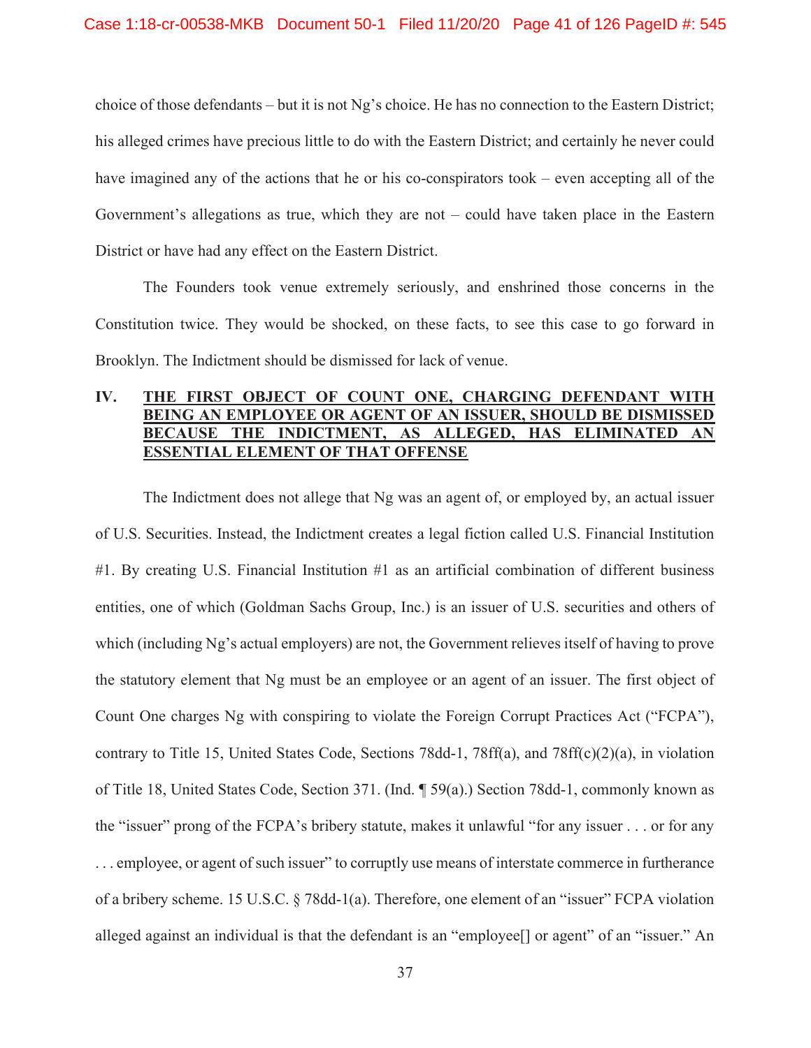choice of those defendants – but it is not Ng's choice. He has no connection to the Eastern District; his alleged crimes have precious little to do with the Eastern District; and certainly he never could have imagined any of the actions that he or his co-conspirators took – even accepting all of the Government's allegations as true, which they are not – could have taken place in the Eastern District or have had any effect on the Eastern District.

The Founders took venue extremely seriously, and enshrined those concerns in the Constitution twice. They would be shocked, on these facts, to see this case to go forward in Brooklyn. The Indictment should be dismissed for lack of venue.

## IV. THE FIRST OBJECT OF COUNT ONE, CHARGING DEFENDANT WITH BEING AN EMPLOYEE OR AGENT OF AN ISSUER, SHOULD BE DISMISSED BECAUSE THE INDICTMENT, AS ALLEGED, HAS ELIMINATED AN ESSENTIAL ELEMENT OF THAT OFFENSE

The Indictment does not allege that Ng was an agent of, or employed by, an actual issuer of U.S. Securities. Instead, the Indictment creates a legal fiction called U.S. Financial Institution #1. By creating U.S. Financial Institution #1 as an artificial combination of different business entities, one of which (Goldman Sachs Group, Inc.) is an issuer of U.S. securities and others of which (including Ng's actual employers) are not, the Government relieves itself of having to prove the statutory element that Ng must be an employee or an agent of an issuer. The first object of Count One charges Ng with conspiring to violate the Foreign Corrupt Practices Act ("FCPA"), contrary to Title 15, United States Code, Sections 78dd-1, 78ff(a), and 78ff(c)(2)(a), in violation of Title 18, United States Code, Section 371. (Ind. ¶ 59(a).) Section 78dd-1, commonly known as the "issuer" prong of the FCPA's bribery statute, makes it unlawful "for any issuer . . . or for any . . . employee, or agent of such issuer" to corruptly use means of interstate commerce in furtherance of a bribery scheme. 15 U.S.C. § 78dd-1(a). Therefore, one element of an "issuer" FCPA violation alleged against an individual is that the defendant is an "employee[] or agent" of an "issuer." An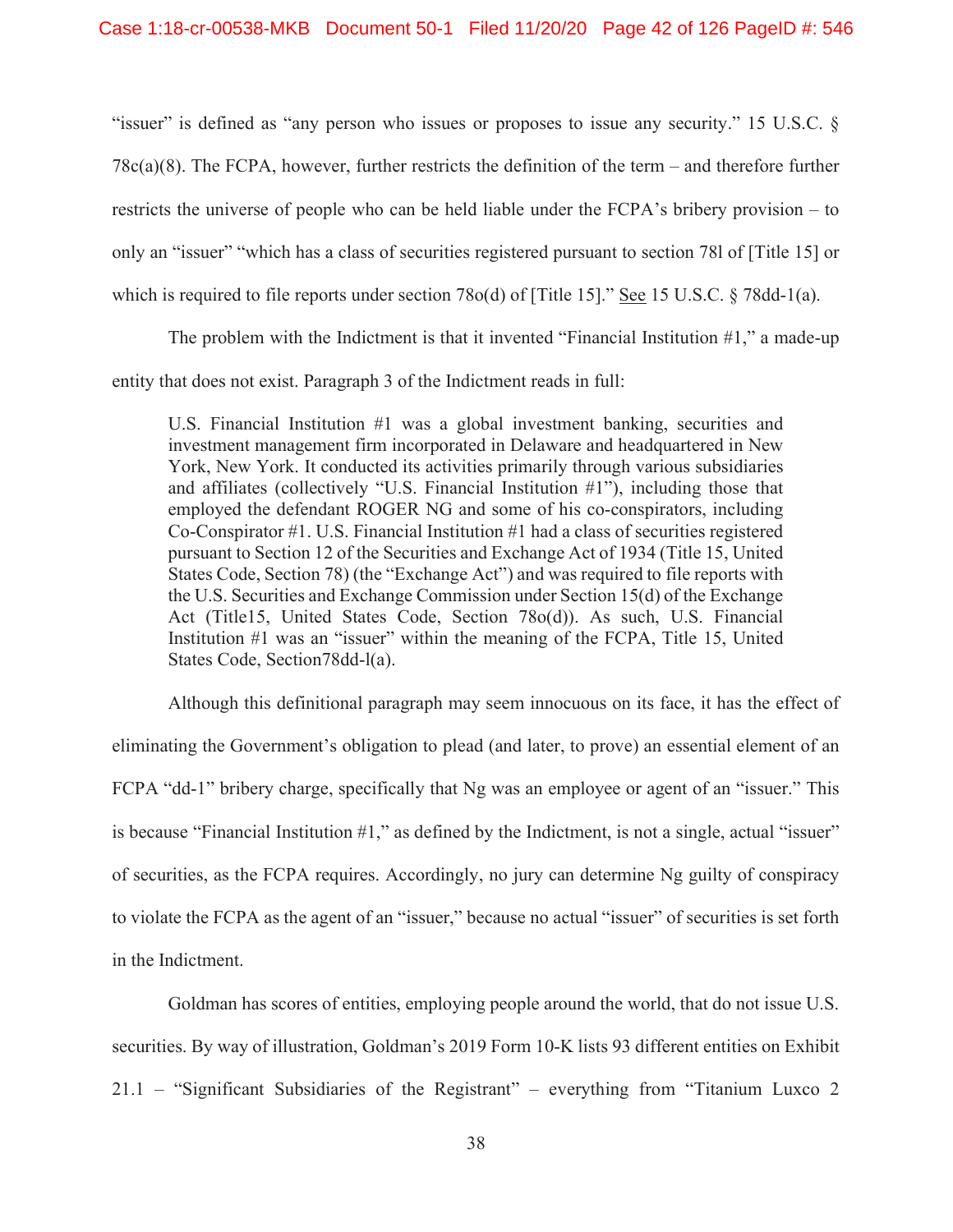"issuer" is defined as "any person who issues or proposes to issue any security." 15 U.S.C. § 78c(a)(8). The FCPA, however, further restricts the definition of the term – and therefore further restricts the universe of people who can be held liable under the FCPA's bribery provision – to only an "issuer" "which has a class of securities registered pursuant to section 78l of [Title 15] or which is required to file reports under section 78o(d) of [Title 15]." See 15 U.S.C. § 78dd-1(a).

The problem with the Indictment is that it invented "Financial Institution #1," a made-up entity that does not exist. Paragraph 3 of the Indictment reads in full:

> U.S. Financial Institution #1 was a global investment banking, securities and investment management firm incorporated in Delaware and headquartered in New York, New York. It conducted its activities primarily through various subsidiaries and affiliates (collectively "U.S. Financial Institution #1"), including those that employed the defendant ROGER NG and some of his co-conspirators, including Co-Conspirator #1. U.S. Financial Institution #1 had a class of securities registered pursuant to Section 12 of the Securities and Exchange Act of 1934 (Title 15, United States Code, Section 78) (the "Exchange Act") and was required to file reports with the U.S. Securities and Exchange Commission under Section 15(d) of the Exchange Act (Title15, United States Code, Section 78o(d)). As such, U.S. Financial Institution #1 was an "issuer" within the meaning of the FCPA, Title 15, United States Code, Section78dd-l(a).

Although this definitional paragraph may seem innocuous on its face, it has the effect of eliminating the Government's obligation to plead (and later, to prove) an essential element of an FCPA "dd-1" bribery charge, specifically that Ng was an employee or agent of an "issuer." This is because "Financial Institution #1," as defined by the Indictment, is not a single, actual "issuer" of securities, as the FCPA requires. Accordingly, no jury can determine Ng guilty of conspiracy to violate the FCPA as the agent of an "issuer," because no actual "issuer" of securities is set forth in the Indictment.

Goldman has scores of entities, employing people around the world, that do not issue U.S. securities. By way of illustration, Goldman's 2019 Form 10-K lists 93 different entities on Exhibit 21.1 – "Significant Subsidiaries of the Registrant" – everything from "Titanium Luxco 2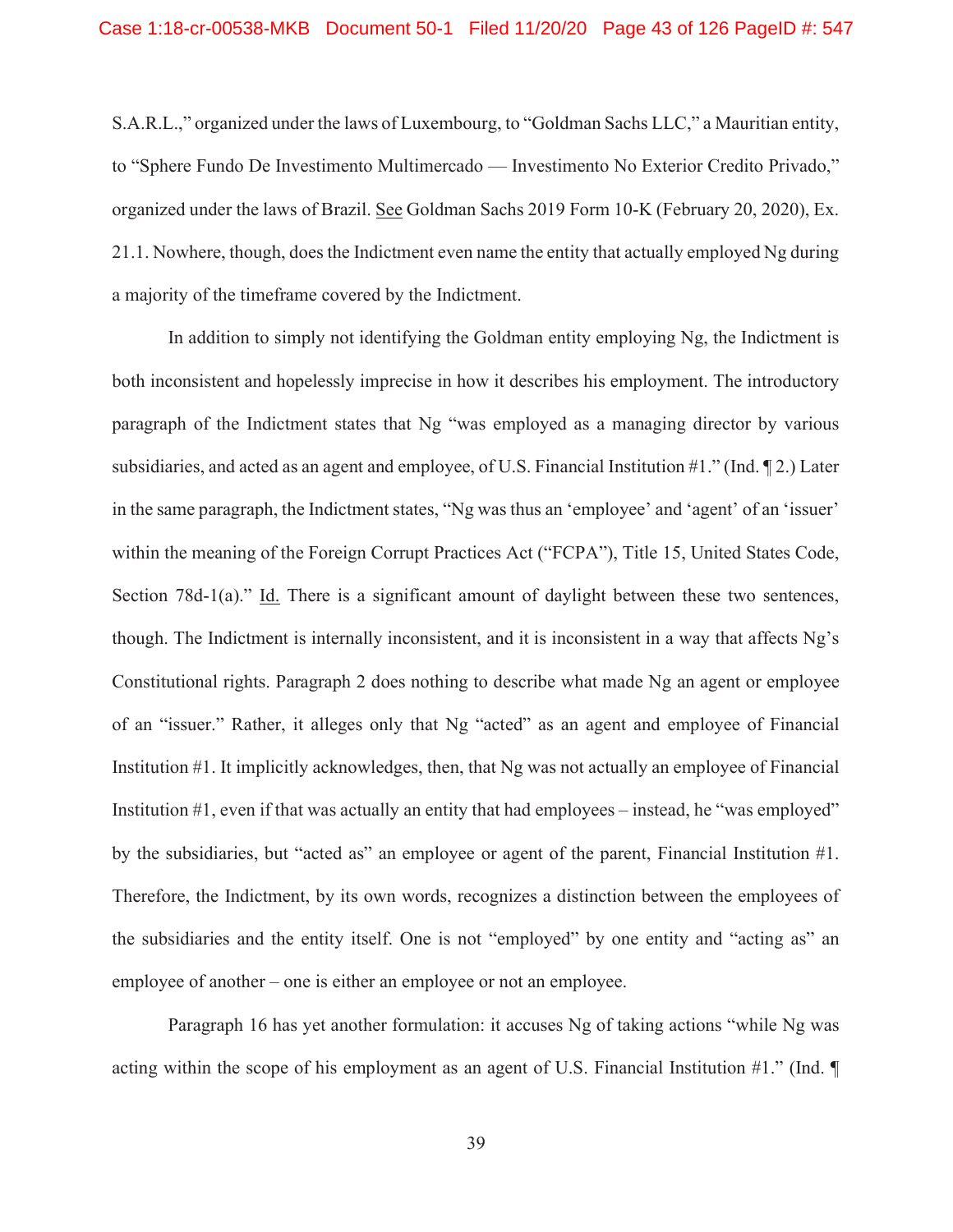S.A.R.L.," organized under the laws of Luxembourg, to "Goldman Sachs LLC," a Mauritian entity, to "Sphere Fundo De Investimento Multimercado — Investimento No Exterior Credito Privado," organized under the laws of Brazil. See Goldman Sachs 2019 Form 10-K (February 20, 2020), Ex. 21.1. Nowhere, though, does the Indictment even name the entity that actually employed Ng during a majority of the timeframe covered by the Indictment.

In addition to simply not identifying the Goldman entity employing Ng, the Indictment is both inconsistent and hopelessly imprecise in how it describes his employment. The introductory paragraph of the Indictment states that Ng "was employed as a managing director by various subsidiaries, and acted as an agent and employee, of U.S. Financial Institution #1." (Ind. ¶ 2.) Later in the same paragraph, the Indictment states, "Ng was thus an 'employee' and 'agent' of an 'issuer' within the meaning of the Foreign Corrupt Practices Act ("FCPA"), Title 15, United States Code, Section 78d-1(a)." Id. There is a significant amount of daylight between these two sentences, though. The Indictment is internally inconsistent, and it is inconsistent in a way that affects Ng's Constitutional rights. Paragraph 2 does nothing to describe what made Ng an agent or employee of an "issuer." Rather, it alleges only that Ng "acted" as an agent and employee of Financial Institution #1. It implicitly acknowledges, then, that Ng was not actually an employee of Financial Institution #1, even if that was actually an entity that had employees – instead, he "was employed" by the subsidiaries, but "acted as" an employee or agent of the parent, Financial Institution #1. Therefore, the Indictment, by its own words, recognizes a distinction between the employees of the subsidiaries and the entity itself. One is not "employed" by one entity and "acting as" an employee of another – one is either an employee or not an employee.

Paragraph 16 has yet another formulation: it accuses Ng of taking actions "while Ng was acting within the scope of his employment as an agent of U.S. Financial Institution #1." (Ind. ¶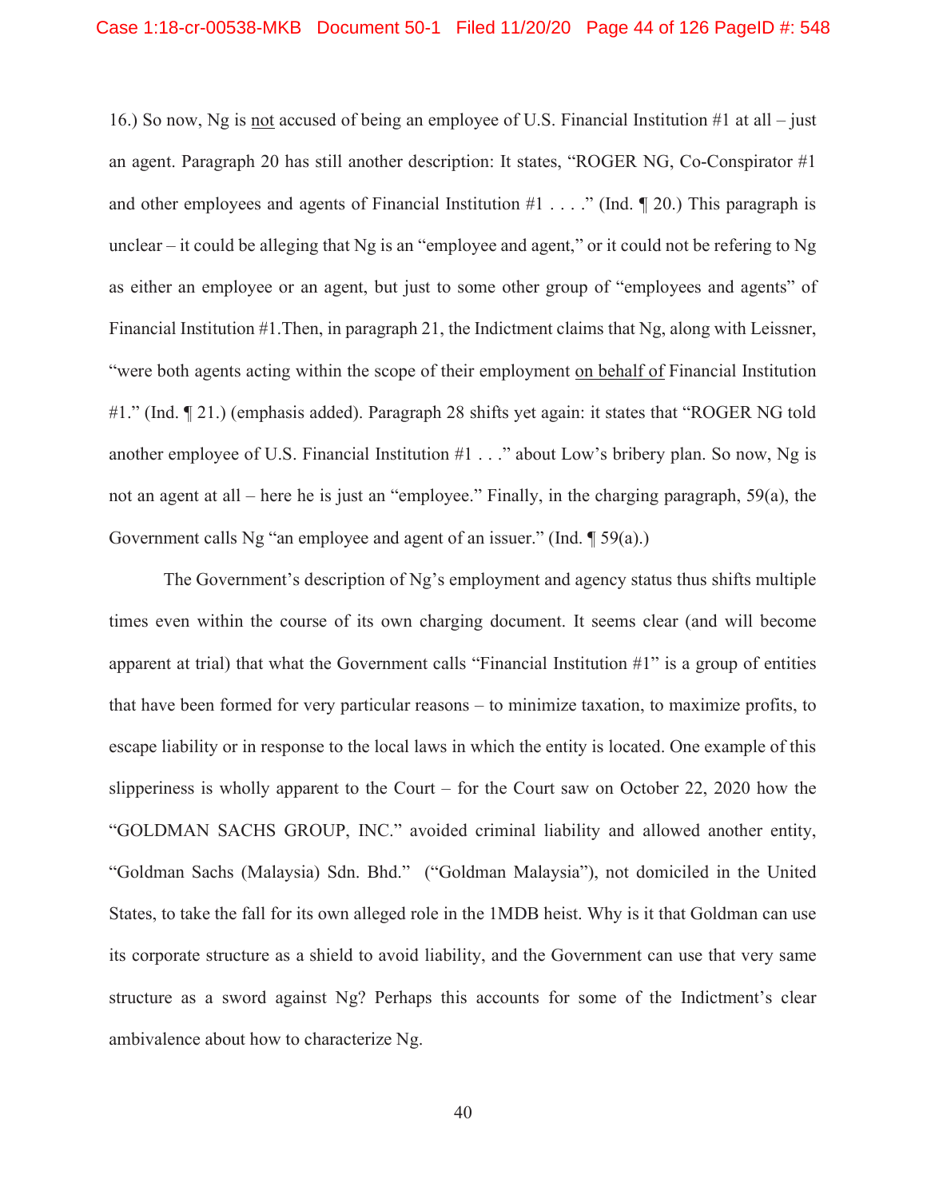16.) So now, Ng is <u>not</u> accused of being an employee of U.S. Financial Institution #1 at all – just an agent. Paragraph 20 has still another description: It states, "ROGER NG, Co-Conspirator #1 and other employees and agents of Financial Institution #1 . . . ." (Ind. ¶ 20.) This paragraph is unclear – it could be alleging that Ng is an "employee and agent," or it could not be refering to Ng as either an employee or an agent, but just to some other group of "employees and agents" of Financial Institution #1.Then, in paragraph 21, the Indictment claims that Ng, along with Leissner, "were both agents acting within the scope of their employment <u>on behalf of</u> Financial Institution #1." (Ind. ¶ 21.) (emphasis added). Paragraph 28 shifts yet again: it states that "ROGER NG told another employee of U.S. Financial Institution #1 . . ." about Low's bribery plan. So now, Ng is not an agent at all – here he is just an "employee." Finally, in the charging paragraph, 59(a), the Government calls Ng "an employee and agent of an issuer." (Ind. ¶ 59(a).)

The Government's description of Ng's employment and agency status thus shifts multiple times even within the course of its own charging document. It seems clear (and will become apparent at trial) that what the Government calls "Financial Institution #1" is a group of entities that have been formed for very particular reasons – to minimize taxation, to maximize profits, to escape liability or in response to the local laws in which the entity is located. One example of this slipperiness is wholly apparent to the Court – for the Court saw on October 22, 2020 how the "GOLDMAN SACHS GROUP, INC." avoided criminal liability and allowed another entity, "Goldman Sachs (Malaysia) Sdn. Bhd." ("Goldman Malaysia"), not domiciled in the United States, to take the fall for its own alleged role in the 1MDB heist. Why is it that Goldman can use its corporate structure as a shield to avoid liability, and the Government can use that very same structure as a sword against Ng? Perhaps this accounts for some of the Indictment's clear ambivalence about how to characterize Ng.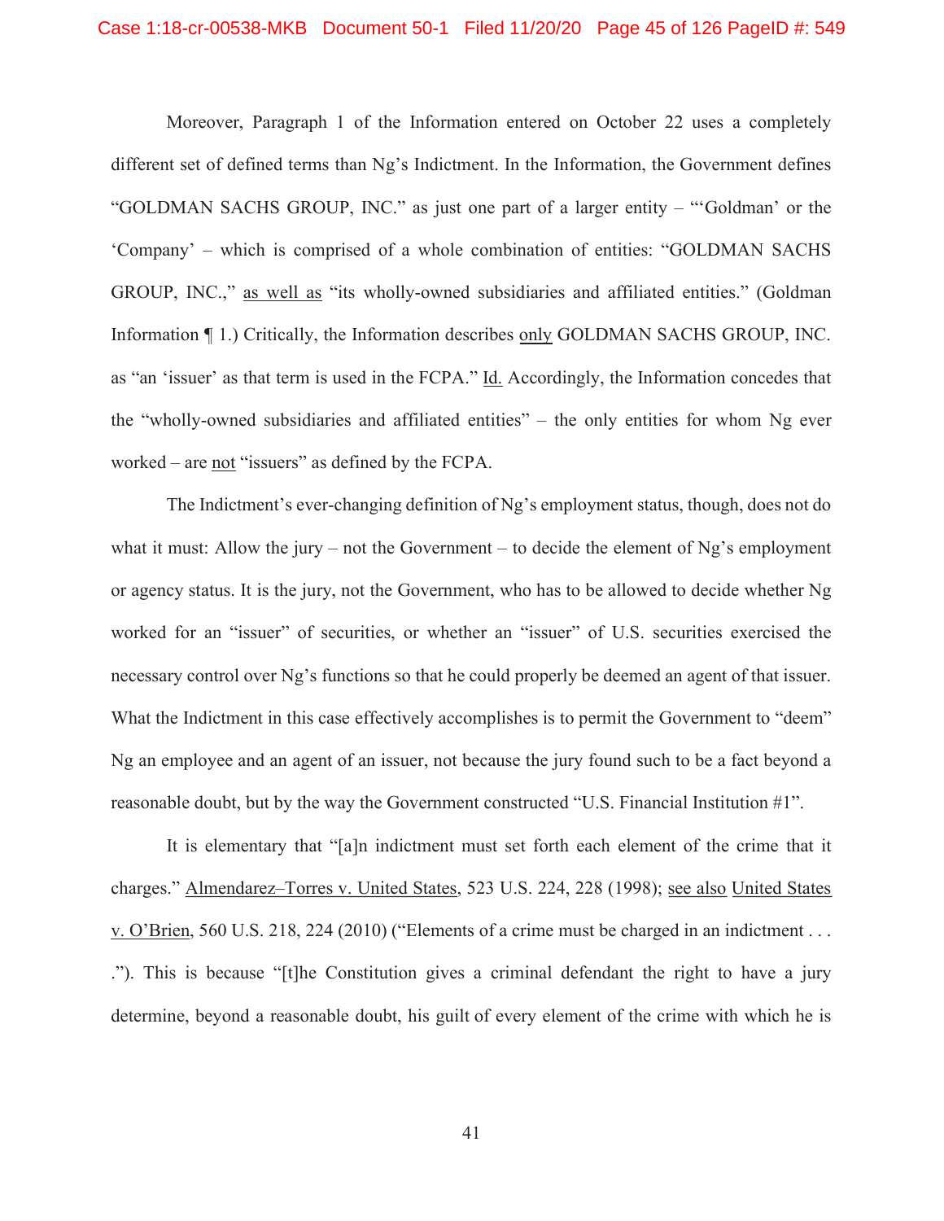Moreover, Paragraph 1 of the Information entered on October 22 uses a completely different set of defined terms than Ng's Indictment. In the Information, the Government defines "GOLDMAN SACHS GROUP, INC." as just one part of a larger entity – "'Goldman' or the 'Company' – which is comprised of a whole combination of entities: "GOLDMAN SACHS GROUP, INC.," as well as "its wholly-owned subsidiaries and affiliated entities." (Goldman Information ¶ 1.) Critically, the Information describes only GOLDMAN SACHS GROUP, INC. as "an 'issuer' as that term is used in the FCPA." Id. Accordingly, the Information concedes that the "wholly-owned subsidiaries and affiliated entities" – the only entities for whom Ng ever worked – are not "issuers" as defined by the FCPA.

The Indictment's ever-changing definition of Ng's employment status, though, does not do what it must: Allow the jury – not the Government – to decide the element of Ng's employment or agency status. It is the jury, not the Government, who has to be allowed to decide whether Ng worked for an "issuer" of securities, or whether an "issuer" of U.S. securities exercised the necessary control over Ng's functions so that he could properly be deemed an agent of that issuer. What the Indictment in this case effectively accomplishes is to permit the Government to "deem" Ng an employee and an agent of an issuer, not because the jury found such to be a fact beyond a reasonable doubt, but by the way the Government constructed "U.S. Financial Institution #1".

It is elementary that "[a]n indictment must set forth each element of the crime that it charges." Almendarez–Torres v. United States, 523 U.S. 224, 228 (1998); see also United States v. O'Brien, 560 U.S. 218, 224 (2010) ("Elements of a crime must be charged in an indictment . . . ."). This is because "[t]he Constitution gives a criminal defendant the right to have a jury determine, beyond a reasonable doubt, his guilt of every element of the crime with which he is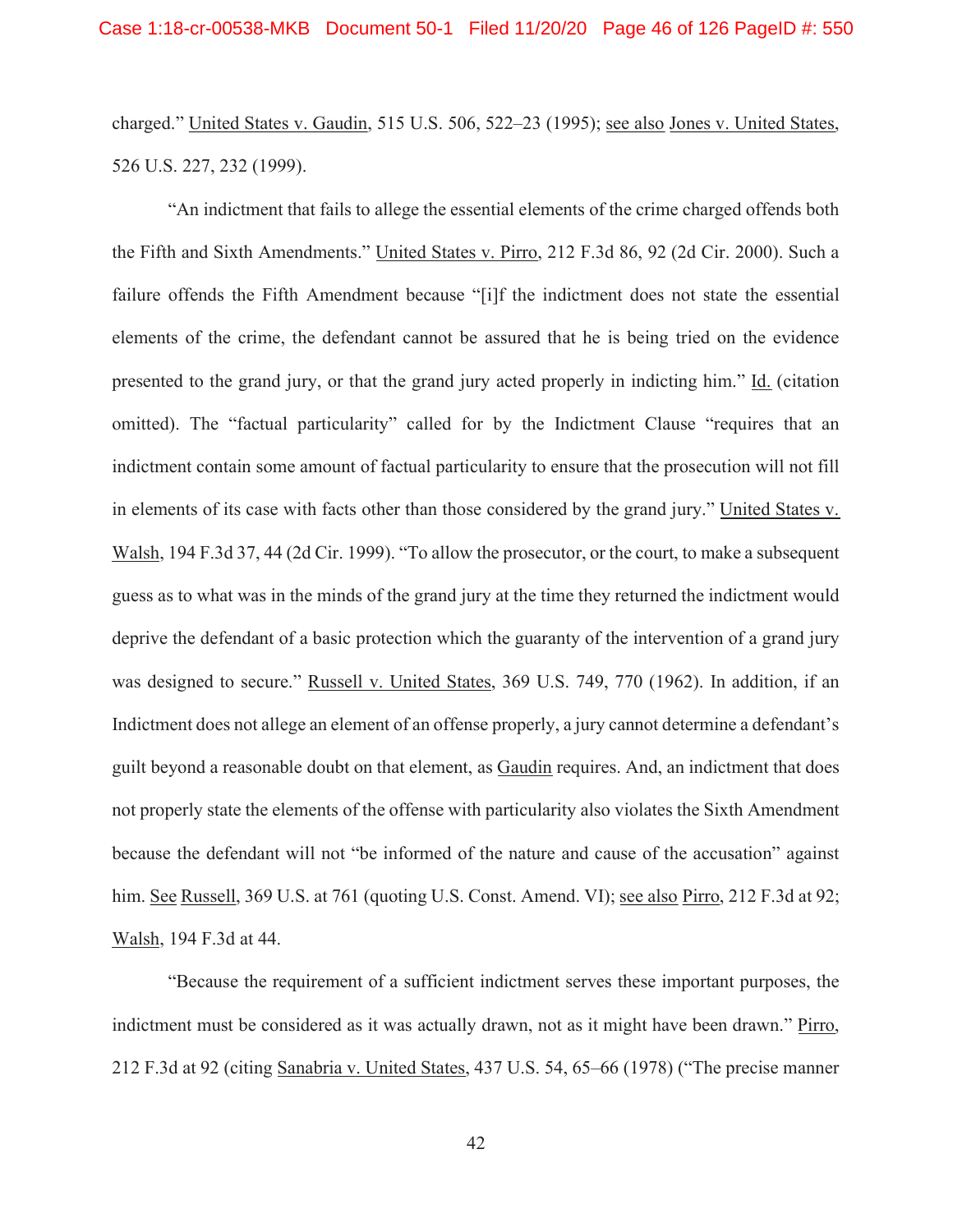charged." United States v. Gaudin, 515 U.S. 506, 522–23 (1995); see also Jones v. United States, 526 U.S. 227, 232 (1999).

"An indictment that fails to allege the essential elements of the crime charged offends both the Fifth and Sixth Amendments." United States v. Pirro, 212 F.3d 86, 92 (2d Cir. 2000). Such a failure offends the Fifth Amendment because "[i]f the indictment does not state the essential elements of the crime, the defendant cannot be assured that he is being tried on the evidence presented to the grand jury, or that the grand jury acted properly in indicting him." Id. (citation omitted). The "factual particularity" called for by the Indictment Clause "requires that an indictment contain some amount of factual particularity to ensure that the prosecution will not fill in elements of its case with facts other than those considered by the grand jury." United States v. Walsh, 194 F.3d 37, 44 (2d Cir. 1999). "To allow the prosecutor, or the court, to make a subsequent guess as to what was in the minds of the grand jury at the time they returned the indictment would deprive the defendant of a basic protection which the guaranty of the intervention of a grand jury was designed to secure." Russell v. United States, 369 U.S. 749, 770 (1962). In addition, if an Indictment does not allege an element of an offense properly, a jury cannot determine a defendant's guilt beyond a reasonable doubt on that element, as Gaudin requires. And, an indictment that does not properly state the elements of the offense with particularity also violates the Sixth Amendment because the defendant will not "be informed of the nature and cause of the accusation" against him. See Russell, 369 U.S. at 761 (quoting U.S. Const. Amend. VI); see also Pirro, 212 F.3d at 92; Walsh, 194 F.3d at 44.

"Because the requirement of a sufficient indictment serves these important purposes, the indictment must be considered as it was actually drawn, not as it might have been drawn." Pirro, 212 F.3d at 92 (citing Sanabria v. United States, 437 U.S. 54, 65–66 (1978) ("The precise manner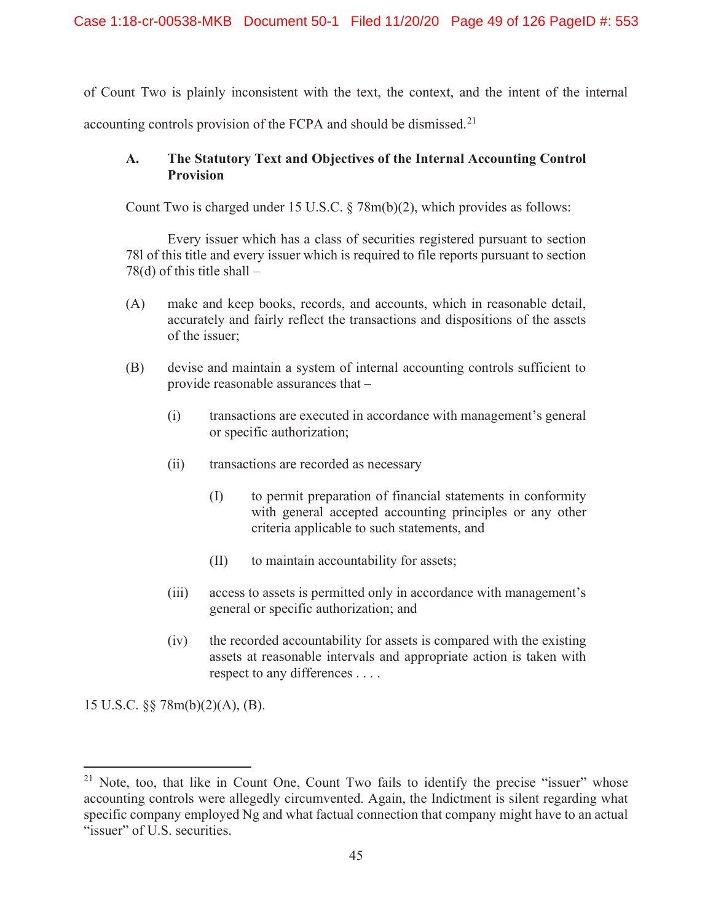of Count Two is plainly inconsistent with the text, the context, and the intent of the internal accounting controls provision of the FCPA and should be dismissed.[21]

### A. The Statutory Text and Objectives of the Internal Accounting Control Provision

Count Two is charged under 15 U.S.C. § 78m(b)(2), which provides as follows:

> Every issuer which has a class of securities registered pursuant to section 78l of this title and every issuer which is required to file reports pursuant to section 78(d) of this title shall –
>
> (A) make and keep books, records, and accounts, which in reasonable detail, accurately and fairly reflect the transactions and dispositions of the assets of the issuer;
>
> (B) devise and maintain a system of internal accounting controls sufficient to provide reasonable assurances that –
>
> > (i) transactions are executed in accordance with management's general or specific authorization;
> >
> > (ii) transactions are recorded as necessary
> >
> > > (I) to permit preparation of financial statements in conformity with general accepted accounting principles or any other criteria applicable to such statements, and
> > >
> > > (II) to maintain accountability for assets;
> >
> > (iii) access to assets is permitted only in accordance with management's general or specific authorization; and
> >
> > (iv) the recorded accountability for assets is compared with the existing assets at reasonable intervals and appropriate action is taken with respect to any differences . . . .

15 U.S.C. §§ 78m(b)(2)(A), (B).

---

[21] Note, too, that like in Count One, Count Two fails to identify the precise "issuer" whose accounting controls were allegedly circumvented. Again, the Indictment is silent regarding what specific company employed Ng and what factual connection that company might have to an actual "issuer" of U.S. securities.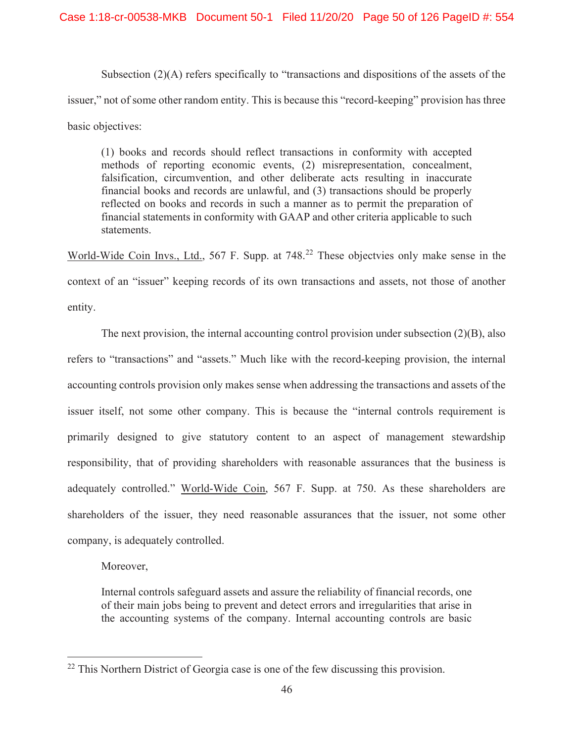Subsection (2)(A) refers specifically to "transactions and dispositions of the assets of the issuer," not of some other random entity. This is because this "record-keeping" provision has three basic objectives:

> (1) books and records should reflect transactions in conformity with accepted methods of reporting economic events, (2) misrepresentation, concealment, falsification, circumvention, and other deliberate acts resulting in inaccurate financial books and records are unlawful, and (3) transactions should be properly reflected on books and records in such a manner as to permit the preparation of financial statements in conformity with GAAP and other criteria applicable to such statements.

World-Wide Coin Invs., Ltd., 567 F. Supp. at 748.[22] These objectvies only make sense in the context of an "issuer" keeping records of its own transactions and assets, not those of another entity.

The next provision, the internal accounting control provision under subsection (2)(B), also refers to "transactions" and "assets." Much like with the record-keeping provision, the internal accounting controls provision only makes sense when addressing the transactions and assets of the issuer itself, not some other company. This is because the "internal controls requirement is primarily designed to give statutory content to an aspect of management stewardship responsibility, that of providing shareholders with reasonable assurances that the business is adequately controlled." World-Wide Coin, 567 F. Supp. at 750. As these shareholders are shareholders of the issuer, they need reasonable assurances that the issuer, not some other company, is adequately controlled.

Moreover,

> Internal controls safeguard assets and assure the reliability of financial records, one of their main jobs being to prevent and detect errors and irregularities that arise in the accounting systems of the company. Internal accounting controls are basic

---

[22] This Northern District of Georgia case is one of the few discussing this provision.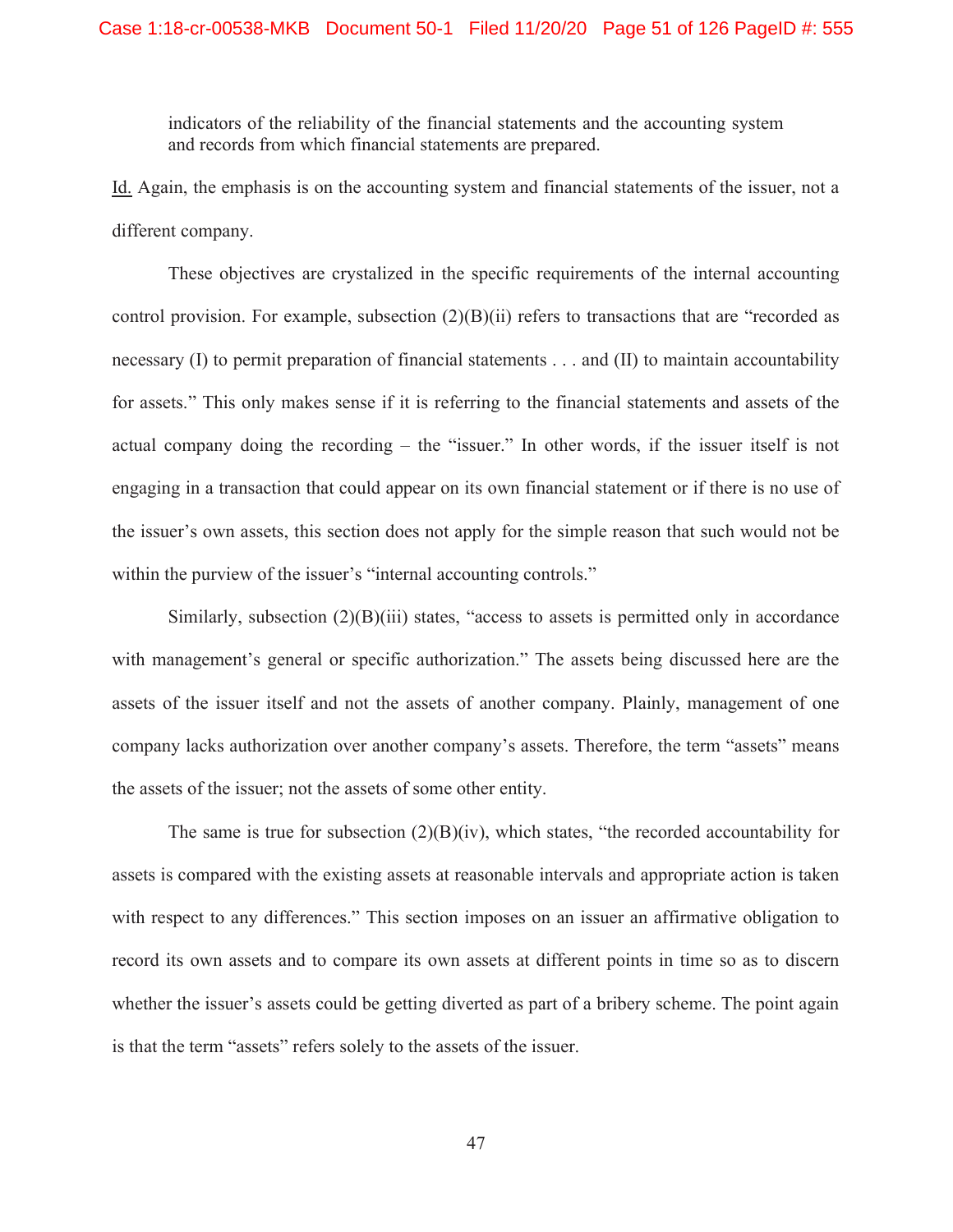> indicators of the reliability of the financial statements and the accounting system and records from which financial statements are prepared.

Id. Again, the emphasis is on the accounting system and financial statements of the issuer, not a different company.

These objectives are crystalized in the specific requirements of the internal accounting control provision. For example, subsection (2)(B)(ii) refers to transactions that are "recorded as necessary (I) to permit preparation of financial statements . . . and (II) to maintain accountability for assets." This only makes sense if it is referring to the financial statements and assets of the actual company doing the recording – the "issuer." In other words, if the issuer itself is not engaging in a transaction that could appear on its own financial statement or if there is no use of the issuer's own assets, this section does not apply for the simple reason that such would not be within the purview of the issuer's "internal accounting controls."

Similarly, subsection (2)(B)(iii) states, "access to assets is permitted only in accordance with management's general or specific authorization." The assets being discussed here are the assets of the issuer itself and not the assets of another company. Plainly, management of one company lacks authorization over another company's assets. Therefore, the term "assets" means the assets of the issuer; not the assets of some other entity.

The same is true for subsection (2)(B)(iv), which states, "the recorded accountability for assets is compared with the existing assets at reasonable intervals and appropriate action is taken with respect to any differences." This section imposes on an issuer an affirmative obligation to record its own assets and to compare its own assets at different points in time so as to discern whether the issuer's assets could be getting diverted as part of a bribery scheme. The point again is that the term "assets" refers solely to the assets of the issuer.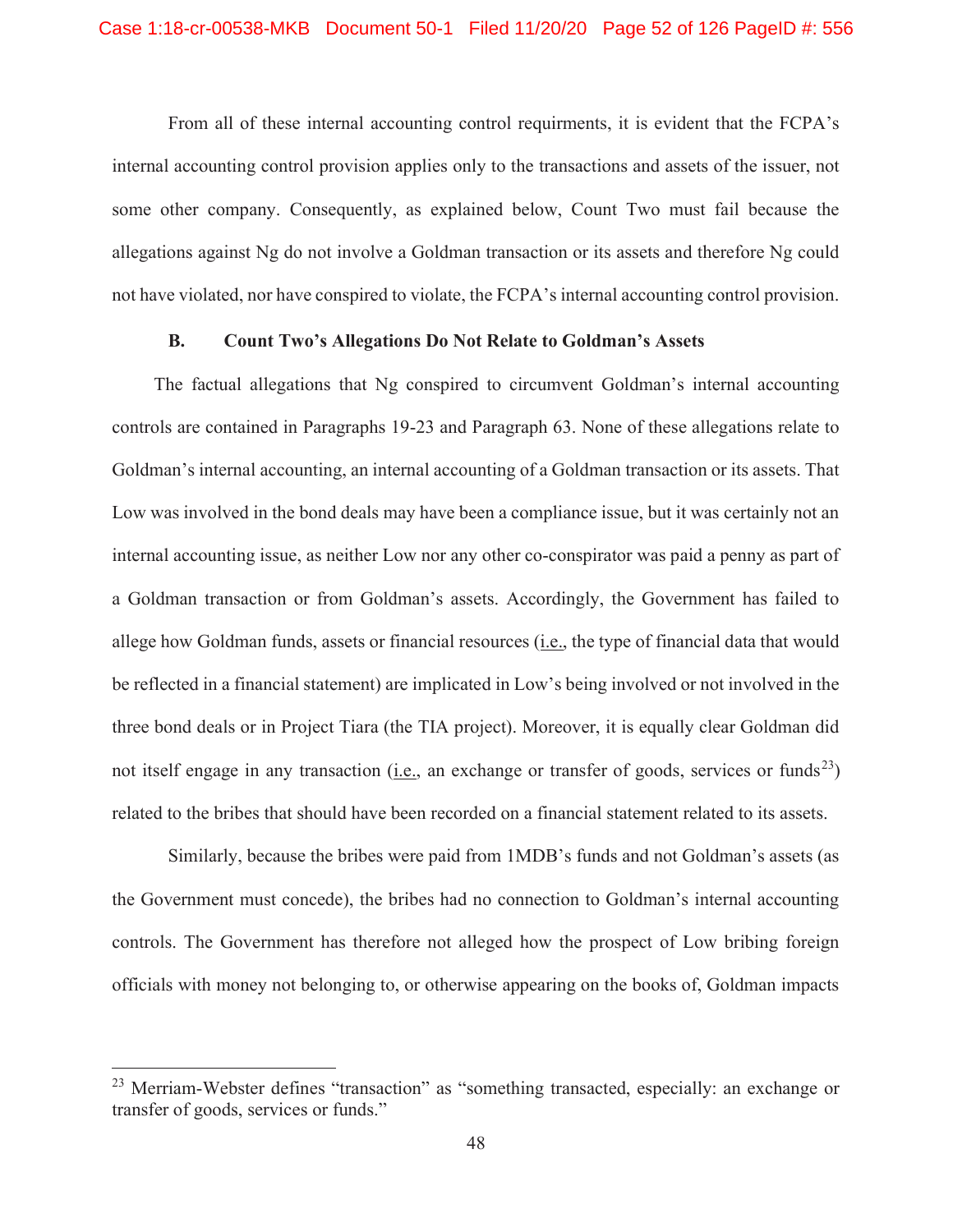From all of these internal accounting control requirments, it is evident that the FCPA's internal accounting control provision applies only to the transactions and assets of the issuer, not some other company. Consequently, as explained below, Count Two must fail because the allegations against Ng do not involve a Goldman transaction or its assets and therefore Ng could not have violated, nor have conspired to violate, the FCPA's internal accounting control provision.

### B. Count Two's Allegations Do Not Relate to Goldman's Assets

The factual allegations that Ng conspired to circumvent Goldman's internal accounting controls are contained in Paragraphs 19-23 and Paragraph 63. None of these allegations relate to Goldman's internal accounting, an internal accounting of a Goldman transaction or its assets. That Low was involved in the bond deals may have been a compliance issue, but it was certainly not an internal accounting issue, as neither Low nor any other co-conspirator was paid a penny as part of a Goldman transaction or from Goldman's assets. Accordingly, the Government has failed to allege how Goldman funds, assets or financial resources (i.e., the type of financial data that would be reflected in a financial statement) are implicated in Low's being involved or not involved in the three bond deals or in Project Tiara (the TIA project). Moreover, it is equally clear Goldman did not itself engage in any transaction (i.e., an exchange or transfer of goods, services or funds[23]) related to the bribes that should have been recorded on a financial statement related to its assets.

Similarly, because the bribes were paid from 1MDB's funds and not Goldman's assets (as the Government must concede), the bribes had no connection to Goldman's internal accounting controls. The Government has therefore not alleged how the prospect of Low bribing foreign officials with money not belonging to, or otherwise appearing on the books of, Goldman impacts

---

[23] Merriam-Webster defines "transaction" as "something transacted, especially: an exchange or transfer of goods, services or funds."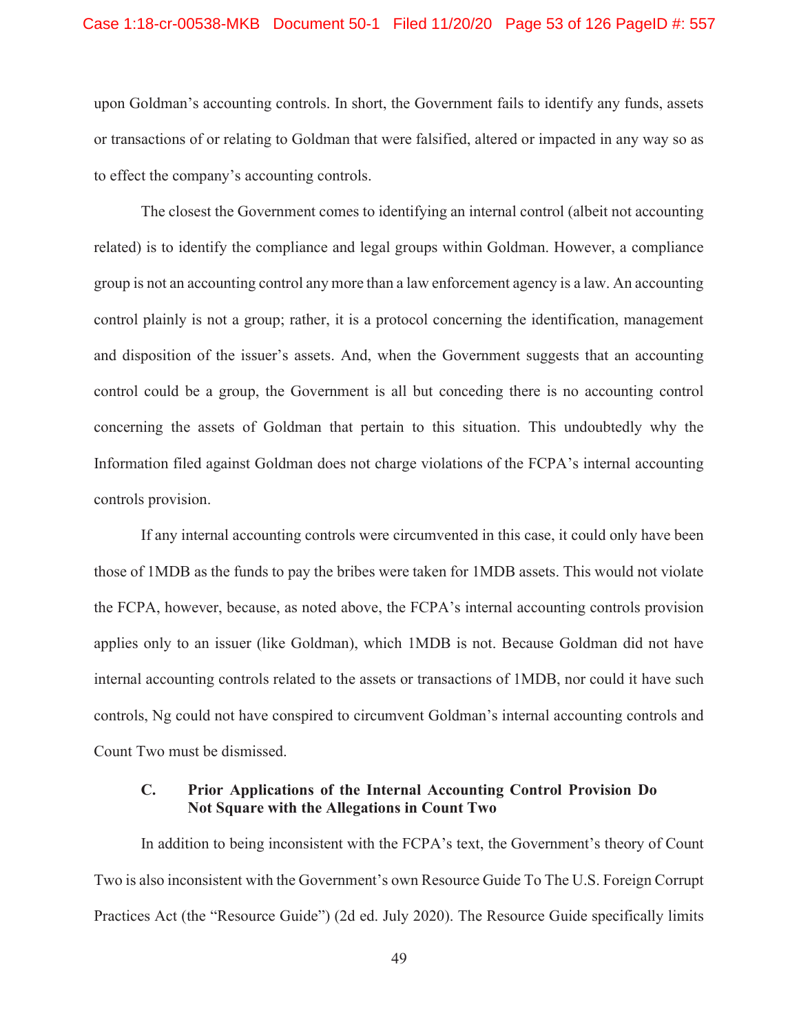upon Goldman's accounting controls. In short, the Government fails to identify any funds, assets or transactions of or relating to Goldman that were falsified, altered or impacted in any way so as to effect the company's accounting controls.

The closest the Government comes to identifying an internal control (albeit not accounting related) is to identify the compliance and legal groups within Goldman. However, a compliance group is not an accounting control any more than a law enforcement agency is a law. An accounting control plainly is not a group; rather, it is a protocol concerning the identification, management and disposition of the issuer's assets. And, when the Government suggests that an accounting control could be a group, the Government is all but conceding there is no accounting control concerning the assets of Goldman that pertain to this situation. This undoubtedly why the Information filed against Goldman does not charge violations of the FCPA's internal accounting controls provision.

If any internal accounting controls were circumvented in this case, it could only have been those of 1MDB as the funds to pay the bribes were taken for 1MDB assets. This would not violate the FCPA, however, because, as noted above, the FCPA's internal accounting controls provision applies only to an issuer (like Goldman), which 1MDB is not. Because Goldman did not have internal accounting controls related to the assets or transactions of 1MDB, nor could it have such controls, Ng could not have conspired to circumvent Goldman's internal accounting controls and Count Two must be dismissed.

### C. Prior Applications of the Internal Accounting Control Provision Do Not Square with the Allegations in Count Two

In addition to being inconsistent with the FCPA's text, the Government's theory of Count Two is also inconsistent with the Government's own Resource Guide To The U.S. Foreign Corrupt Practices Act (the "Resource Guide") (2d ed. July 2020). The Resource Guide specifically limits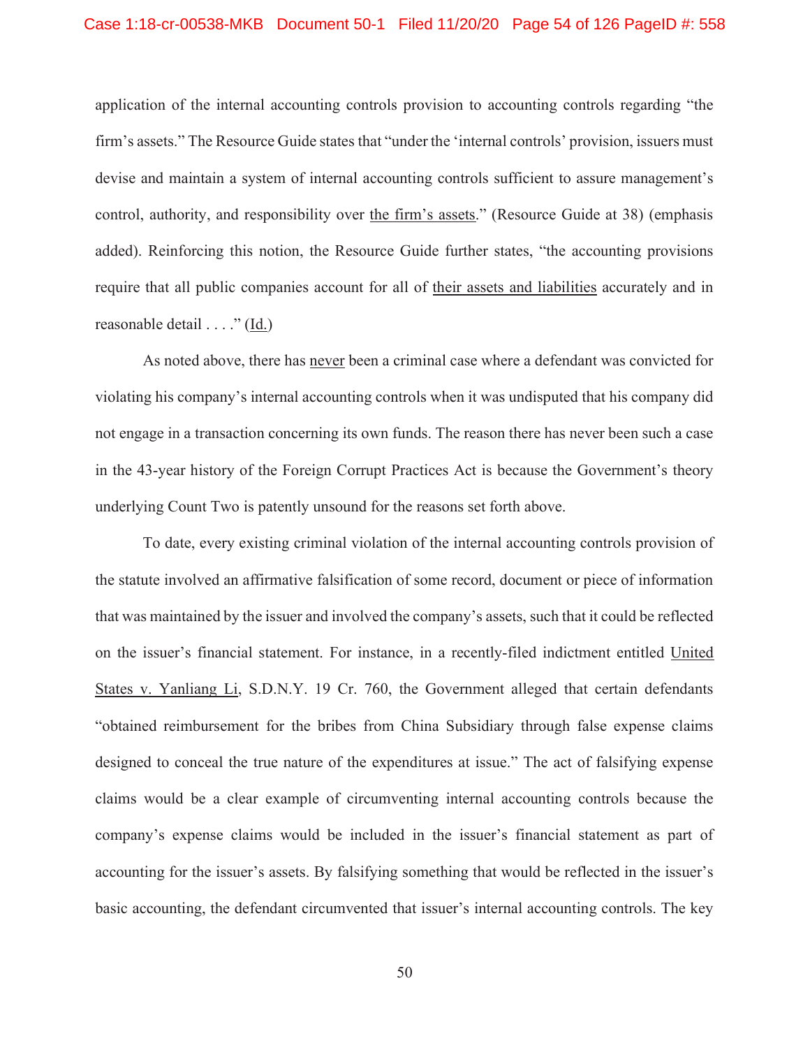application of the internal accounting controls provision to accounting controls regarding "the firm's assets." The Resource Guide states that "under the 'internal controls' provision, issuers must devise and maintain a system of internal accounting controls sufficient to assure management's control, authority, and responsibility over <u>the firm's assets</u>." (Resource Guide at 38) (emphasis added). Reinforcing this notion, the Resource Guide further states, "the accounting provisions require that all public companies account for all of <u>their assets and liabilities</u> accurately and in reasonable detail . . . ." (<u>Id.</u>)

As noted above, there has <u>never</u> been a criminal case where a defendant was convicted for violating his company's internal accounting controls when it was undisputed that his company did not engage in a transaction concerning its own funds. The reason there has never been such a case in the 43-year history of the Foreign Corrupt Practices Act is because the Government's theory underlying Count Two is patently unsound for the reasons set forth above.

To date, every existing criminal violation of the internal accounting controls provision of the statute involved an affirmative falsification of some record, document or piece of information that was maintained by the issuer and involved the company's assets, such that it could be reflected on the issuer's financial statement. For instance, in a recently-filed indictment entitled <u>United States v. Yanliang Li</u>, S.D.N.Y. 19 Cr. 760, the Government alleged that certain defendants "obtained reimbursement for the bribes from China Subsidiary through false expense claims designed to conceal the true nature of the expenditures at issue." The act of falsifying expense claims would be a clear example of circumventing internal accounting controls because the company's expense claims would be included in the issuer's financial statement as part of accounting for the issuer's assets. By falsifying something that would be reflected in the issuer's basic accounting, the defendant circumvented that issuer's internal accounting controls. The key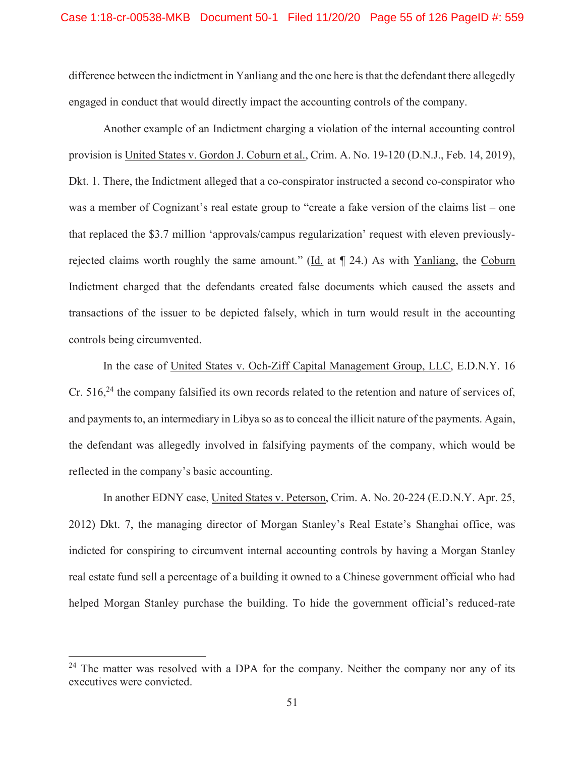difference between the indictment in Yanliang and the one here is that the defendant there allegedly engaged in conduct that would directly impact the accounting controls of the company.

Another example of an Indictment charging a violation of the internal accounting control provision is United States v. Gordon J. Coburn et al., Crim. A. No. 19-120 (D.N.J., Feb. 14, 2019), Dkt. 1. There, the Indictment alleged that a co-conspirator instructed a second co-conspirator who was a member of Cognizant's real estate group to "create a fake version of the claims list – one that replaced the $3.7 million 'approvals/campus regularization' request with eleven previously-rejected claims worth roughly the same amount." (Id. at ¶ 24.) As with Yanliang, the Coburn Indictment charged that the defendants created false documents which caused the assets and transactions of the issuer to be depicted falsely, which in turn would result in the accounting controls being circumvented.

In the case of United States v. Och-Ziff Capital Management Group, LLC, E.D.N.Y. 16 Cr. 516,[24] the company falsified its own records related to the retention and nature of services of, and payments to, an intermediary in Libya so as to conceal the illicit nature of the payments. Again, the defendant was allegedly involved in falsifying payments of the company, which would be reflected in the company's basic accounting.

In another EDNY case, United States v. Peterson, Crim. A. No. 20-224 (E.D.N.Y. Apr. 25, 2012) Dkt. 7, the managing director of Morgan Stanley's Real Estate's Shanghai office, was indicted for conspiring to circumvent internal accounting controls by having a Morgan Stanley real estate fund sell a percentage of a building it owned to a Chinese government official who had helped Morgan Stanley purchase the building. To hide the government official's reduced-rate

---

[24] The matter was resolved with a DPA for the company. Neither the company nor any of its executives were convicted.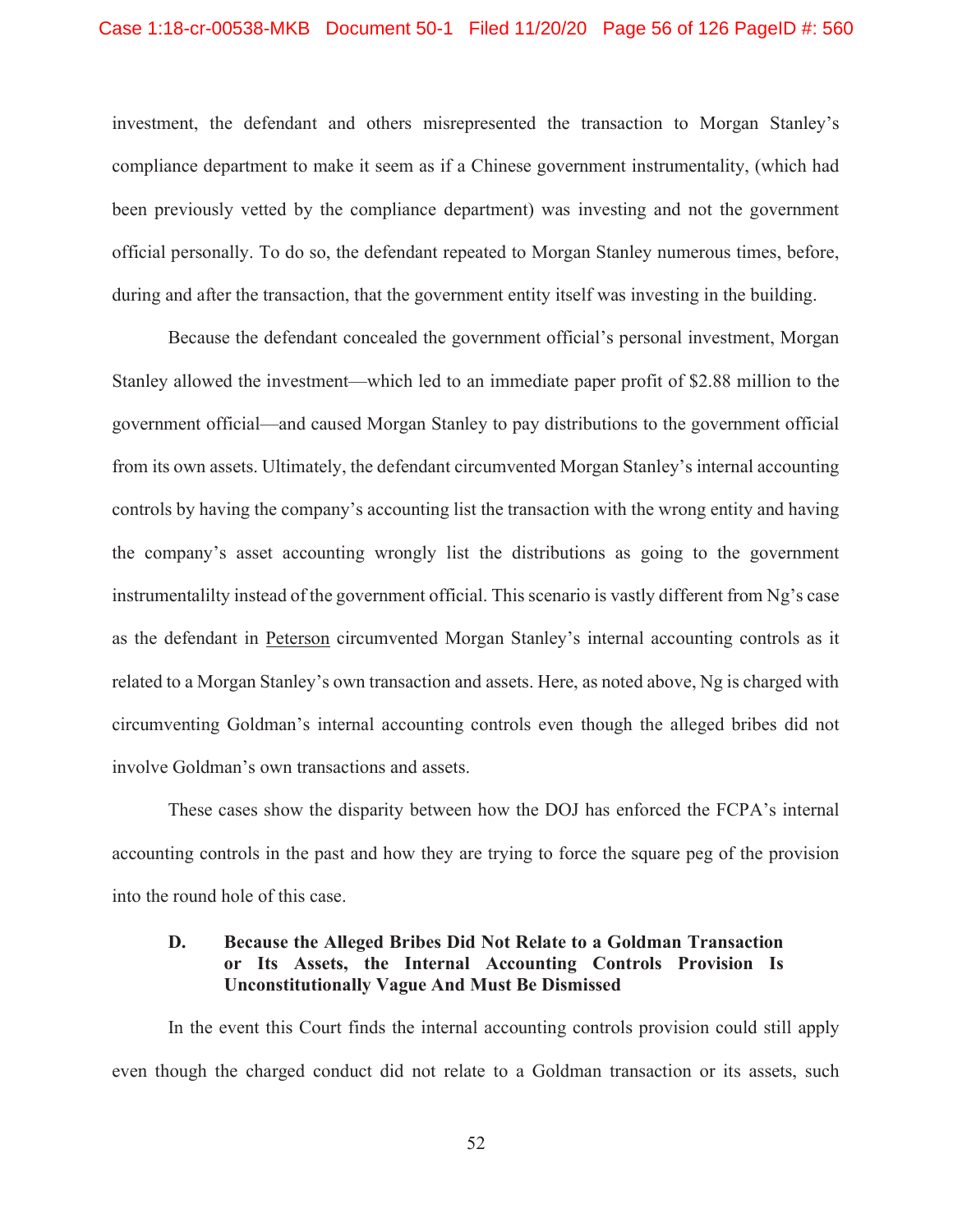investment, the defendant and others misrepresented the transaction to Morgan Stanley's compliance department to make it seem as if a Chinese government instrumentality, (which had been previously vetted by the compliance department) was investing and not the government official personally. To do so, the defendant repeated to Morgan Stanley numerous times, before, during and after the transaction, that the government entity itself was investing in the building.

Because the defendant concealed the government official's personal investment, Morgan Stanley allowed the investment—which led to an immediate paper profit of $2.88 million to the government official—and caused Morgan Stanley to pay distributions to the government official from its own assets. Ultimately, the defendant circumvented Morgan Stanley's internal accounting controls by having the company's accounting list the transaction with the wrong entity and having the company's asset accounting wrongly list the distributions as going to the government instrumentalilty instead of the government official. This scenario is vastly different from Ng's case as the defendant in <u>Peterson</u> circumvented Morgan Stanley's internal accounting controls as it related to a Morgan Stanley's own transaction and assets. Here, as noted above, Ng is charged with circumventing Goldman's internal accounting controls even though the alleged bribes did not involve Goldman's own transactions and assets.

These cases show the disparity between how the DOJ has enforced the FCPA's internal accounting controls in the past and how they are trying to force the square peg of the provision into the round hole of this case.

### D. Because the Alleged Bribes Did Not Relate to a Goldman Transaction or Its Assets, the Internal Accounting Controls Provision Is Unconstitutionally Vague And Must Be Dismissed

In the event this Court finds the internal accounting controls provision could still apply even though the charged conduct did not relate to a Goldman transaction or its assets, such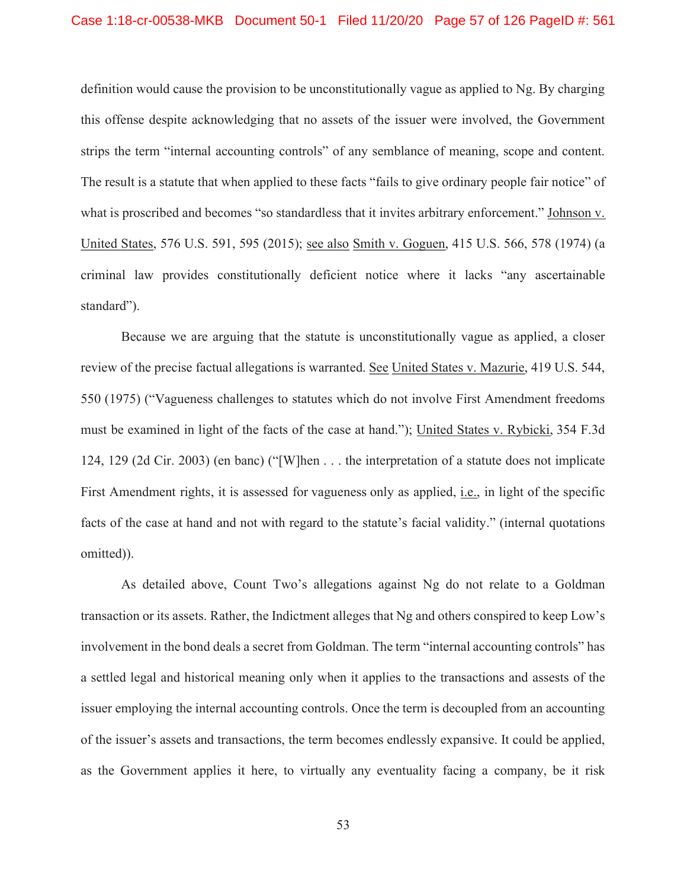definition would cause the provision to be unconstitutionally vague as applied to Ng. By charging this offense despite acknowledging that no assets of the issuer were involved, the Government strips the term "internal accounting controls" of any semblance of meaning, scope and content. The result is a statute that when applied to these facts "fails to give ordinary people fair notice" of what is proscribed and becomes "so standardless that it invites arbitrary enforcement." Johnson v. United States, 576 U.S. 591, 595 (2015); see also Smith v. Goguen, 415 U.S. 566, 578 (1974) (a criminal law provides constitutionally deficient notice where it lacks "any ascertainable standard").

Because we are arguing that the statute is unconstitutionally vague as applied, a closer review of the precise factual allegations is warranted. See United States v. Mazurie, 419 U.S. 544, 550 (1975) ("Vagueness challenges to statutes which do not involve First Amendment freedoms must be examined in light of the facts of the case at hand."); United States v. Rybicki, 354 F.3d 124, 129 (2d Cir. 2003) (en banc) ("[W]hen . . . the interpretation of a statute does not implicate First Amendment rights, it is assessed for vagueness only as applied, i.e., in light of the specific facts of the case at hand and not with regard to the statute's facial validity." (internal quotations omitted)).

As detailed above, Count Two's allegations against Ng do not relate to a Goldman transaction or its assets. Rather, the Indictment alleges that Ng and others conspired to keep Low's involvement in the bond deals a secret from Goldman. The term "internal accounting controls" has a settled legal and historical meaning only when it applies to the transactions and assests of the issuer employing the internal accounting controls. Once the term is decoupled from an accounting of the issuer's assets and transactions, the term becomes endlessly expansive. It could be applied, as the Government applies it here, to virtually any eventuality facing a company, be it risk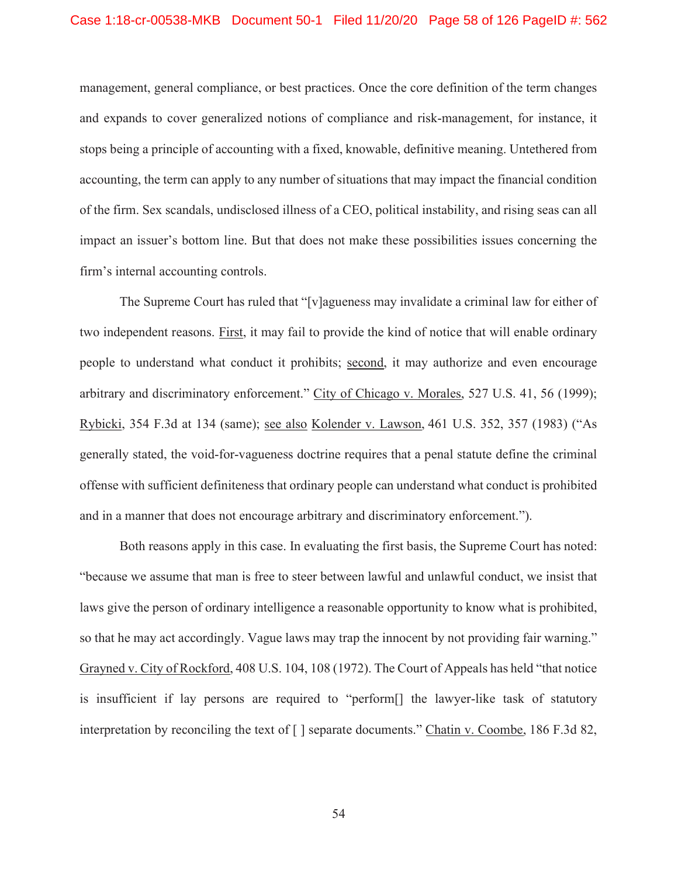management, general compliance, or best practices. Once the core definition of the term changes and expands to cover generalized notions of compliance and risk-management, for instance, it stops being a principle of accounting with a fixed, knowable, definitive meaning. Untethered from accounting, the term can apply to any number of situations that may impact the financial condition of the firm. Sex scandals, undisclosed illness of a CEO, political instability, and rising seas can all impact an issuer's bottom line. But that does not make these possibilities issues concerning the firm's internal accounting controls.

The Supreme Court has ruled that "[v]agueness may invalidate a criminal law for either of two independent reasons. First, it may fail to provide the kind of notice that will enable ordinary people to understand what conduct it prohibits; second, it may authorize and even encourage arbitrary and discriminatory enforcement." City of Chicago v. Morales, 527 U.S. 41, 56 (1999); Rybicki, 354 F.3d at 134 (same); see also Kolender v. Lawson, 461 U.S. 352, 357 (1983) ("As generally stated, the void-for-vagueness doctrine requires that a penal statute define the criminal offense with sufficient definiteness that ordinary people can understand what conduct is prohibited and in a manner that does not encourage arbitrary and discriminatory enforcement.").

Both reasons apply in this case. In evaluating the first basis, the Supreme Court has noted: "because we assume that man is free to steer between lawful and unlawful conduct, we insist that laws give the person of ordinary intelligence a reasonable opportunity to know what is prohibited, so that he may act accordingly. Vague laws may trap the innocent by not providing fair warning." Grayned v. City of Rockford, 408 U.S. 104, 108 (1972). The Court of Appeals has held "that notice is insufficient if lay persons are required to "perform[] the lawyer-like task of statutory interpretation by reconciling the text of [ ] separate documents." Chatin v. Coombe, 186 F.3d 82,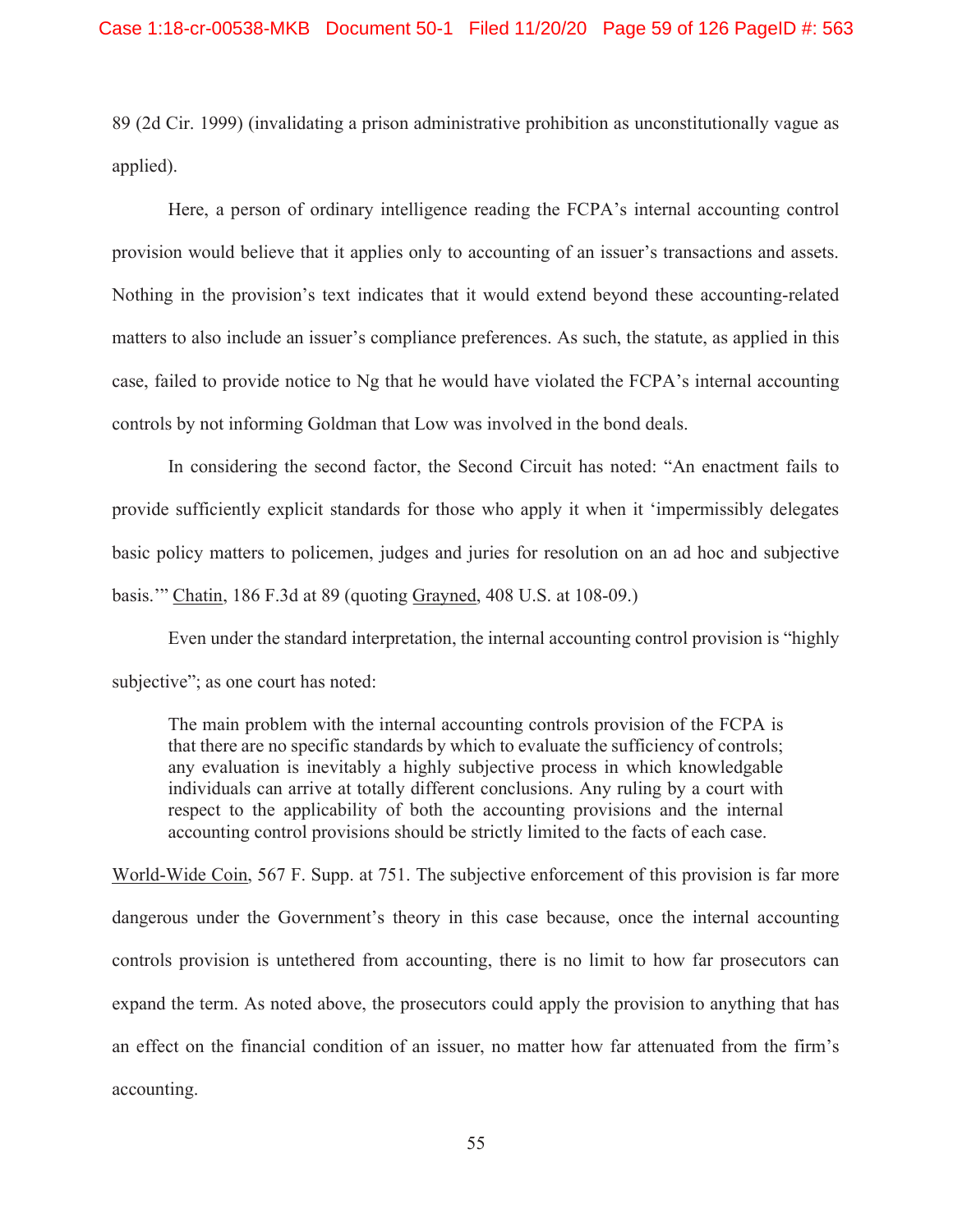89 (2d Cir. 1999) (invalidating a prison administrative prohibition as unconstitutionally vague as applied).

Here, a person of ordinary intelligence reading the FCPA's internal accounting control provision would believe that it applies only to accounting of an issuer's transactions and assets. Nothing in the provision's text indicates that it would extend beyond these accounting-related matters to also include an issuer's compliance preferences. As such, the statute, as applied in this case, failed to provide notice to Ng that he would have violated the FCPA's internal accounting controls by not informing Goldman that Low was involved in the bond deals.

In considering the second factor, the Second Circuit has noted: "An enactment fails to provide sufficiently explicit standards for those who apply it when it 'impermissibly delegates basic policy matters to policemen, judges and juries for resolution on an ad hoc and subjective basis.'" Chatin, 186 F.3d at 89 (quoting Grayned, 408 U.S. at 108-09.)

Even under the standard interpretation, the internal accounting control provision is "highly subjective"; as one court has noted:

> The main problem with the internal accounting controls provision of the FCPA is that there are no specific standards by which to evaluate the sufficiency of controls; any evaluation is inevitably a highly subjective process in which knowledgable individuals can arrive at totally different conclusions. Any ruling by a court with respect to the applicability of both the accounting provisions and the internal accounting control provisions should be strictly limited to the facts of each case.

World-Wide Coin, 567 F. Supp. at 751. The subjective enforcement of this provision is far more dangerous under the Government's theory in this case because, once the internal accounting controls provision is untethered from accounting, there is no limit to how far prosecutors can expand the term. As noted above, the prosecutors could apply the provision to anything that has an effect on the financial condition of an issuer, no matter how far attenuated from the firm's accounting.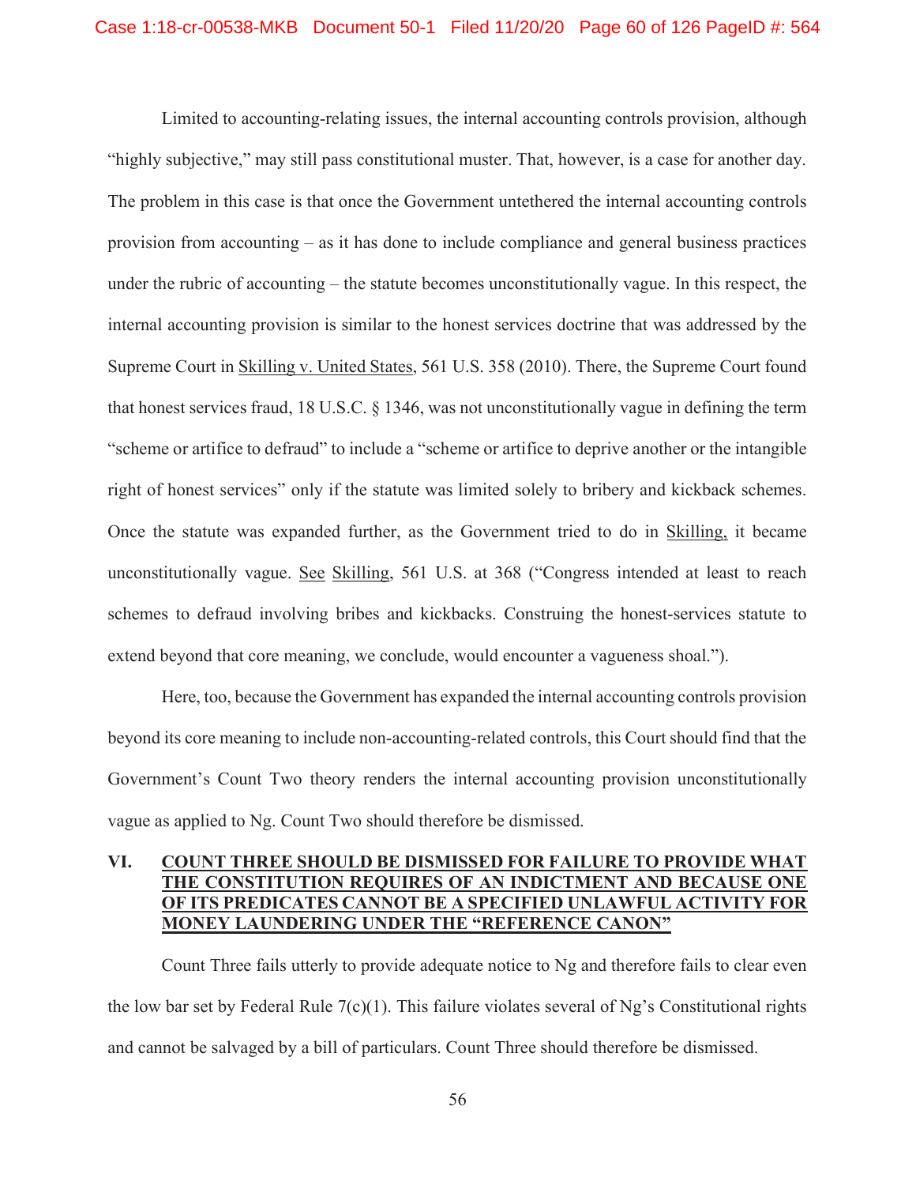Limited to accounting-relating issues, the internal accounting controls provision, although "highly subjective," may still pass constitutional muster. That, however, is a case for another day. The problem in this case is that once the Government untethered the internal accounting controls provision from accounting – as it has done to include compliance and general business practices under the rubric of accounting – the statute becomes unconstitutionally vague. In this respect, the internal accounting provision is similar to the honest services doctrine that was addressed by the Supreme Court in Skilling v. United States, 561 U.S. 358 (2010). There, the Supreme Court found that honest services fraud, 18 U.S.C. § 1346, was not unconstitutionally vague in defining the term "scheme or artifice to defraud" to include a "scheme or artifice to deprive another or the intangible right of honest services" only if the statute was limited solely to bribery and kickback schemes. Once the statute was expanded further, as the Government tried to do in Skilling, it became unconstitutionally vague. See Skilling, 561 U.S. at 368 ("Congress intended at least to reach schemes to defraud involving bribes and kickbacks. Construing the honest-services statute to extend beyond that core meaning, we conclude, would encounter a vagueness shoal.").

Here, too, because the Government has expanded the internal accounting controls provision beyond its core meaning to include non-accounting-related controls, this Court should find that the Government's Count Two theory renders the internal accounting provision unconstitutionally vague as applied to Ng. Count Two should therefore be dismissed.

## VI. COUNT THREE SHOULD BE DISMISSED FOR FAILURE TO PROVIDE WHAT THE CONSTITUTION REQUIRES OF AN INDICTMENT AND BECAUSE ONE OF ITS PREDICATES CANNOT BE A SPECIFIED UNLAWFUL ACTIVITY FOR MONEY LAUNDERING UNDER THE "REFERENCE CANON"

Count Three fails utterly to provide adequate notice to Ng and therefore fails to clear even the low bar set by Federal Rule 7(c)(1). This failure violates several of Ng's Constitutional rights and cannot be salvaged by a bill of particulars. Count Three should therefore be dismissed.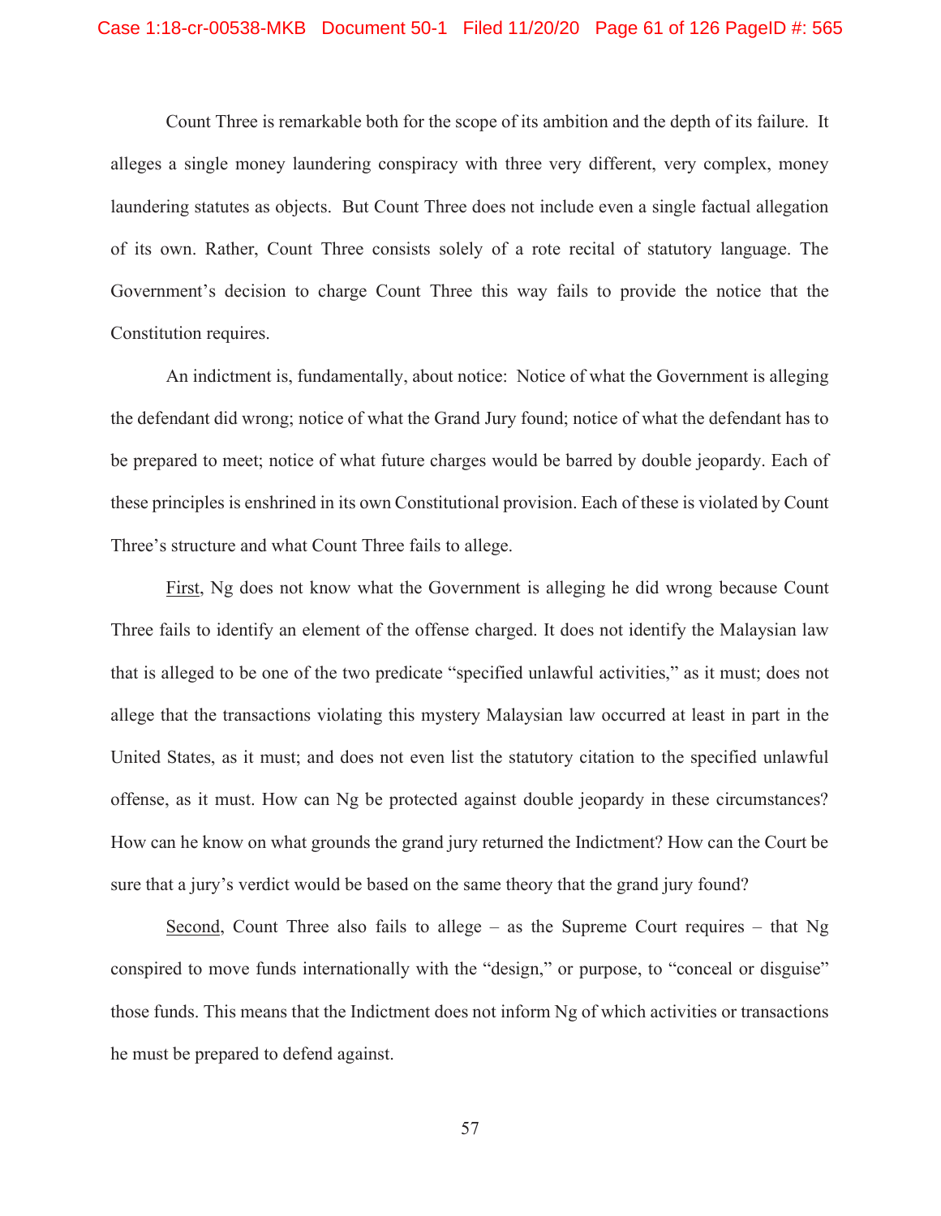Count Three is remarkable both for the scope of its ambition and the depth of its failure. It alleges a single money laundering conspiracy with three very different, very complex, money laundering statutes as objects. But Count Three does not include even a single factual allegation of its own. Rather, Count Three consists solely of a rote recital of statutory language. The Government's decision to charge Count Three this way fails to provide the notice that the Constitution requires.

An indictment is, fundamentally, about notice: Notice of what the Government is alleging the defendant did wrong; notice of what the Grand Jury found; notice of what the defendant has to be prepared to meet; notice of what future charges would be barred by double jeopardy. Each of these principles is enshrined in its own Constitutional provision. Each of these is violated by Count Three's structure and what Count Three fails to allege.

First, Ng does not know what the Government is alleging he did wrong because Count Three fails to identify an element of the offense charged. It does not identify the Malaysian law that is alleged to be one of the two predicate "specified unlawful activities," as it must; does not allege that the transactions violating this mystery Malaysian law occurred at least in part in the United States, as it must; and does not even list the statutory citation to the specified unlawful offense, as it must. How can Ng be protected against double jeopardy in these circumstances? How can he know on what grounds the grand jury returned the Indictment? How can the Court be sure that a jury's verdict would be based on the same theory that the grand jury found?

Second, Count Three also fails to allege – as the Supreme Court requires – that Ng conspired to move funds internationally with the "design," or purpose, to "conceal or disguise" those funds. This means that the Indictment does not inform Ng of which activities or transactions he must be prepared to defend against.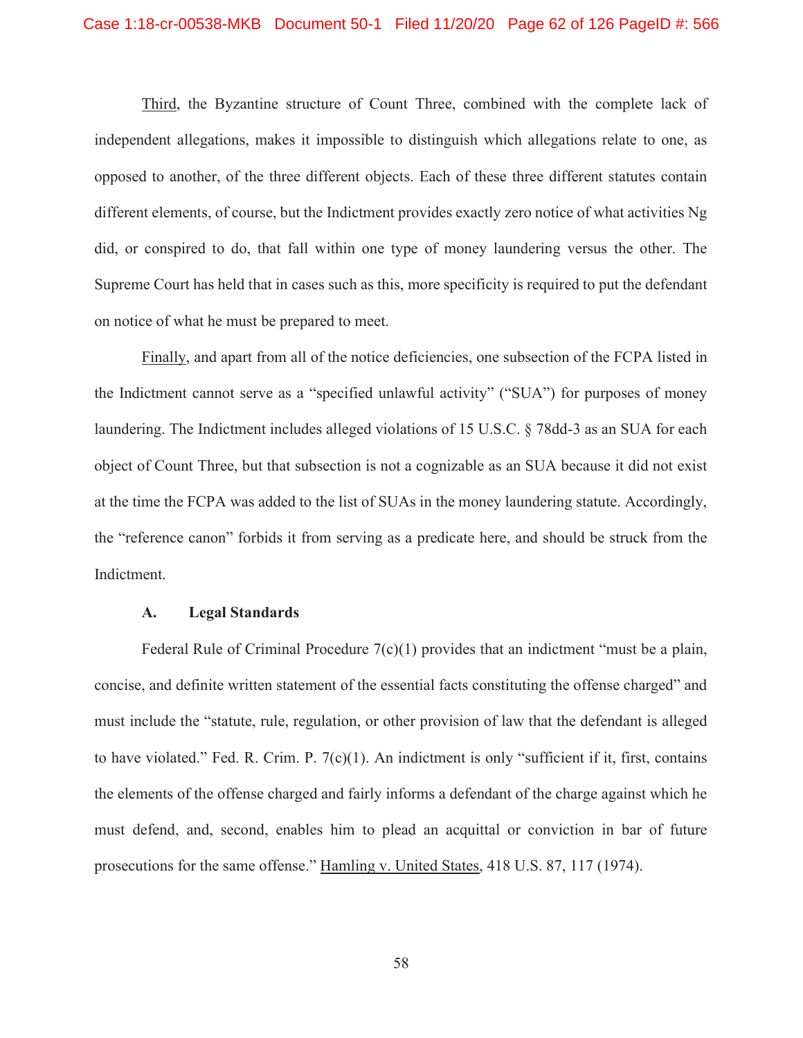<u>Third</u>, the Byzantine structure of Count Three, combined with the complete lack of independent allegations, makes it impossible to distinguish which allegations relate to one, as opposed to another, of the three different objects. Each of these three different statutes contain different elements, of course, but the Indictment provides exactly zero notice of what activities Ng did, or conspired to do, that fall within one type of money laundering versus the other. The Supreme Court has held that in cases such as this, more specificity is required to put the defendant on notice of what he must be prepared to meet.

<u>Finally</u>, and apart from all of the notice deficiencies, one subsection of the FCPA listed in the Indictment cannot serve as a "specified unlawful activity" ("SUA") for purposes of money laundering. The Indictment includes alleged violations of 15 U.S.C. § 78dd-3 as an SUA for each object of Count Three, but that subsection is not a cognizable as an SUA because it did not exist at the time the FCPA was added to the list of SUAs in the money laundering statute. Accordingly, the "reference canon" forbids it from serving as a predicate here, and should be struck from the Indictment.

### A. Legal Standards

Federal Rule of Criminal Procedure 7(c)(1) provides that an indictment "must be a plain, concise, and definite written statement of the essential facts constituting the offense charged" and must include the "statute, rule, regulation, or other provision of law that the defendant is alleged to have violated." Fed. R. Crim. P. 7(c)(1). An indictment is only "sufficient if it, first, contains the elements of the offense charged and fairly informs a defendant of the charge against which he must defend, and, second, enables him to plead an acquittal or conviction in bar of future prosecutions for the same offense." <u>Hamling v. United States</u>, 418 U.S. 87, 117 (1974).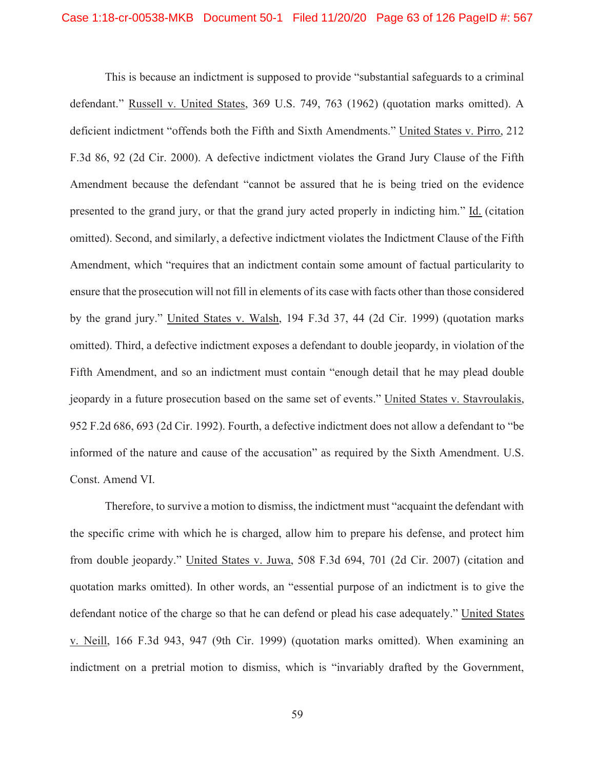This is because an indictment is supposed to provide "substantial safeguards to a criminal defendant." Russell v. United States, 369 U.S. 749, 763 (1962) (quotation marks omitted). A deficient indictment "offends both the Fifth and Sixth Amendments." United States v. Pirro, 212 F.3d 86, 92 (2d Cir. 2000). A defective indictment violates the Grand Jury Clause of the Fifth Amendment because the defendant "cannot be assured that he is being tried on the evidence presented to the grand jury, or that the grand jury acted properly in indicting him." Id. (citation omitted). Second, and similarly, a defective indictment violates the Indictment Clause of the Fifth Amendment, which "requires that an indictment contain some amount of factual particularity to ensure that the prosecution will not fill in elements of its case with facts other than those considered by the grand jury." United States v. Walsh, 194 F.3d 37, 44 (2d Cir. 1999) (quotation marks omitted). Third, a defective indictment exposes a defendant to double jeopardy, in violation of the Fifth Amendment, and so an indictment must contain "enough detail that he may plead double jeopardy in a future prosecution based on the same set of events." United States v. Stavroulakis, 952 F.2d 686, 693 (2d Cir. 1992). Fourth, a defective indictment does not allow a defendant to "be informed of the nature and cause of the accusation" as required by the Sixth Amendment. U.S. Const. Amend VI.

Therefore, to survive a motion to dismiss, the indictment must "acquaint the defendant with the specific crime with which he is charged, allow him to prepare his defense, and protect him from double jeopardy." United States v. Juwa, 508 F.3d 694, 701 (2d Cir. 2007) (citation and quotation marks omitted). In other words, an "essential purpose of an indictment is to give the defendant notice of the charge so that he can defend or plead his case adequately." United States v. Neill, 166 F.3d 943, 947 (9th Cir. 1999) (quotation marks omitted). When examining an indictment on a pretrial motion to dismiss, which is "invariably drafted by the Government,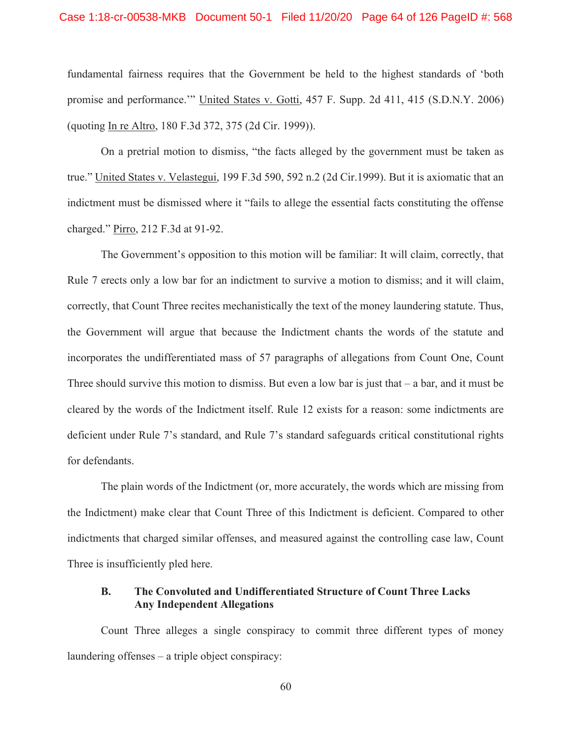fundamental fairness requires that the Government be held to the highest standards of 'both promise and performance.'" United States v. Gotti, 457 F. Supp. 2d 411, 415 (S.D.N.Y. 2006) (quoting In re Altro, 180 F.3d 372, 375 (2d Cir. 1999)).

On a pretrial motion to dismiss, "the facts alleged by the government must be taken as true." United States v. Velastegui, 199 F.3d 590, 592 n.2 (2d Cir.1999). But it is axiomatic that an indictment must be dismissed where it "fails to allege the essential facts constituting the offense charged." Pirro, 212 F.3d at 91-92.

The Government's opposition to this motion will be familiar: It will claim, correctly, that Rule 7 erects only a low bar for an indictment to survive a motion to dismiss; and it will claim, correctly, that Count Three recites mechanistically the text of the money laundering statute. Thus, the Government will argue that because the Indictment chants the words of the statute and incorporates the undifferentiated mass of 57 paragraphs of allegations from Count One, Count Three should survive this motion to dismiss. But even a low bar is just that – a bar, and it must be cleared by the words of the Indictment itself. Rule 12 exists for a reason: some indictments are deficient under Rule 7's standard, and Rule 7's standard safeguards critical constitutional rights for defendants.

The plain words of the Indictment (or, more accurately, the words which are missing from the Indictment) make clear that Count Three of this Indictment is deficient. Compared to other indictments that charged similar offenses, and measured against the controlling case law, Count Three is insufficiently pled here.

### B. The Convoluted and Undifferentiated Structure of Count Three Lacks Any Independent Allegations

Count Three alleges a single conspiracy to commit three different types of money laundering offenses – a triple object conspiracy: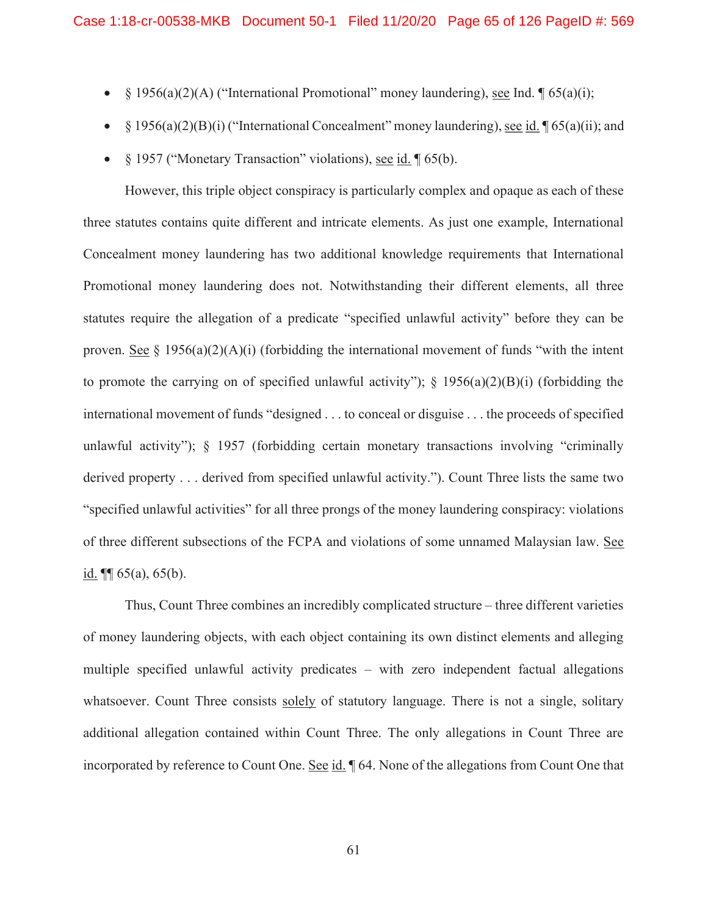- § 1956(a)(2)(A) ("International Promotional" money laundering), see Ind. ¶ 65(a)(i);
- § 1956(a)(2)(B)(i) ("International Concealment" money laundering), see id. ¶ 65(a)(ii); and
- § 1957 ("Monetary Transaction" violations), see id. ¶ 65(b).

However, this triple object conspiracy is particularly complex and opaque as each of these three statutes contains quite different and intricate elements. As just one example, International Concealment money laundering has two additional knowledge requirements that International Promotional money laundering does not. Notwithstanding their different elements, all three statutes require the allegation of a predicate "specified unlawful activity" before they can be proven. See § 1956(a)(2)(A)(i) (forbidding the international movement of funds "with the intent to promote the carrying on of specified unlawful activity"); § 1956(a)(2)(B)(i) (forbidding the international movement of funds "designed . . . to conceal or disguise . . . the proceeds of specified unlawful activity"); § 1957 (forbidding certain monetary transactions involving "criminally derived property . . . derived from specified unlawful activity."). Count Three lists the same two "specified unlawful activities" for all three prongs of the money laundering conspiracy: violations of three different subsections of the FCPA and violations of some unnamed Malaysian law. See id. ¶¶ 65(a), 65(b).

Thus, Count Three combines an incredibly complicated structure – three different varieties of money laundering objects, with each object containing its own distinct elements and alleging multiple specified unlawful activity predicates – with zero independent factual allegations whatsoever. Count Three consists solely of statutory language. There is not a single, solitary additional allegation contained within Count Three. The only allegations in Count Three are incorporated by reference to Count One. See id. ¶ 64. None of the allegations from Count One that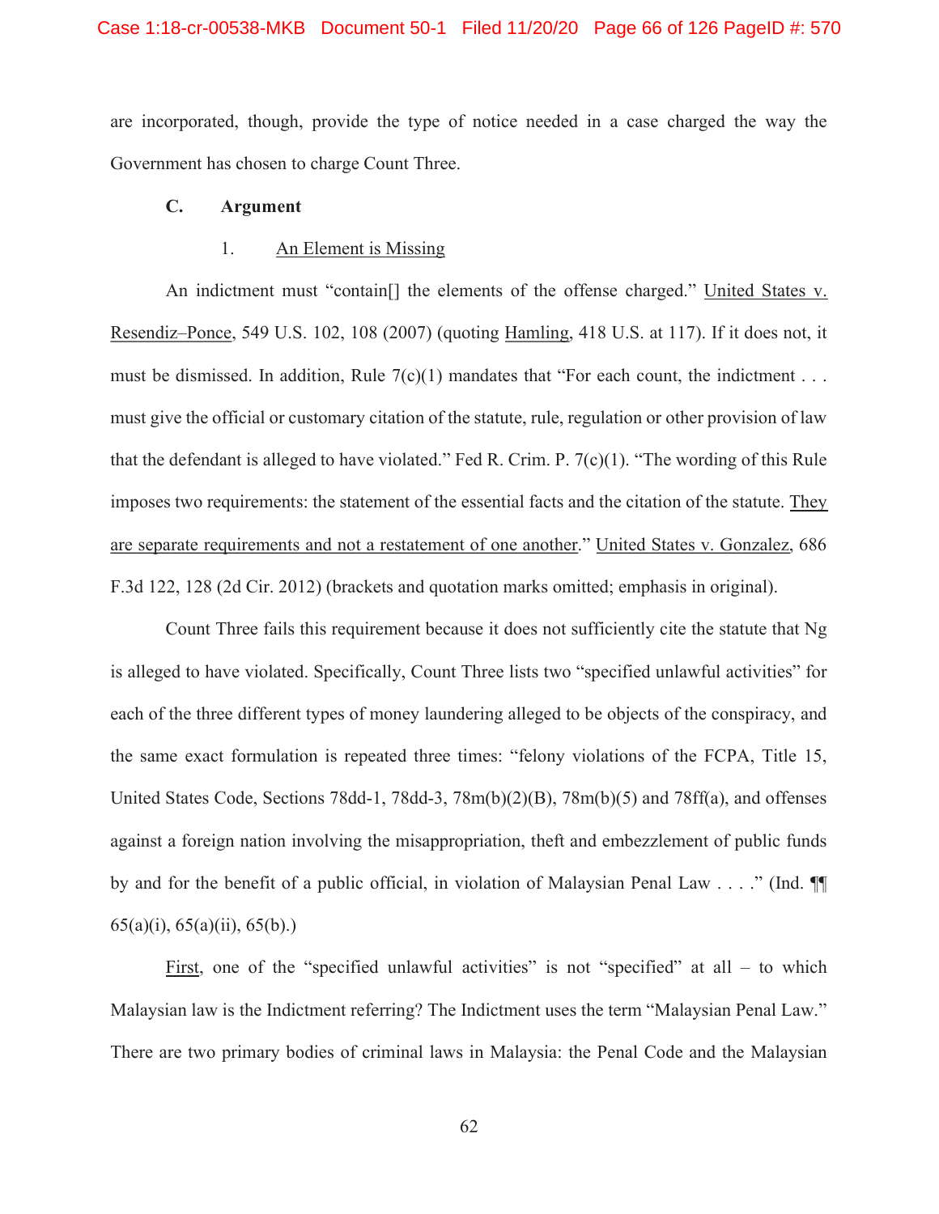are incorporated, though, provide the type of notice needed in a case charged the way the Government has chosen to charge Count Three.

### C. Argument

#### 1. An Element is Missing

An indictment must "contain[] the elements of the offense charged." United States v. Resendiz–Ponce, 549 U.S. 102, 108 (2007) (quoting Hamling, 418 U.S. at 117). If it does not, it must be dismissed. In addition, Rule 7(c)(1) mandates that "For each count, the indictment . . . must give the official or customary citation of the statute, rule, regulation or other provision of law that the defendant is alleged to have violated." Fed R. Crim. P. 7(c)(1). "The wording of this Rule imposes two requirements: the statement of the essential facts and the citation of the statute. They are separate requirements and not a restatement of one another." United States v. Gonzalez, 686 F.3d 122, 128 (2d Cir. 2012) (brackets and quotation marks omitted; emphasis in original).

Count Three fails this requirement because it does not sufficiently cite the statute that Ng is alleged to have violated. Specifically, Count Three lists two "specified unlawful activities" for each of the three different types of money laundering alleged to be objects of the conspiracy, and the same exact formulation is repeated three times: "felony violations of the FCPA, Title 15, United States Code, Sections 78dd-1, 78dd-3, 78m(b)(2)(B), 78m(b)(5) and 78ff(a), and offenses against a foreign nation involving the misappropriation, theft and embezzlement of public funds by and for the benefit of a public official, in violation of Malaysian Penal Law . . . ." (Ind. ¶¶ 65(a)(i), 65(a)(ii), 65(b).)

First, one of the "specified unlawful activities" is not "specified" at all – to which Malaysian law is the Indictment referring? The Indictment uses the term "Malaysian Penal Law." There are two primary bodies of criminal laws in Malaysia: the Penal Code and the Malaysian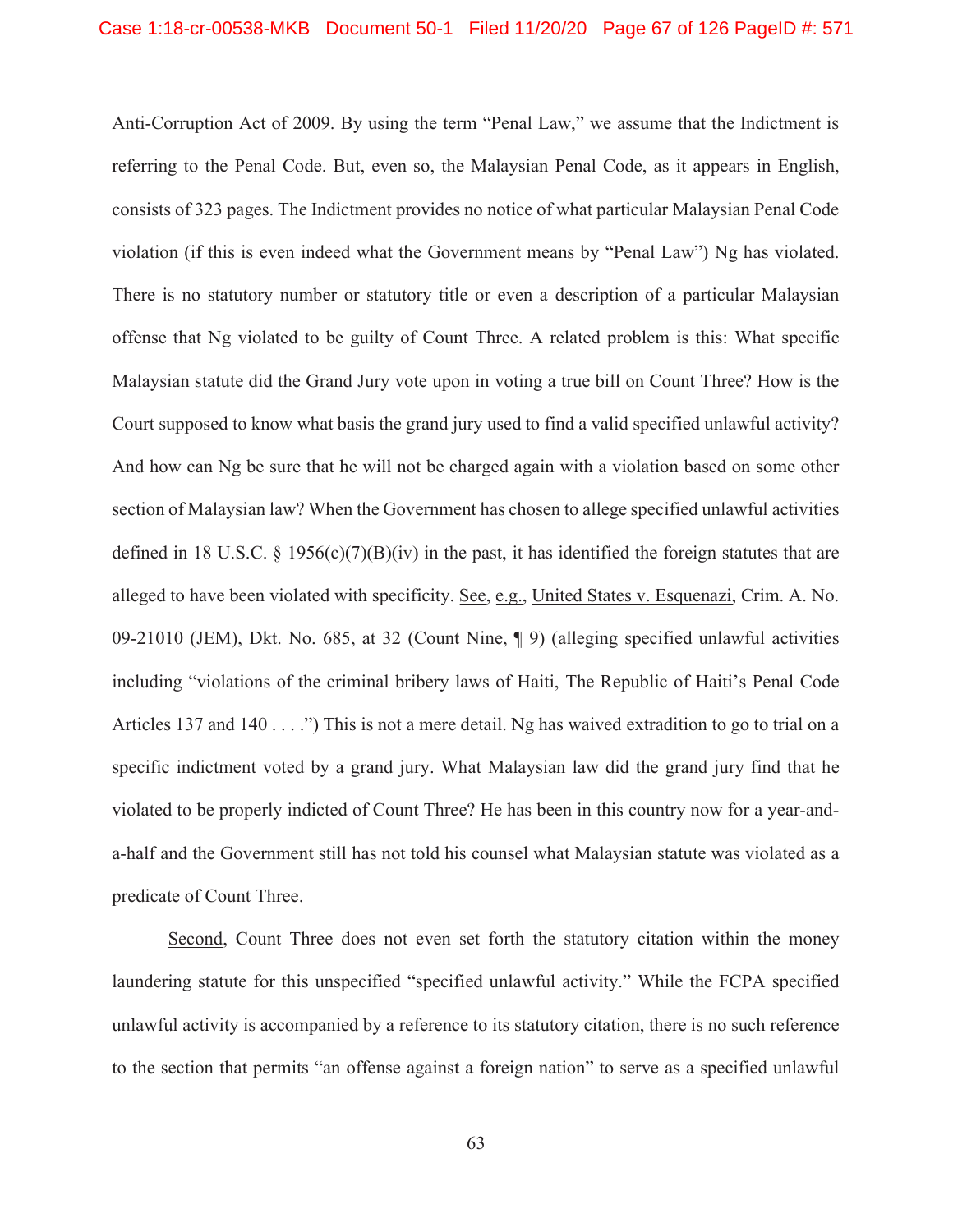Anti-Corruption Act of 2009. By using the term "Penal Law," we assume that the Indictment is referring to the Penal Code. But, even so, the Malaysian Penal Code, as it appears in English, consists of 323 pages. The Indictment provides no notice of what particular Malaysian Penal Code violation (if this is even indeed what the Government means by "Penal Law") Ng has violated. There is no statutory number or statutory title or even a description of a particular Malaysian offense that Ng violated to be guilty of Count Three. A related problem is this: What specific Malaysian statute did the Grand Jury vote upon in voting a true bill on Count Three? How is the Court supposed to know what basis the grand jury used to find a valid specified unlawful activity? And how can Ng be sure that he will not be charged again with a violation based on some other section of Malaysian law? When the Government has chosen to allege specified unlawful activities defined in 18 U.S.C. § 1956(c)(7)(B)(iv) in the past, it has identified the foreign statutes that are alleged to have been violated with specificity. See, e.g., United States v. Esquenazi, Crim. A. No. 09-21010 (JEM), Dkt. No. 685, at 32 (Count Nine, ¶ 9) (alleging specified unlawful activities including "violations of the criminal bribery laws of Haiti, The Republic of Haiti's Penal Code Articles 137 and 140 . . . .") This is not a mere detail. Ng has waived extradition to go to trial on a specific indictment voted by a grand jury. What Malaysian law did the grand jury find that he violated to be properly indicted of Count Three? He has been in this country now for a year-and-a-half and the Government still has not told his counsel what Malaysian statute was violated as a predicate of Count Three.

Second, Count Three does not even set forth the statutory citation within the money laundering statute for this unspecified "specified unlawful activity." While the FCPA specified unlawful activity is accompanied by a reference to its statutory citation, there is no such reference to the section that permits "an offense against a foreign nation" to serve as a specified unlawful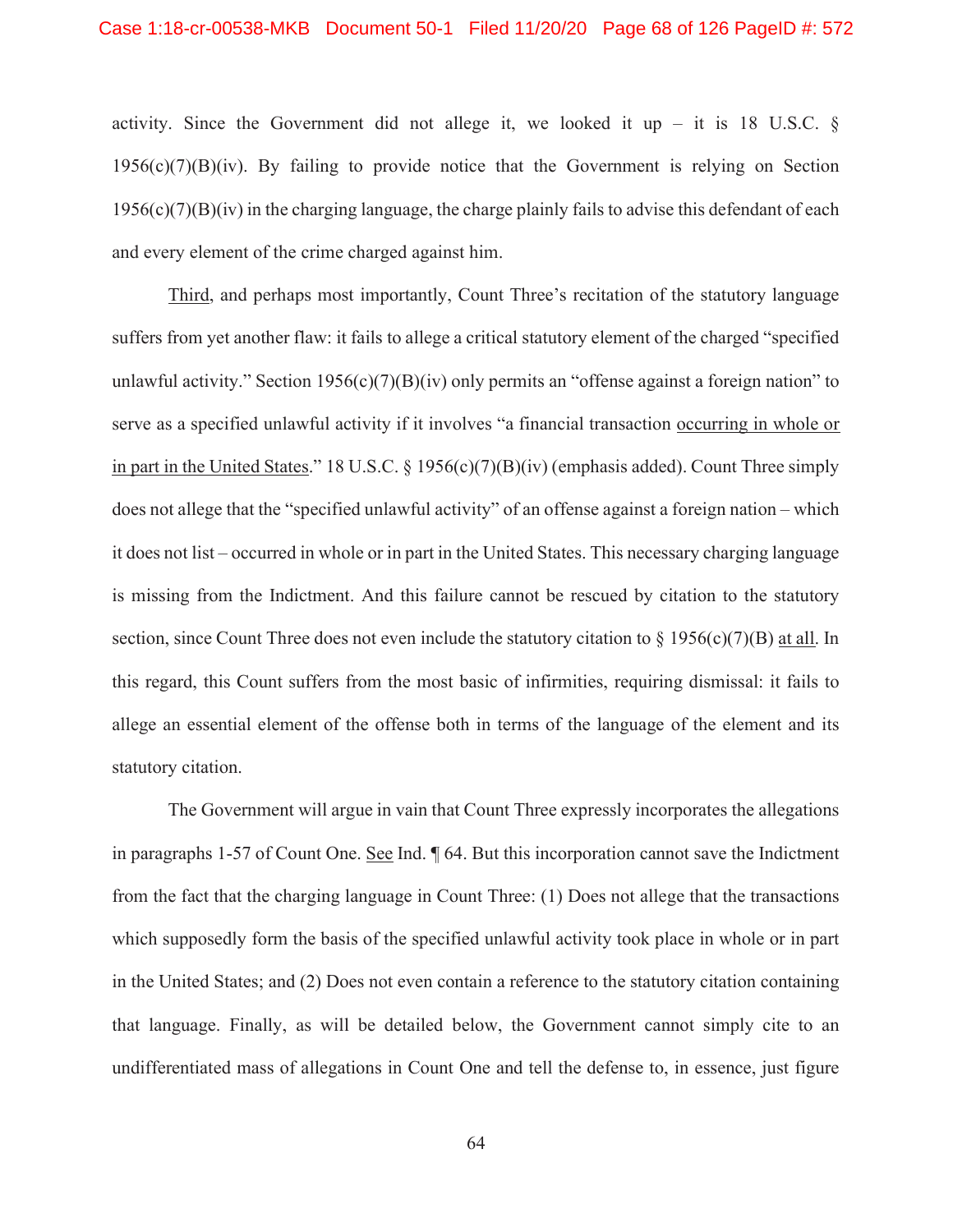activity. Since the Government did not allege it, we looked it up – it is 18 U.S.C. § 1956(c)(7)(B)(iv). By failing to provide notice that the Government is relying on Section 1956(c)(7)(B)(iv) in the charging language, the charge plainly fails to advise this defendant of each and every element of the crime charged against him.

<u>Third</u>, and perhaps most importantly, Count Three's recitation of the statutory language suffers from yet another flaw: it fails to allege a critical statutory element of the charged "specified unlawful activity." Section 1956(c)(7)(B)(iv) only permits an "offense against a foreign nation" to serve as a specified unlawful activity if it involves "a financial transaction <u>occurring in whole or in part in the United States</u>." 18 U.S.C. § 1956(c)(7)(B)(iv) (emphasis added). Count Three simply does not allege that the "specified unlawful activity" of an offense against a foreign nation – which it does not list – occurred in whole or in part in the United States. This necessary charging language is missing from the Indictment. And this failure cannot be rescued by citation to the statutory section, since Count Three does not even include the statutory citation to § 1956(c)(7)(B) <u>at all</u>. In this regard, this Count suffers from the most basic of infirmities, requiring dismissal: it fails to allege an essential element of the offense both in terms of the language of the element and its statutory citation.

The Government will argue in vain that Count Three expressly incorporates the allegations in paragraphs 1-57 of Count One. <u>See</u> Ind. ¶ 64. But this incorporation cannot save the Indictment from the fact that the charging language in Count Three: (1) Does not allege that the transactions which supposedly form the basis of the specified unlawful activity took place in whole or in part in the United States; and (2) Does not even contain a reference to the statutory citation containing that language. Finally, as will be detailed below, the Government cannot simply cite to an undifferentiated mass of allegations in Count One and tell the defense to, in essence, just figure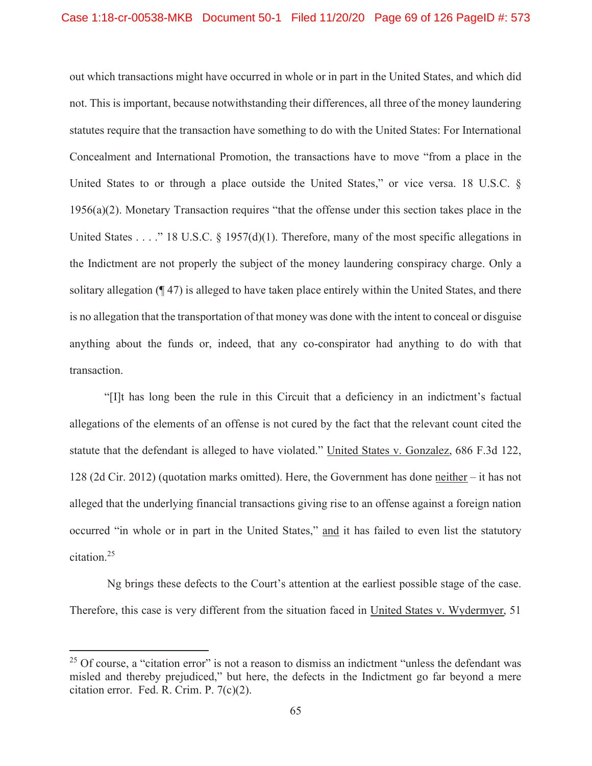out which transactions might have occurred in whole or in part in the United States, and which did not. This is important, because notwithstanding their differences, all three of the money laundering statutes require that the transaction have something to do with the United States: For International Concealment and International Promotion, the transactions have to move "from a place in the United States to or through a place outside the United States," or vice versa. 18 U.S.C. § 1956(a)(2). Monetary Transaction requires "that the offense under this section takes place in the United States . . . ." 18 U.S.C. § 1957(d)(1). Therefore, many of the most specific allegations in the Indictment are not properly the subject of the money laundering conspiracy charge. Only a solitary allegation (¶ 47) is alleged to have taken place entirely within the United States, and there is no allegation that the transportation of that money was done with the intent to conceal or disguise anything about the funds or, indeed, that any co-conspirator had anything to do with that transaction.

"[I]t has long been the rule in this Circuit that a deficiency in an indictment's factual allegations of the elements of an offense is not cured by the fact that the relevant count cited the statute that the defendant is alleged to have violated." United States v. Gonzalez, 686 F.3d 122, 128 (2d Cir. 2012) (quotation marks omitted). Here, the Government has done neither – it has not alleged that the underlying financial transactions giving rise to an offense against a foreign nation occurred "in whole or in part in the United States," and it has failed to even list the statutory citation.[25]

Ng brings these defects to the Court's attention at the earliest possible stage of the case. Therefore, this case is very different from the situation faced in United States v. Wydermyer, 51

---

[25] Of course, a "citation error" is not a reason to dismiss an indictment "unless the defendant was misled and thereby prejudiced," but here, the defects in the Indictment go far beyond a mere citation error. Fed. R. Crim. P. 7(c)(2).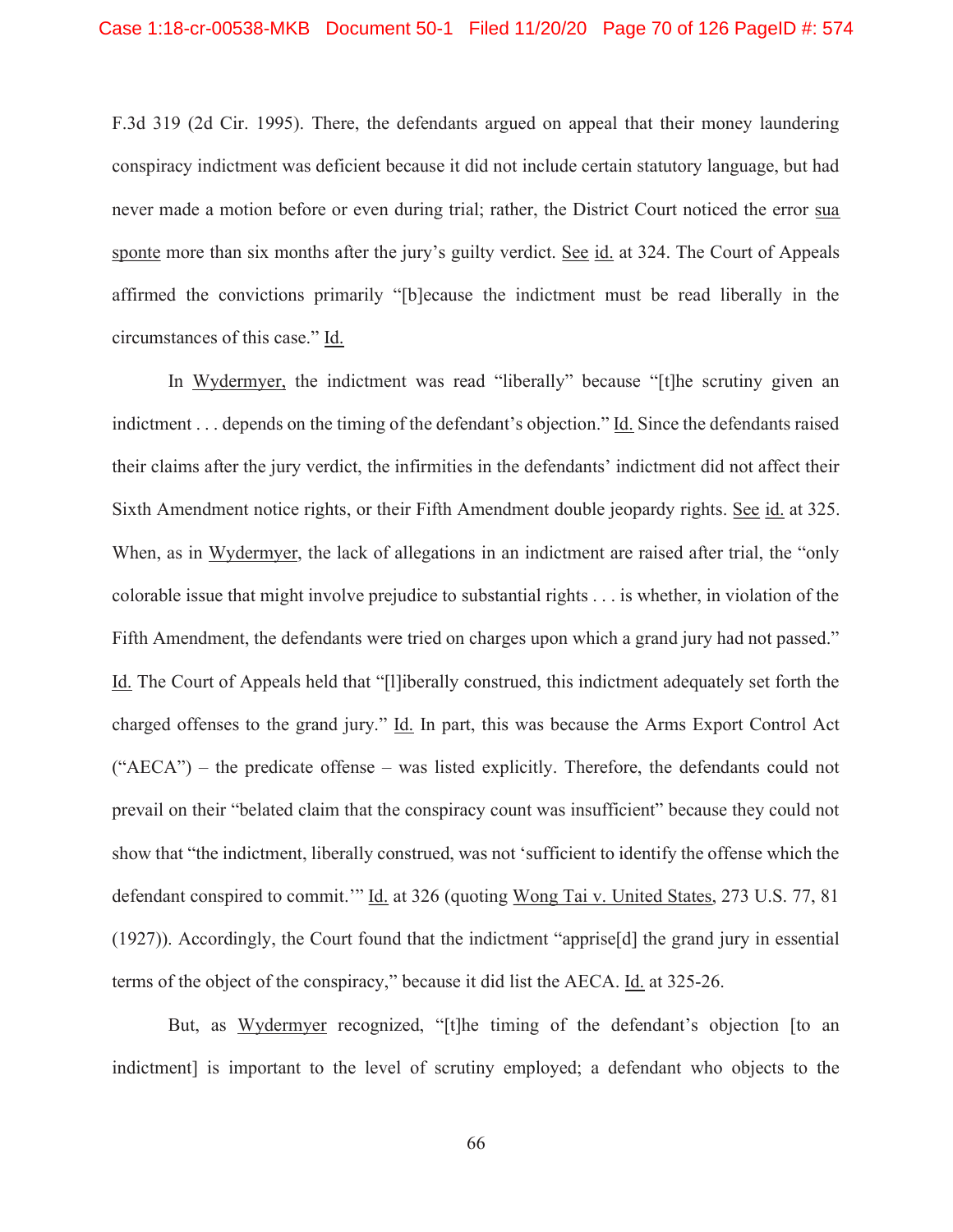F.3d 319 (2d Cir. 1995). There, the defendants argued on appeal that their money laundering conspiracy indictment was deficient because it did not include certain statutory language, but had never made a motion before or even during trial; rather, the District Court noticed the error sua sponte more than six months after the jury's guilty verdict. See id. at 324. The Court of Appeals affirmed the convictions primarily "[b]ecause the indictment must be read liberally in the circumstances of this case." Id.

In Wydermyer, the indictment was read "liberally" because "[t]he scrutiny given an indictment . . . depends on the timing of the defendant's objection." Id. Since the defendants raised their claims after the jury verdict, the infirmities in the defendants' indictment did not affect their Sixth Amendment notice rights, or their Fifth Amendment double jeopardy rights. See id. at 325. When, as in Wydermyer, the lack of allegations in an indictment are raised after trial, the "only colorable issue that might involve prejudice to substantial rights . . . is whether, in violation of the Fifth Amendment, the defendants were tried on charges upon which a grand jury had not passed." Id. The Court of Appeals held that "[l]iberally construed, this indictment adequately set forth the charged offenses to the grand jury." Id. In part, this was because the Arms Export Control Act ("AECA") – the predicate offense – was listed explicitly. Therefore, the defendants could not prevail on their "belated claim that the conspiracy count was insufficient" because they could not show that "the indictment, liberally construed, was not 'sufficient to identify the offense which the defendant conspired to commit.'" Id. at 326 (quoting Wong Tai v. United States, 273 U.S. 77, 81 (1927)). Accordingly, the Court found that the indictment "apprise[d] the grand jury in essential terms of the object of the conspiracy," because it did list the AECA. Id. at 325-26.

But, as Wydermyer recognized, "[t]he timing of the defendant's objection [to an indictment] is important to the level of scrutiny employed; a defendant who objects to the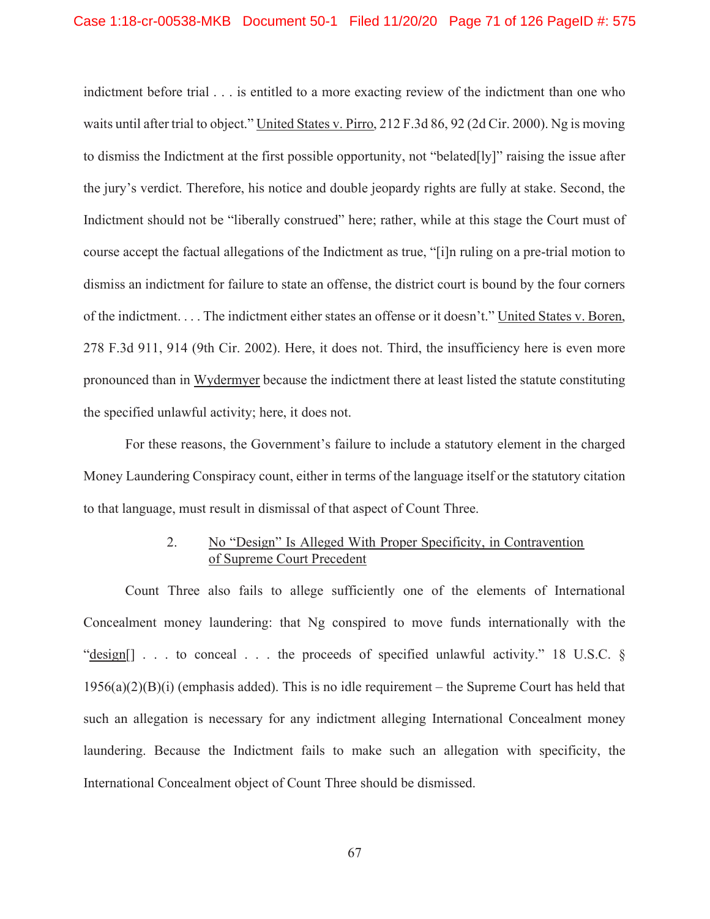indictment before trial . . . is entitled to a more exacting review of the indictment than one who waits until after trial to object." United States v. Pirro, 212 F.3d 86, 92 (2d Cir. 2000). Ng is moving to dismiss the Indictment at the first possible opportunity, not "belated[ly]" raising the issue after the jury's verdict. Therefore, his notice and double jeopardy rights are fully at stake. Second, the Indictment should not be "liberally construed" here; rather, while at this stage the Court must of course accept the factual allegations of the Indictment as true, "[i]n ruling on a pre-trial motion to dismiss an indictment for failure to state an offense, the district court is bound by the four corners of the indictment. . . . The indictment either states an offense or it doesn't." United States v. Boren, 278 F.3d 911, 914 (9th Cir. 2002). Here, it does not. Third, the insufficiency here is even more pronounced than in Wydermyer because the indictment there at least listed the statute constituting the specified unlawful activity; here, it does not.

For these reasons, the Government's failure to include a statutory element in the charged Money Laundering Conspiracy count, either in terms of the language itself or the statutory citation to that language, must result in dismissal of that aspect of Count Three.

### 2. No "Design" Is Alleged With Proper Specificity, in Contravention of Supreme Court Precedent

Count Three also fails to allege sufficiently one of the elements of International Concealment money laundering: that Ng conspired to move funds internationally with the "design[] . . . to conceal . . . the proceeds of specified unlawful activity." 18 U.S.C. § 1956(a)(2)(B)(i) (emphasis added). This is no idle requirement – the Supreme Court has held that such an allegation is necessary for any indictment alleging International Concealment money laundering. Because the Indictment fails to make such an allegation with specificity, the International Concealment object of Count Three should be dismissed.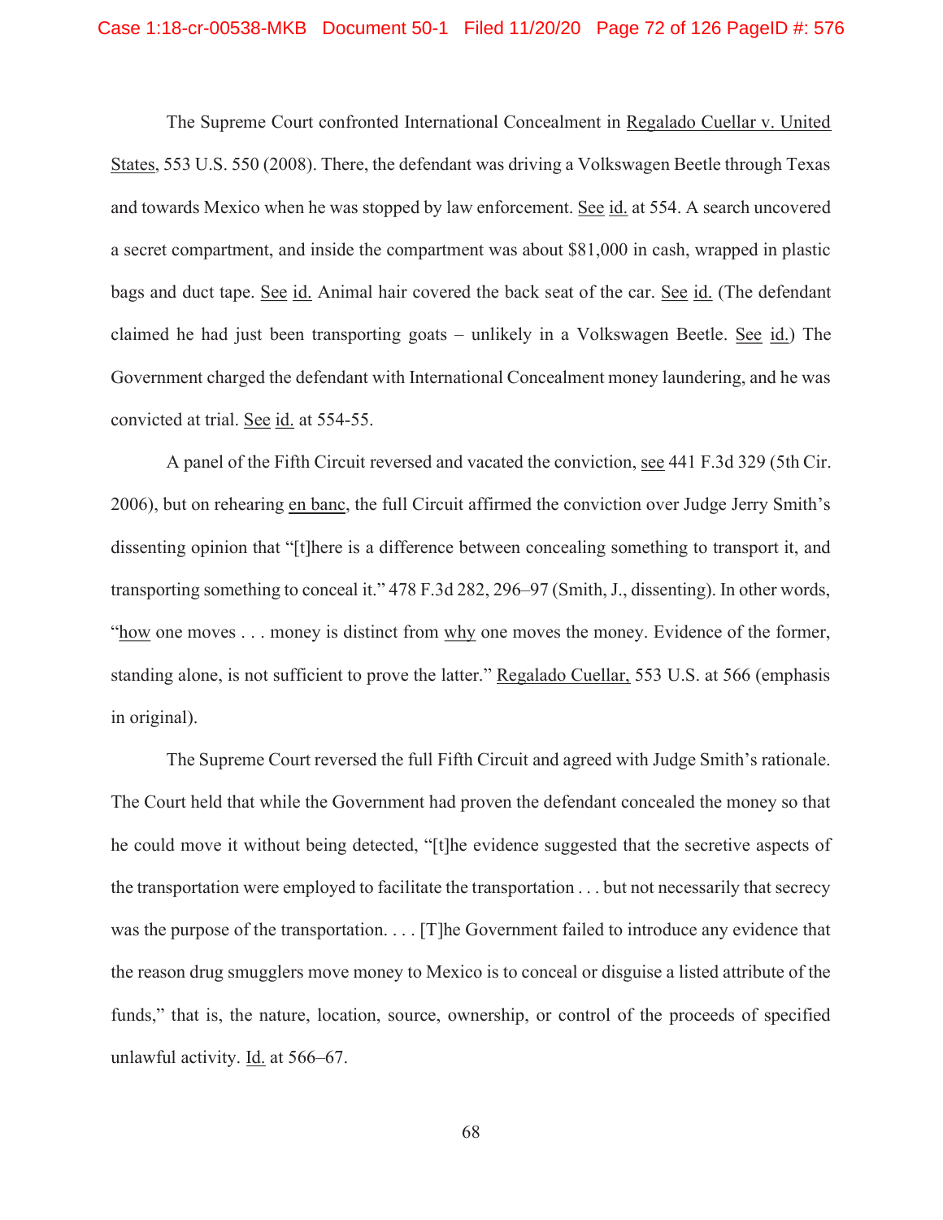The Supreme Court confronted International Concealment in Regalado Cuellar v. United States, 553 U.S. 550 (2008). There, the defendant was driving a Volkswagen Beetle through Texas and towards Mexico when he was stopped by law enforcement. See id. at 554. A search uncovered a secret compartment, and inside the compartment was about $81,000 in cash, wrapped in plastic bags and duct tape. See id. Animal hair covered the back seat of the car. See id. (The defendant claimed he had just been transporting goats – unlikely in a Volkswagen Beetle. See id.) The Government charged the defendant with International Concealment money laundering, and he was convicted at trial. See id. at 554-55.

A panel of the Fifth Circuit reversed and vacated the conviction, see 441 F.3d 329 (5th Cir. 2006), but on rehearing en banc, the full Circuit affirmed the conviction over Judge Jerry Smith's dissenting opinion that "[t]here is a difference between concealing something to transport it, and transporting something to conceal it." 478 F.3d 282, 296–97 (Smith, J., dissenting). In other words, "how one moves . . . money is distinct from why one moves the money. Evidence of the former, standing alone, is not sufficient to prove the latter." Regalado Cuellar, 553 U.S. at 566 (emphasis in original).

The Supreme Court reversed the full Fifth Circuit and agreed with Judge Smith's rationale. The Court held that while the Government had proven the defendant concealed the money so that he could move it without being detected, "[t]he evidence suggested that the secretive aspects of the transportation were employed to facilitate the transportation . . . but not necessarily that secrecy was the purpose of the transportation. . . . [T]he Government failed to introduce any evidence that the reason drug smugglers move money to Mexico is to conceal or disguise a listed attribute of the funds," that is, the nature, location, source, ownership, or control of the proceeds of specified unlawful activity. Id. at 566–67.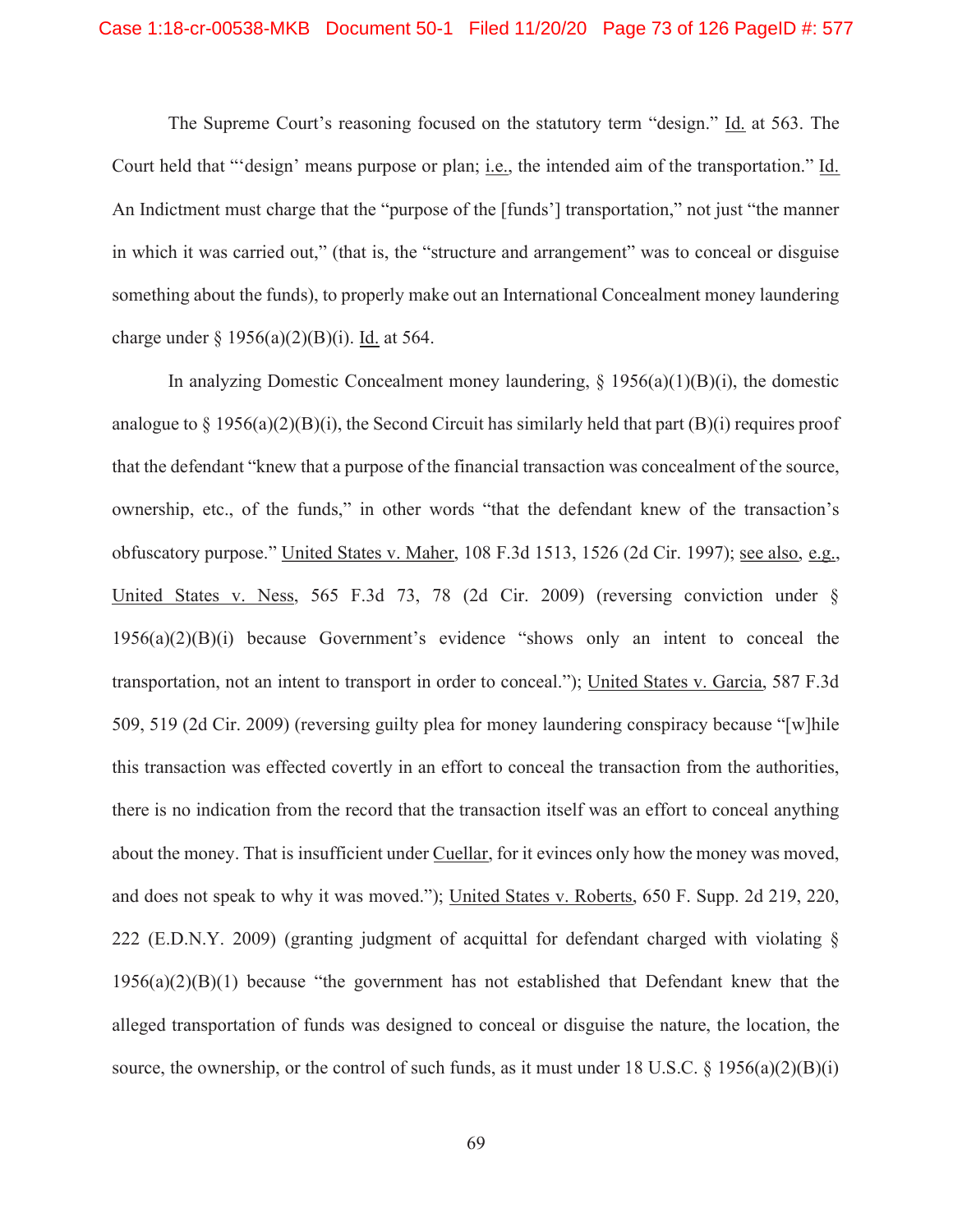The Supreme Court's reasoning focused on the statutory term "design." Id. at 563. The Court held that "'design' means purpose or plan; i.e., the intended aim of the transportation." Id. An Indictment must charge that the "purpose of the [funds'] transportation," not just "the manner in which it was carried out," (that is, the "structure and arrangement" was to conceal or disguise something about the funds), to properly make out an International Concealment money laundering charge under § 1956(a)(2)(B)(i). Id. at 564.

In analyzing Domestic Concealment money laundering, § 1956(a)(1)(B)(i), the domestic analogue to § 1956(a)(2)(B)(i), the Second Circuit has similarly held that part (B)(i) requires proof that the defendant "knew that a purpose of the financial transaction was concealment of the source, ownership, etc., of the funds," in other words "that the defendant knew of the transaction's obfuscatory purpose." United States v. Maher, 108 F.3d 1513, 1526 (2d Cir. 1997); see also, e.g., United States v. Ness, 565 F.3d 73, 78 (2d Cir. 2009) (reversing conviction under § 1956(a)(2)(B)(i) because Government's evidence "shows only an intent to conceal the transportation, not an intent to transport in order to conceal."); United States v. Garcia, 587 F.3d 509, 519 (2d Cir. 2009) (reversing guilty plea for money laundering conspiracy because "[w]hile this transaction was effected covertly in an effort to conceal the transaction from the authorities, there is no indication from the record that the transaction itself was an effort to conceal anything about the money. That is insufficient under Cuellar, for it evinces only how the money was moved, and does not speak to why it was moved."); United States v. Roberts, 650 F. Supp. 2d 219, 220, 222 (E.D.N.Y. 2009) (granting judgment of acquittal for defendant charged with violating § 1956(a)(2)(B)(1) because "the government has not established that Defendant knew that the alleged transportation of funds was designed to conceal or disguise the nature, the location, the source, the ownership, or the control of such funds, as it must under 18 U.S.C. § 1956(a)(2)(B)(i)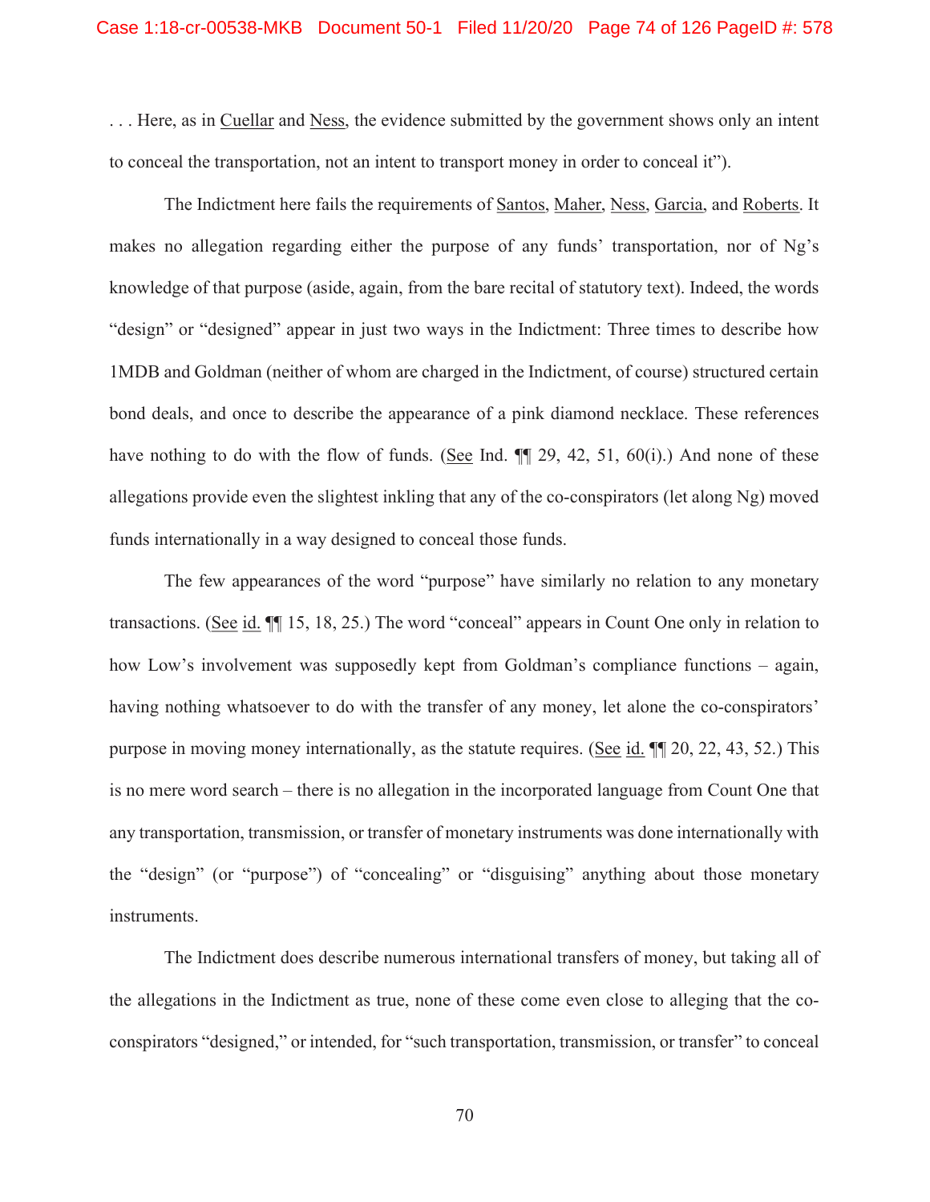. . . Here, as in Cuellar and Ness, the evidence submitted by the government shows only an intent to conceal the transportation, not an intent to transport money in order to conceal it").

The Indictment here fails the requirements of Santos, Maher, Ness, Garcia, and Roberts. It makes no allegation regarding either the purpose of any funds' transportation, nor of Ng's knowledge of that purpose (aside, again, from the bare recital of statutory text). Indeed, the words "design" or "designed" appear in just two ways in the Indictment: Three times to describe how 1MDB and Goldman (neither of whom are charged in the Indictment, of course) structured certain bond deals, and once to describe the appearance of a pink diamond necklace. These references have nothing to do with the flow of funds. (See Ind. ¶¶ 29, 42, 51, 60(i).) And none of these allegations provide even the slightest inkling that any of the co-conspirators (let along Ng) moved funds internationally in a way designed to conceal those funds.

The few appearances of the word "purpose" have similarly no relation to any monetary transactions. (See id. ¶¶ 15, 18, 25.) The word "conceal" appears in Count One only in relation to how Low's involvement was supposedly kept from Goldman's compliance functions – again, having nothing whatsoever to do with the transfer of any money, let alone the co-conspirators' purpose in moving money internationally, as the statute requires. (See id. ¶¶ 20, 22, 43, 52.) This is no mere word search – there is no allegation in the incorporated language from Count One that any transportation, transmission, or transfer of monetary instruments was done internationally with the "design" (or "purpose") of "concealing" or "disguising" anything about those monetary instruments.

The Indictment does describe numerous international transfers of money, but taking all of the allegations in the Indictment as true, none of these come even close to alleging that the co-conspirators "designed," or intended, for "such transportation, transmission, or transfer" to conceal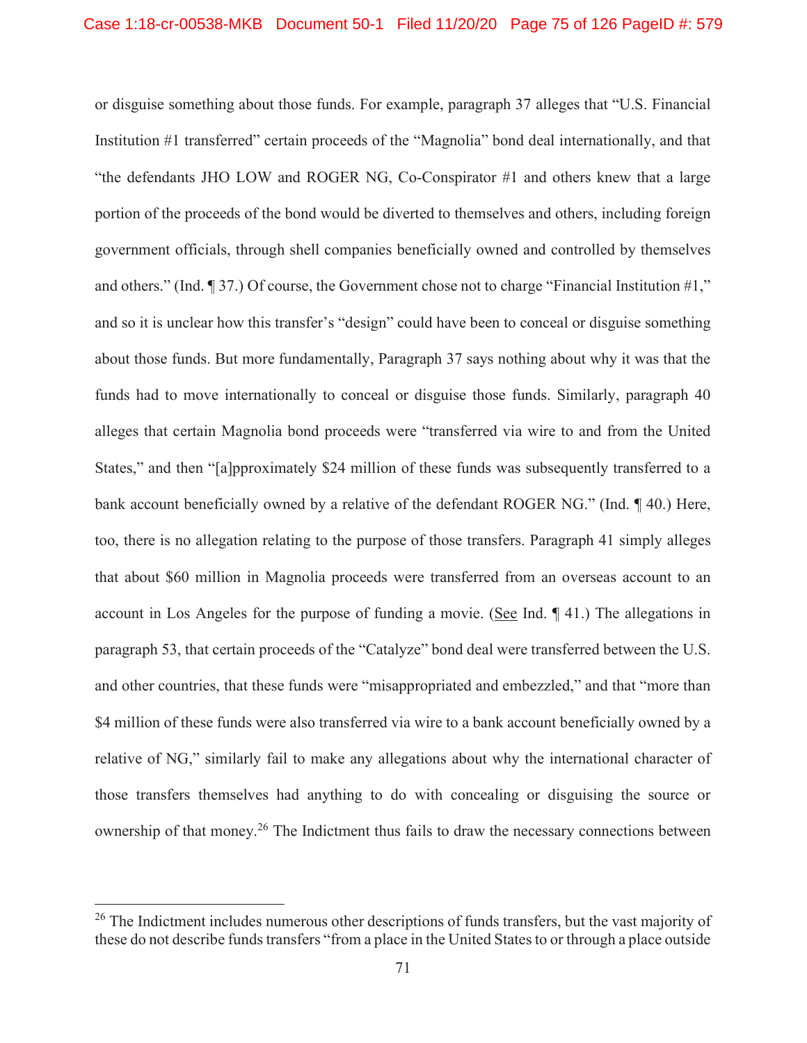or disguise something about those funds. For example, paragraph 37 alleges that "U.S. Financial Institution #1 transferred" certain proceeds of the "Magnolia" bond deal internationally, and that "the defendants JHO LOW and ROGER NG, Co-Conspirator #1 and others knew that a large portion of the proceeds of the bond would be diverted to themselves and others, including foreign government officials, through shell companies beneficially owned and controlled by themselves and others." (Ind. ¶ 37.) Of course, the Government chose not to charge "Financial Institution #1," and so it is unclear how this transfer's "design" could have been to conceal or disguise something about those funds. But more fundamentally, Paragraph 37 says nothing about why it was that the funds had to move internationally to conceal or disguise those funds. Similarly, paragraph 40 alleges that certain Magnolia bond proceeds were "transferred via wire to and from the United States," and then "[a]pproximately $24 million of these funds was subsequently transferred to a bank account beneficially owned by a relative of the defendant ROGER NG." (Ind. ¶ 40.) Here, too, there is no allegation relating to the purpose of those transfers. Paragraph 41 simply alleges that about $60 million in Magnolia proceeds were transferred from an overseas account to an account in Los Angeles for the purpose of funding a movie. (See Ind. ¶ 41.) The allegations in paragraph 53, that certain proceeds of the "Catalyze" bond deal were transferred between the U.S. and other countries, that these funds were "misappropriated and embezzled," and that "more than $4 million of these funds were also transferred via wire to a bank account beneficially owned by a relative of NG," similarly fail to make any allegations about why the international character of those transfers themselves had anything to do with concealing or disguising the source or ownership of that money.[26] The Indictment thus fails to draw the necessary connections between

[26] The Indictment includes numerous other descriptions of funds transfers, but the vast majority of these do not describe funds transfers "from a place in the United States to or through a place outside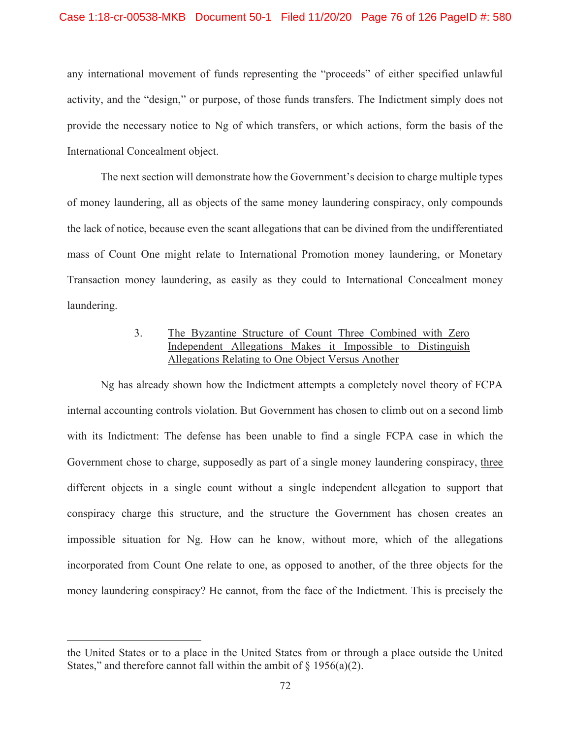any international movement of funds representing the "proceeds" of either specified unlawful activity, and the "design," or purpose, of those funds transfers. The Indictment simply does not provide the necessary notice to Ng of which transfers, or which actions, form the basis of the International Concealment object.

The next section will demonstrate how the Government's decision to charge multiple types of money laundering, all as objects of the same money laundering conspiracy, only compounds the lack of notice, because even the scant allegations that can be divined from the undifferentiated mass of Count One might relate to International Promotion money laundering, or Monetary Transaction money laundering, as easily as they could to International Concealment money laundering.

### 3. The Byzantine Structure of Count Three Combined with Zero Independent Allegations Makes it Impossible to Distinguish Allegations Relating to One Object Versus Another

Ng has already shown how the Indictment attempts a completely novel theory of FCPA internal accounting controls violation. But Government has chosen to climb out on a second limb with its Indictment: The defense has been unable to find a single FCPA case in which the Government chose to charge, supposedly as part of a single money laundering conspiracy, three different objects in a single count without a single independent allegation to support that conspiracy charge this structure, and the structure the Government has chosen creates an impossible situation for Ng. How can he know, without more, which of the allegations incorporated from Count One relate to one, as opposed to another, of the three objects for the money laundering conspiracy? He cannot, from the face of the Indictment. This is precisely the

---

the United States or to a place in the United States from or through a place outside the United States," and therefore cannot fall within the ambit of § 1956(a)(2).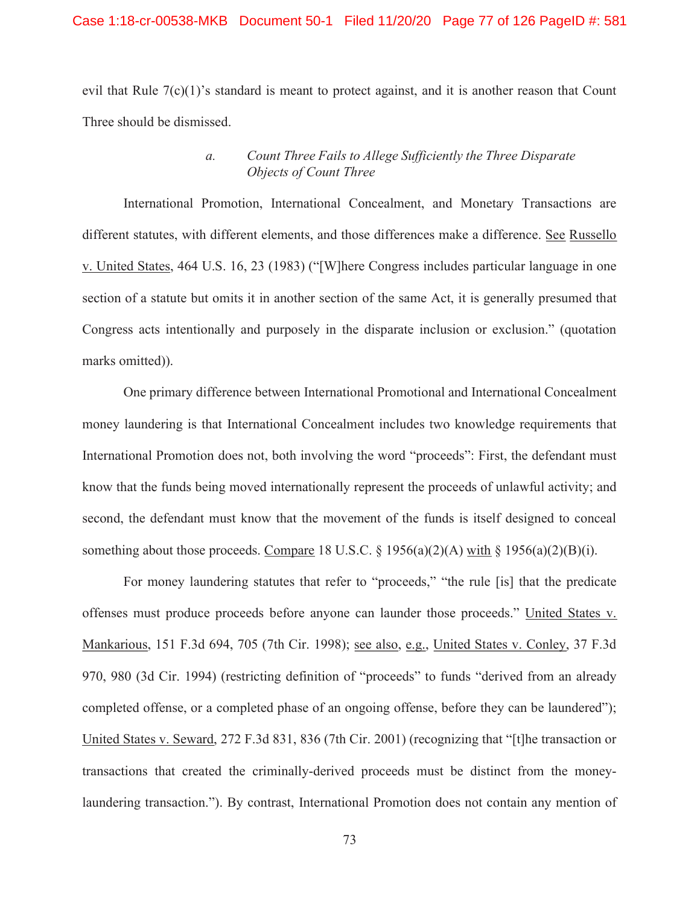evil that Rule 7(c)(1)'s standard is meant to protect against, and it is another reason that Count Three should be dismissed.

### a. *Count Three Fails to Allege Sufficiently the Three Disparate Objects of Count Three*

International Promotion, International Concealment, and Monetary Transactions are different statutes, with different elements, and those differences make a difference. See Russello v. United States, 464 U.S. 16, 23 (1983) ("[W]here Congress includes particular language in one section of a statute but omits it in another section of the same Act, it is generally presumed that Congress acts intentionally and purposely in the disparate inclusion or exclusion." (quotation marks omitted)).

One primary difference between International Promotional and International Concealment money laundering is that International Concealment includes two knowledge requirements that International Promotion does not, both involving the word "proceeds": First, the defendant must know that the funds being moved internationally represent the proceeds of unlawful activity; and second, the defendant must know that the movement of the funds is itself designed to conceal something about those proceeds. Compare 18 U.S.C. § 1956(a)(2)(A) with § 1956(a)(2)(B)(i).

For money laundering statutes that refer to "proceeds," "the rule [is] that the predicate offenses must produce proceeds before anyone can launder those proceeds." United States v. Mankarious, 151 F.3d 694, 705 (7th Cir. 1998); see also, e.g., United States v. Conley, 37 F.3d 970, 980 (3d Cir. 1994) (restricting definition of "proceeds" to funds "derived from an already completed offense, or a completed phase of an ongoing offense, before they can be laundered"); United States v. Seward, 272 F.3d 831, 836 (7th Cir. 2001) (recognizing that "[t]he transaction or transactions that created the criminally-derived proceeds must be distinct from the money-laundering transaction."). By contrast, International Promotion does not contain any mention of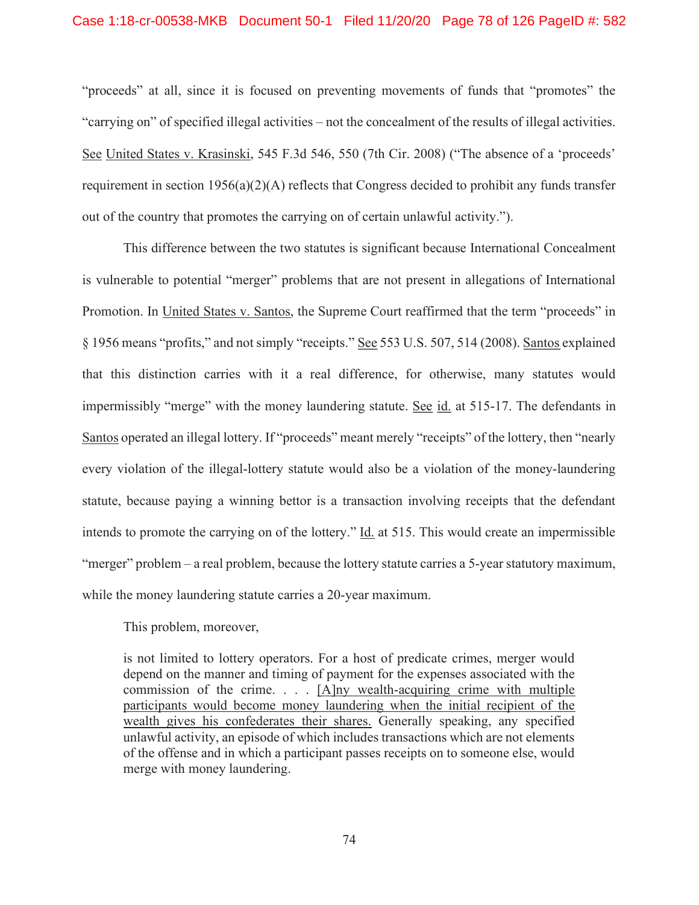"proceeds" at all, since it is focused on preventing movements of funds that "promotes" the "carrying on" of specified illegal activities – not the concealment of the results of illegal activities. See United States v. Krasinski, 545 F.3d 546, 550 (7th Cir. 2008) ("The absence of a 'proceeds' requirement in section 1956(a)(2)(A) reflects that Congress decided to prohibit any funds transfer out of the country that promotes the carrying on of certain unlawful activity.").

This difference between the two statutes is significant because International Concealment is vulnerable to potential "merger" problems that are not present in allegations of International Promotion. In United States v. Santos, the Supreme Court reaffirmed that the term "proceeds" in § 1956 means "profits," and not simply "receipts." See 553 U.S. 507, 514 (2008). Santos explained that this distinction carries with it a real difference, for otherwise, many statutes would impermissibly "merge" with the money laundering statute. See id. at 515-17. The defendants in Santos operated an illegal lottery. If "proceeds" meant merely "receipts" of the lottery, then "nearly every violation of the illegal-lottery statute would also be a violation of the money-laundering statute, because paying a winning bettor is a transaction involving receipts that the defendant intends to promote the carrying on of the lottery." Id. at 515. This would create an impermissible "merger" problem – a real problem, because the lottery statute carries a 5-year statutory maximum, while the money laundering statute carries a 20-year maximum.

This problem, moreover,

> is not limited to lottery operators. For a host of predicate crimes, merger would depend on the manner and timing of payment for the expenses associated with the commission of the crime. . . . [A]ny wealth-acquiring crime with multiple participants would become money laundering when the initial recipient of the wealth gives his confederates their shares. Generally speaking, any specified unlawful activity, an episode of which includes transactions which are not elements of the offense and in which a participant passes receipts on to someone else, would merge with money laundering.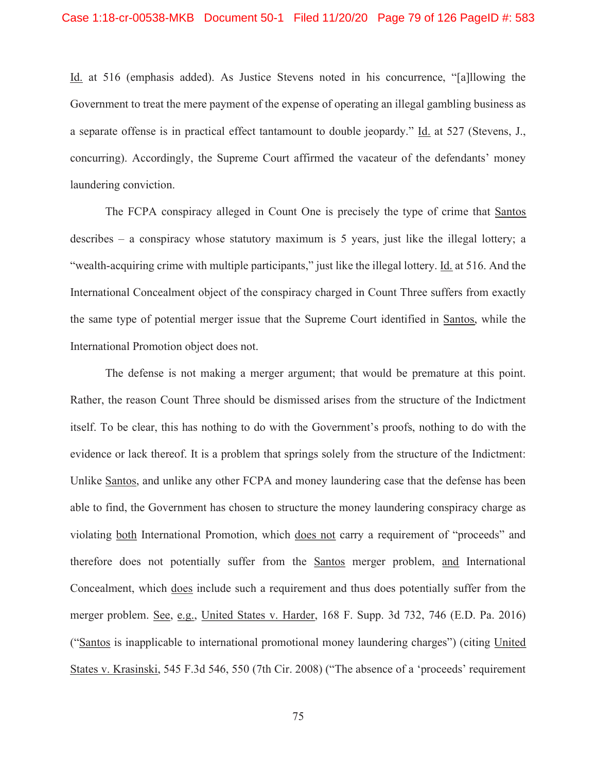Id. at 516 (emphasis added). As Justice Stevens noted in his concurrence, "[a]llowing the Government to treat the mere payment of the expense of operating an illegal gambling business as a separate offense is in practical effect tantamount to double jeopardy." Id. at 527 (Stevens, J., concurring). Accordingly, the Supreme Court affirmed the vacateur of the defendants' money laundering conviction.

The FCPA conspiracy alleged in Count One is precisely the type of crime that Santos describes – a conspiracy whose statutory maximum is 5 years, just like the illegal lottery; a "wealth-acquiring crime with multiple participants," just like the illegal lottery. Id. at 516. And the International Concealment object of the conspiracy charged in Count Three suffers from exactly the same type of potential merger issue that the Supreme Court identified in Santos, while the International Promotion object does not.

The defense is not making a merger argument; that would be premature at this point. Rather, the reason Count Three should be dismissed arises from the structure of the Indictment itself. To be clear, this has nothing to do with the Government's proofs, nothing to do with the evidence or lack thereof. It is a problem that springs solely from the structure of the Indictment: Unlike Santos, and unlike any other FCPA and money laundering case that the defense has been able to find, the Government has chosen to structure the money laundering conspiracy charge as violating both International Promotion, which does not carry a requirement of "proceeds" and therefore does not potentially suffer from the Santos merger problem, and International Concealment, which does include such a requirement and thus does potentially suffer from the merger problem. See, e.g., United States v. Harder, 168 F. Supp. 3d 732, 746 (E.D. Pa. 2016) ("Santos is inapplicable to international promotional money laundering charges") (citing United States v. Krasinski, 545 F.3d 546, 550 (7th Cir. 2008) ("The absence of a 'proceeds' requirement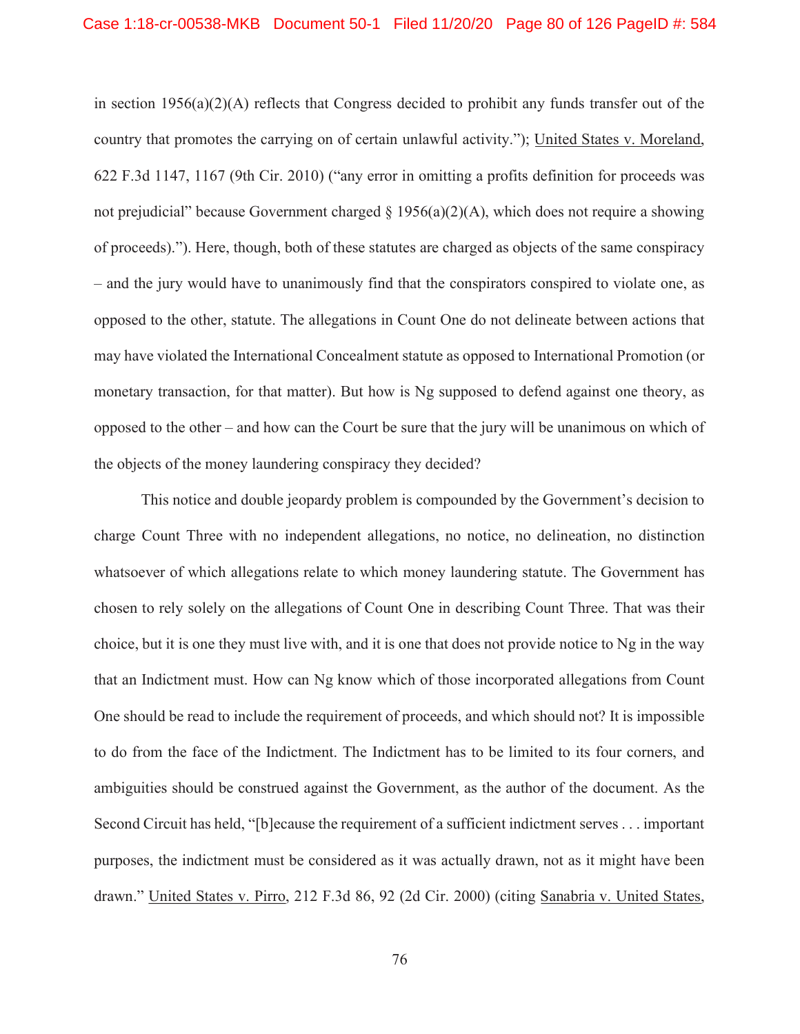in section 1956(a)(2)(A) reflects that Congress decided to prohibit any funds transfer out of the country that promotes the carrying on of certain unlawful activity."); United States v. Moreland, 622 F.3d 1147, 1167 (9th Cir. 2010) ("any error in omitting a profits definition for proceeds was not prejudicial" because Government charged § 1956(a)(2)(A), which does not require a showing of proceeds)."). Here, though, both of these statutes are charged as objects of the same conspiracy – and the jury would have to unanimously find that the conspirators conspired to violate one, as opposed to the other, statute. The allegations in Count One do not delineate between actions that may have violated the International Concealment statute as opposed to International Promotion (or monetary transaction, for that matter). But how is Ng supposed to defend against one theory, as opposed to the other – and how can the Court be sure that the jury will be unanimous on which of the objects of the money laundering conspiracy they decided?

This notice and double jeopardy problem is compounded by the Government's decision to charge Count Three with no independent allegations, no notice, no delineation, no distinction whatsoever of which allegations relate to which money laundering statute. The Government has chosen to rely solely on the allegations of Count One in describing Count Three. That was their choice, but it is one they must live with, and it is one that does not provide notice to Ng in the way that an Indictment must. How can Ng know which of those incorporated allegations from Count One should be read to include the requirement of proceeds, and which should not? It is impossible to do from the face of the Indictment. The Indictment has to be limited to its four corners, and ambiguities should be construed against the Government, as the author of the document. As the Second Circuit has held, "[b]ecause the requirement of a sufficient indictment serves . . . important purposes, the indictment must be considered as it was actually drawn, not as it might have been drawn." United States v. Pirro, 212 F.3d 86, 92 (2d Cir. 2000) (citing Sanabria v. United States,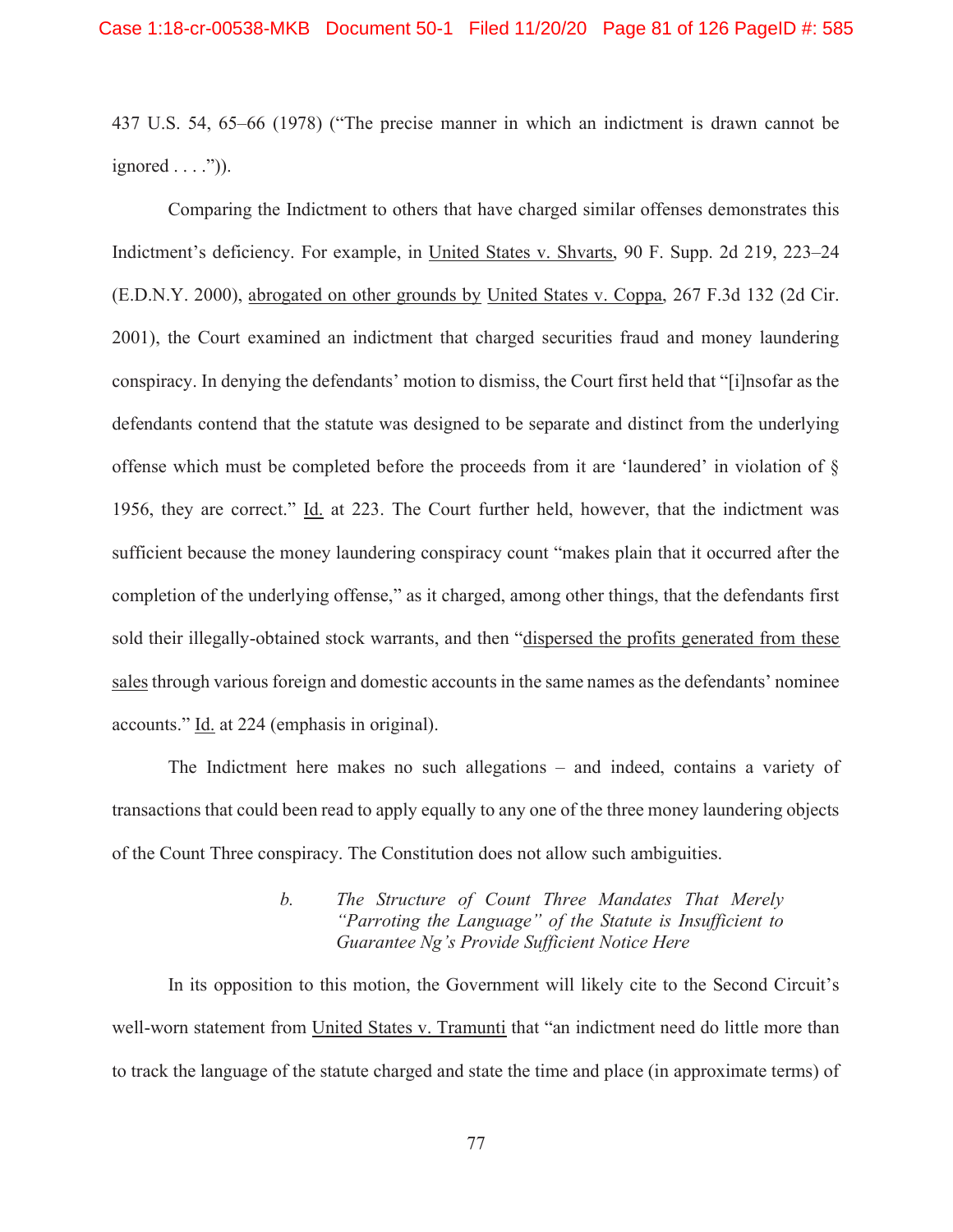437 U.S. 54, 65–66 (1978) ("The precise manner in which an indictment is drawn cannot be ignored . . . .")).

Comparing the Indictment to others that have charged similar offenses demonstrates this Indictment's deficiency. For example, in United States v. Shvarts, 90 F. Supp. 2d 219, 223–24 (E.D.N.Y. 2000), abrogated on other grounds by United States v. Coppa, 267 F.3d 132 (2d Cir. 2001), the Court examined an indictment that charged securities fraud and money laundering conspiracy. In denying the defendants' motion to dismiss, the Court first held that "[i]nsofar as the defendants contend that the statute was designed to be separate and distinct from the underlying offense which must be completed before the proceeds from it are 'laundered' in violation of § 1956, they are correct." Id. at 223. The Court further held, however, that the indictment was sufficient because the money laundering conspiracy count "makes plain that it occurred after the completion of the underlying offense," as it charged, among other things, that the defendants first sold their illegally-obtained stock warrants, and then "dispersed the profits generated from these sales through various foreign and domestic accounts in the same names as the defendants' nominee accounts." Id. at 224 (emphasis in original).

The Indictment here makes no such allegations – and indeed, contains a variety of transactions that could been read to apply equally to any one of the three money laundering objects of the Count Three conspiracy. The Constitution does not allow such ambiguities.

#### b. *The Structure of Count Three Mandates That Merely "Parroting the Language" of the Statute is Insufficient to Guarantee Ng's Provide Sufficient Notice Here*

In its opposition to this motion, the Government will likely cite to the Second Circuit's well-worn statement from United States v. Tramunti that "an indictment need do little more than to track the language of the statute charged and state the time and place (in approximate terms) of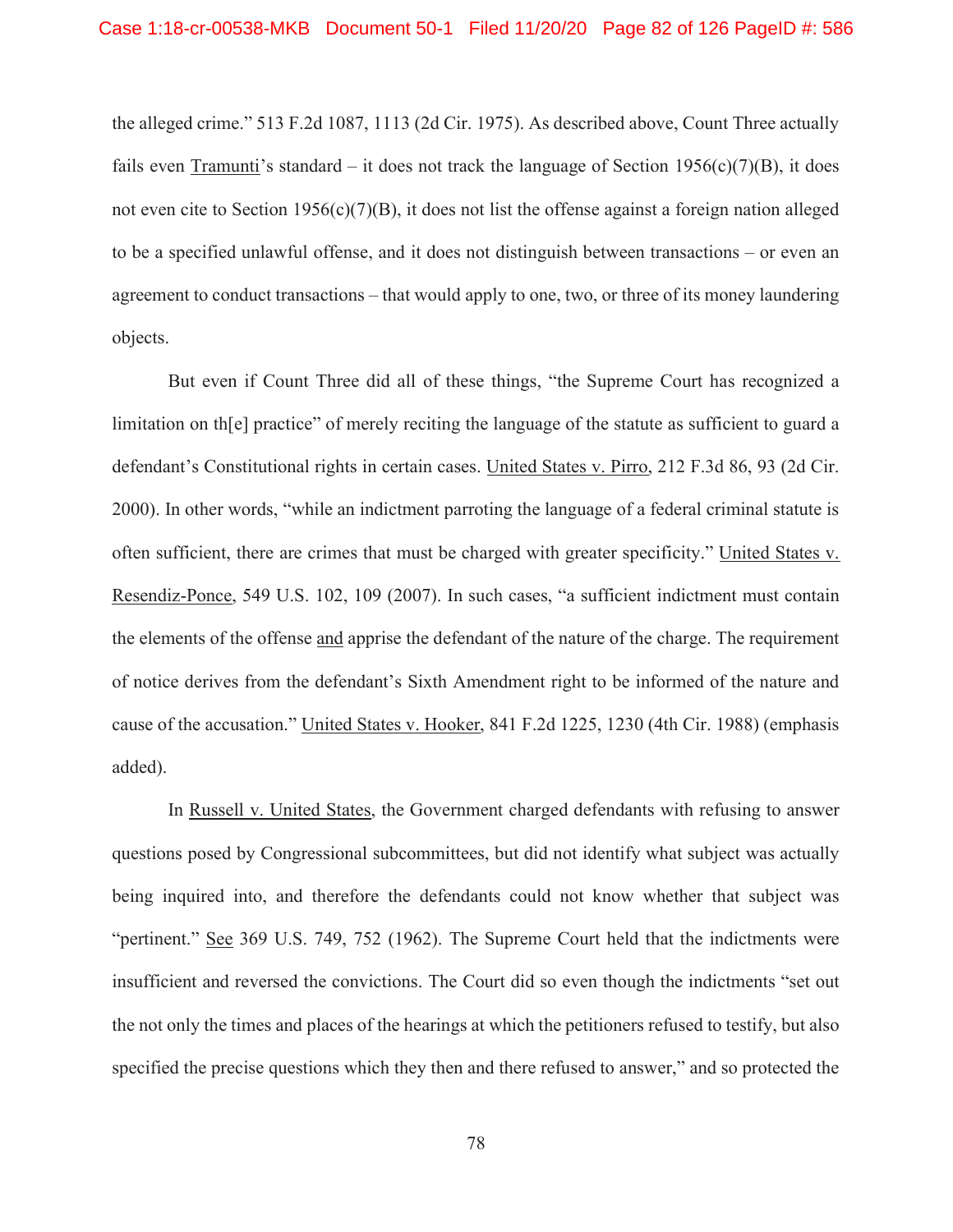the alleged crime." 513 F.2d 1087, 1113 (2d Cir. 1975). As described above, Count Three actually fails even Tramunti's standard – it does not track the language of Section 1956(c)(7)(B), it does not even cite to Section 1956(c)(7)(B), it does not list the offense against a foreign nation alleged to be a specified unlawful offense, and it does not distinguish between transactions – or even an agreement to conduct transactions – that would apply to one, two, or three of its money laundering objects.

But even if Count Three did all of these things, "the Supreme Court has recognized a limitation on th[e] practice" of merely reciting the language of the statute as sufficient to guard a defendant's Constitutional rights in certain cases. United States v. Pirro, 212 F.3d 86, 93 (2d Cir. 2000). In other words, "while an indictment parroting the language of a federal criminal statute is often sufficient, there are crimes that must be charged with greater specificity." United States v. Resendiz-Ponce, 549 U.S. 102, 109 (2007). In such cases, "a sufficient indictment must contain the elements of the offense and apprise the defendant of the nature of the charge. The requirement of notice derives from the defendant's Sixth Amendment right to be informed of the nature and cause of the accusation." United States v. Hooker, 841 F.2d 1225, 1230 (4th Cir. 1988) (emphasis added).

In Russell v. United States, the Government charged defendants with refusing to answer questions posed by Congressional subcommittees, but did not identify what subject was actually being inquired into, and therefore the defendants could not know whether that subject was "pertinent." See 369 U.S. 749, 752 (1962). The Supreme Court held that the indictments were insufficient and reversed the convictions. The Court did so even though the indictments "set out the not only the times and places of the hearings at which the petitioners refused to testify, but also specified the precise questions which they then and there refused to answer," and so protected the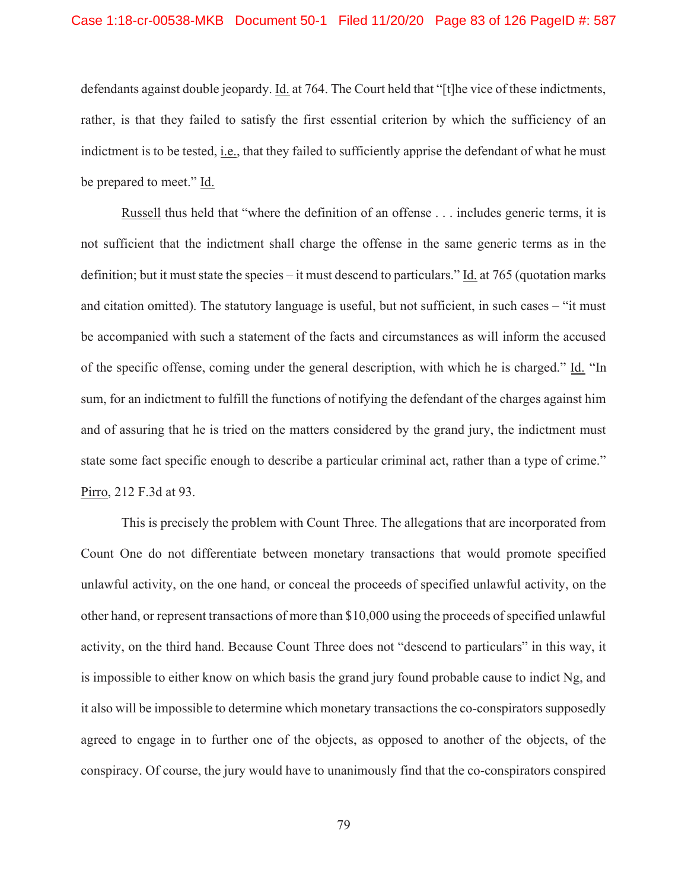defendants against double jeopardy. Id. at 764. The Court held that "[t]he vice of these indictments, rather, is that they failed to satisfy the first essential criterion by which the sufficiency of an indictment is to be tested, i.e., that they failed to sufficiently apprise the defendant of what he must be prepared to meet." Id.

Russell thus held that "where the definition of an offense . . . includes generic terms, it is not sufficient that the indictment shall charge the offense in the same generic terms as in the definition; but it must state the species – it must descend to particulars." Id. at 765 (quotation marks and citation omitted). The statutory language is useful, but not sufficient, in such cases – "it must be accompanied with such a statement of the facts and circumstances as will inform the accused of the specific offense, coming under the general description, with which he is charged." Id. "In sum, for an indictment to fulfill the functions of notifying the defendant of the charges against him and of assuring that he is tried on the matters considered by the grand jury, the indictment must state some fact specific enough to describe a particular criminal act, rather than a type of crime." Pirro, 212 F.3d at 93.

This is precisely the problem with Count Three. The allegations that are incorporated from Count One do not differentiate between monetary transactions that would promote specified unlawful activity, on the one hand, or conceal the proceeds of specified unlawful activity, on the other hand, or represent transactions of more than $10,000 using the proceeds of specified unlawful activity, on the third hand. Because Count Three does not "descend to particulars" in this way, it is impossible to either know on which basis the grand jury found probable cause to indict Ng, and it also will be impossible to determine which monetary transactions the co-conspirators supposedly agreed to engage in to further one of the objects, as opposed to another of the objects, of the conspiracy. Of course, the jury would have to unanimously find that the co-conspirators conspired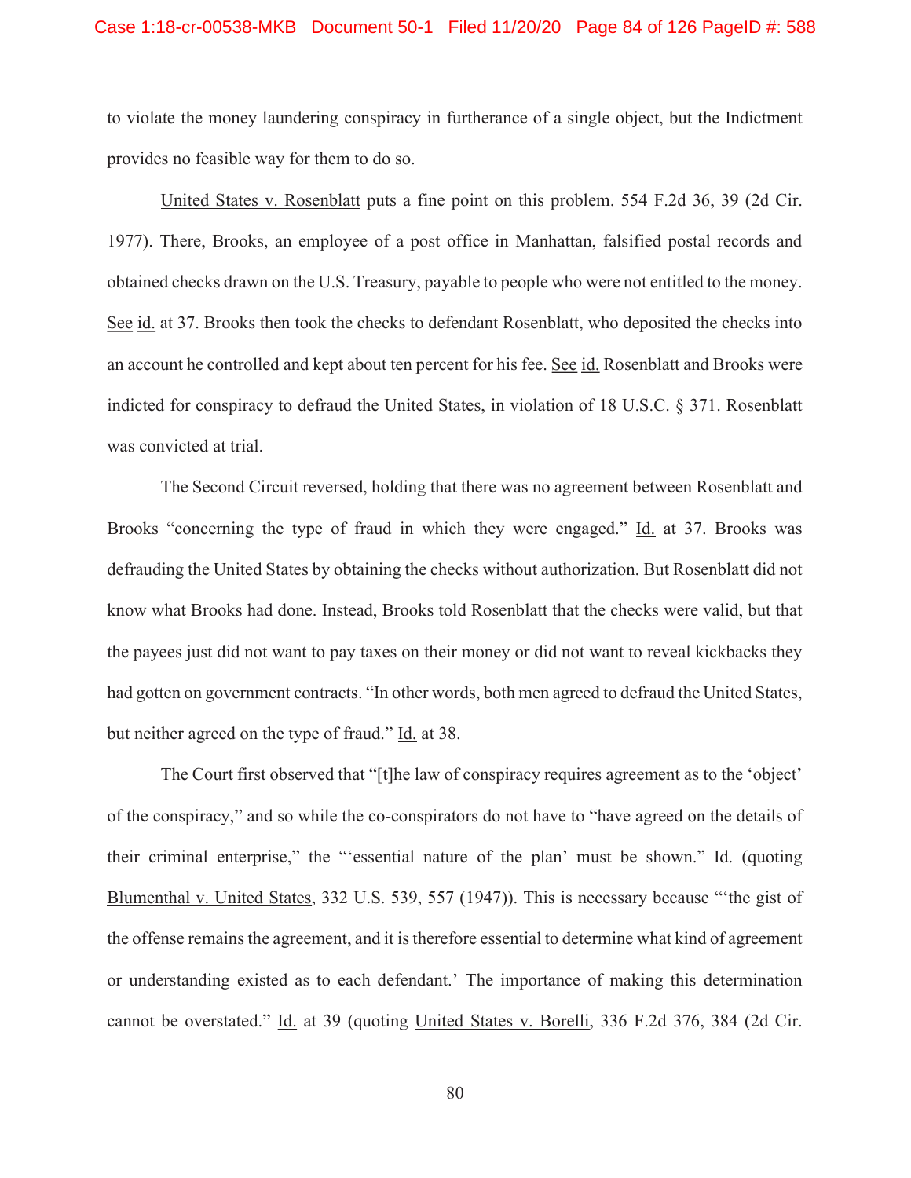to violate the money laundering conspiracy in furtherance of a single object, but the Indictment provides no feasible way for them to do so.

United States v. Rosenblatt puts a fine point on this problem. 554 F.2d 36, 39 (2d Cir. 1977). There, Brooks, an employee of a post office in Manhattan, falsified postal records and obtained checks drawn on the U.S. Treasury, payable to people who were not entitled to the money. See id. at 37. Brooks then took the checks to defendant Rosenblatt, who deposited the checks into an account he controlled and kept about ten percent for his fee. See id. Rosenblatt and Brooks were indicted for conspiracy to defraud the United States, in violation of 18 U.S.C. § 371. Rosenblatt was convicted at trial.

The Second Circuit reversed, holding that there was no agreement between Rosenblatt and Brooks "concerning the type of fraud in which they were engaged." Id. at 37. Brooks was defrauding the United States by obtaining the checks without authorization. But Rosenblatt did not know what Brooks had done. Instead, Brooks told Rosenblatt that the checks were valid, but that the payees just did not want to pay taxes on their money or did not want to reveal kickbacks they had gotten on government contracts. "In other words, both men agreed to defraud the United States, but neither agreed on the type of fraud." Id. at 38.

The Court first observed that "[t]he law of conspiracy requires agreement as to the 'object' of the conspiracy," and so while the co-conspirators do not have to "have agreed on the details of their criminal enterprise," the "'essential nature of the plan' must be shown." Id. (quoting Blumenthal v. United States, 332 U.S. 539, 557 (1947)). This is necessary because "'the gist of the offense remains the agreement, and it is therefore essential to determine what kind of agreement or understanding existed as to each defendant.' The importance of making this determination cannot be overstated." Id. at 39 (quoting United States v. Borelli, 336 F.2d 376, 384 (2d Cir.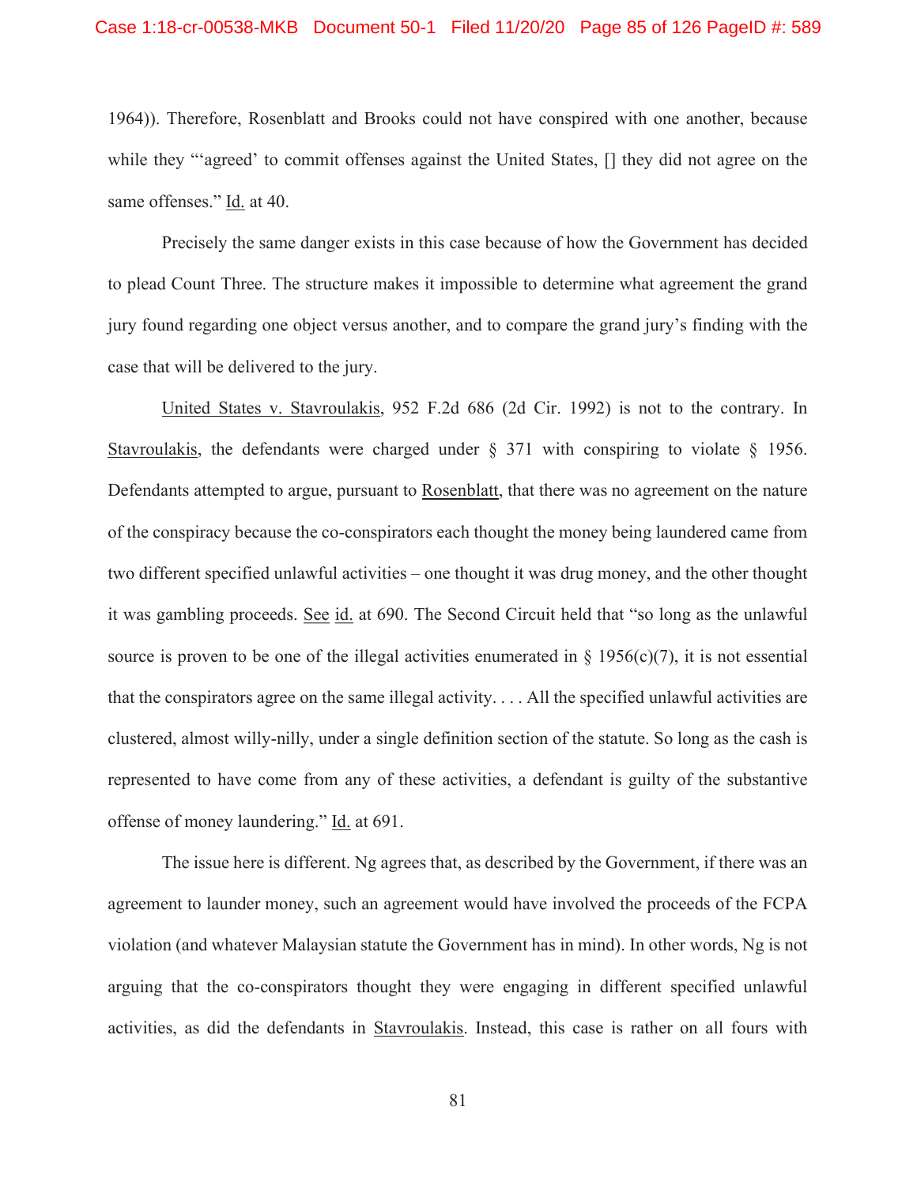1964)). Therefore, Rosenblatt and Brooks could not have conspired with one another, because while they "'agreed' to commit offenses against the United States, [] they did not agree on the same offenses." Id. at 40.

Precisely the same danger exists in this case because of how the Government has decided to plead Count Three. The structure makes it impossible to determine what agreement the grand jury found regarding one object versus another, and to compare the grand jury's finding with the case that will be delivered to the jury.

United States v. Stavroulakis, 952 F.2d 686 (2d Cir. 1992) is not to the contrary. In Stavroulakis, the defendants were charged under § 371 with conspiring to violate § 1956. Defendants attempted to argue, pursuant to Rosenblatt, that there was no agreement on the nature of the conspiracy because the co-conspirators each thought the money being laundered came from two different specified unlawful activities – one thought it was drug money, and the other thought it was gambling proceeds. See id. at 690. The Second Circuit held that "so long as the unlawful source is proven to be one of the illegal activities enumerated in § 1956(c)(7), it is not essential that the conspirators agree on the same illegal activity. . . . All the specified unlawful activities are clustered, almost willy-nilly, under a single definition section of the statute. So long as the cash is represented to have come from any of these activities, a defendant is guilty of the substantive offense of money laundering." Id. at 691.

The issue here is different. Ng agrees that, as described by the Government, if there was an agreement to launder money, such an agreement would have involved the proceeds of the FCPA violation (and whatever Malaysian statute the Government has in mind). In other words, Ng is not arguing that the co-conspirators thought they were engaging in different specified unlawful activities, as did the defendants in Stavroulakis. Instead, this case is rather on all fours with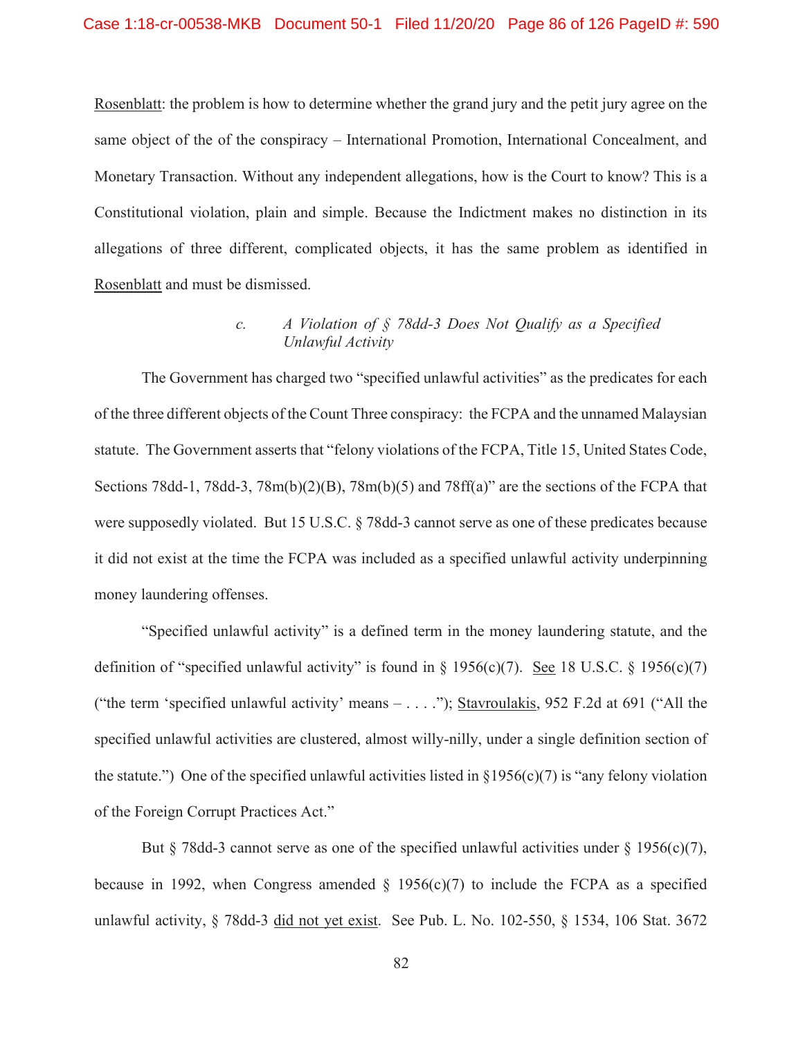Rosenblatt: the problem is how to determine whether the grand jury and the petit jury agree on the same object of the of the conspiracy – International Promotion, International Concealment, and Monetary Transaction. Without any independent allegations, how is the Court to know? This is a Constitutional violation, plain and simple. Because the Indictment makes no distinction in its allegations of three different, complicated objects, it has the same problem as identified in Rosenblatt and must be dismissed.

### *c. A Violation of § 78dd-3 Does Not Qualify as a Specified Unlawful Activity*

The Government has charged two "specified unlawful activities" as the predicates for each of the three different objects of the Count Three conspiracy: the FCPA and the unnamed Malaysian statute. The Government asserts that "felony violations of the FCPA, Title 15, United States Code, Sections 78dd-1, 78dd-3, 78m(b)(2)(B), 78m(b)(5) and 78ff(a)" are the sections of the FCPA that were supposedly violated. But 15 U.S.C. § 78dd-3 cannot serve as one of these predicates because it did not exist at the time the FCPA was included as a specified unlawful activity underpinning money laundering offenses.

"Specified unlawful activity" is a defined term in the money laundering statute, and the definition of "specified unlawful activity" is found in § 1956(c)(7). See 18 U.S.C. § 1956(c)(7) ("the term 'specified unlawful activity' means – . . . ."); Stavroulakis, 952 F.2d at 691 ("All the specified unlawful activities are clustered, almost willy-nilly, under a single definition section of the statute.") One of the specified unlawful activities listed in §1956(c)(7) is "any felony violation of the Foreign Corrupt Practices Act."

But § 78dd-3 cannot serve as one of the specified unlawful activities under § 1956(c)(7), because in 1992, when Congress amended § 1956(c)(7) to include the FCPA as a specified unlawful activity, § 78dd-3 did not yet exist. See Pub. L. No. 102-550, § 1534, 106 Stat. 3672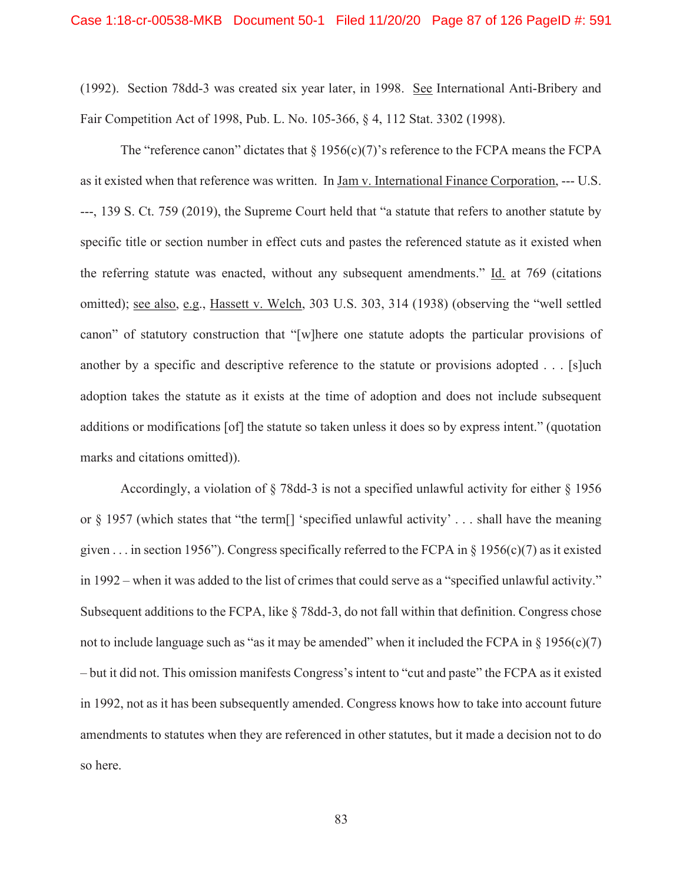(1992). Section 78dd-3 was created six year later, in 1998. See International Anti-Bribery and Fair Competition Act of 1998, Pub. L. No. 105-366, § 4, 112 Stat. 3302 (1998).

The "reference canon" dictates that § 1956(c)(7)'s reference to the FCPA means the FCPA as it existed when that reference was written. In Jam v. International Finance Corporation, --- U.S. ---, 139 S. Ct. 759 (2019), the Supreme Court held that "a statute that refers to another statute by specific title or section number in effect cuts and pastes the referenced statute as it existed when the referring statute was enacted, without any subsequent amendments." Id. at 769 (citations omitted); see also, e.g., Hassett v. Welch, 303 U.S. 303, 314 (1938) (observing the "well settled canon" of statutory construction that "[w]here one statute adopts the particular provisions of another by a specific and descriptive reference to the statute or provisions adopted . . . [s]uch adoption takes the statute as it exists at the time of adoption and does not include subsequent additions or modifications [of] the statute so taken unless it does so by express intent." (quotation marks and citations omitted)).

Accordingly, a violation of § 78dd-3 is not a specified unlawful activity for either § 1956 or § 1957 (which states that "the term[] 'specified unlawful activity' . . . shall have the meaning given . . . in section 1956"). Congress specifically referred to the FCPA in § 1956(c)(7) as it existed in 1992 – when it was added to the list of crimes that could serve as a "specified unlawful activity." Subsequent additions to the FCPA, like § 78dd-3, do not fall within that definition. Congress chose not to include language such as "as it may be amended" when it included the FCPA in § 1956(c)(7) – but it did not. This omission manifests Congress's intent to "cut and paste" the FCPA as it existed in 1992, not as it has been subsequently amended. Congress knows how to take into account future amendments to statutes when they are referenced in other statutes, but it made a decision not to do so here.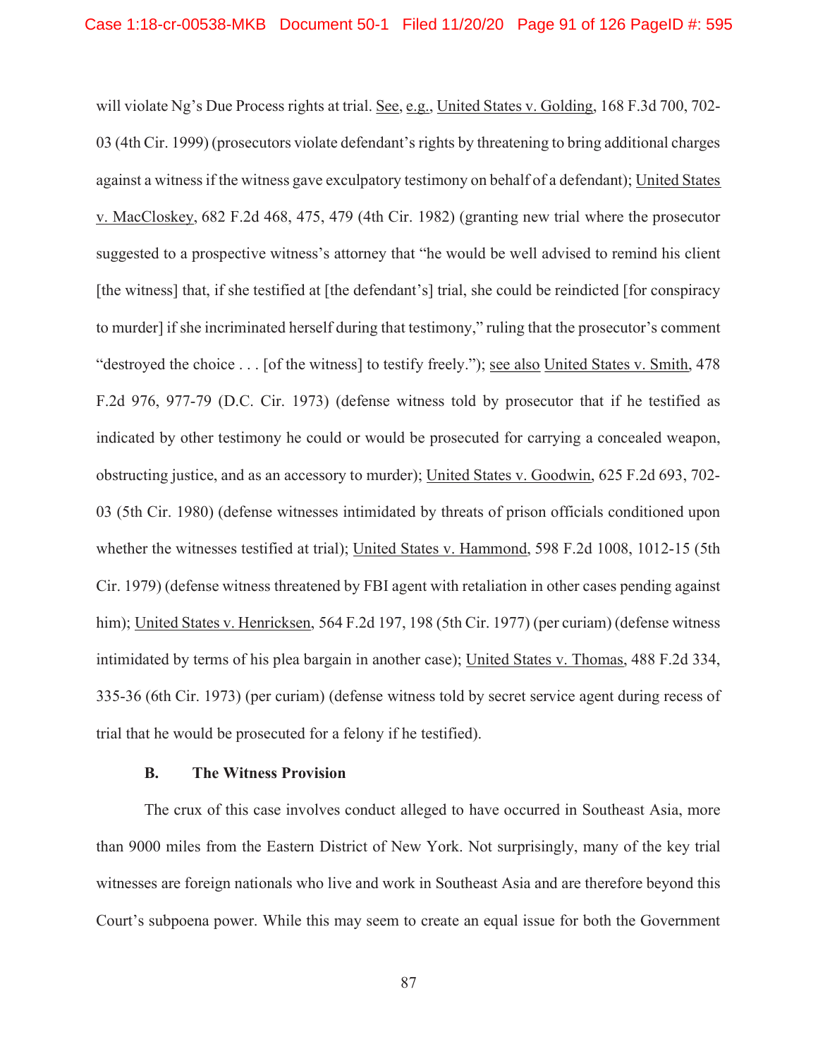will violate Ng's Due Process rights at trial. See, e.g., United States v. Golding, 168 F.3d 700, 702-03 (4th Cir. 1999) (prosecutors violate defendant's rights by threatening to bring additional charges against a witness if the witness gave exculpatory testimony on behalf of a defendant); United States v. MacCloskey, 682 F.2d 468, 475, 479 (4th Cir. 1982) (granting new trial where the prosecutor suggested to a prospective witness's attorney that "he would be well advised to remind his client [the witness] that, if she testified at [the defendant's] trial, she could be reindicted [for conspiracy to murder] if she incriminated herself during that testimony," ruling that the prosecutor's comment "destroyed the choice . . . [of the witness] to testify freely."); see also United States v. Smith, 478 F.2d 976, 977-79 (D.C. Cir. 1973) (defense witness told by prosecutor that if he testified as indicated by other testimony he could or would be prosecuted for carrying a concealed weapon, obstructing justice, and as an accessory to murder); United States v. Goodwin, 625 F.2d 693, 702-03 (5th Cir. 1980) (defense witnesses intimidated by threats of prison officials conditioned upon whether the witnesses testified at trial); United States v. Hammond, 598 F.2d 1008, 1012-15 (5th Cir. 1979) (defense witness threatened by FBI agent with retaliation in other cases pending against him); United States v. Henricksen, 564 F.2d 197, 198 (5th Cir. 1977) (per curiam) (defense witness intimidated by terms of his plea bargain in another case); United States v. Thomas, 488 F.2d 334, 335-36 (6th Cir. 1973) (per curiam) (defense witness told by secret service agent during recess of trial that he would be prosecuted for a felony if he testified).

### B. The Witness Provision

The crux of this case involves conduct alleged to have occurred in Southeast Asia, more than 9000 miles from the Eastern District of New York. Not surprisingly, many of the key trial witnesses are foreign nationals who live and work in Southeast Asia and are therefore beyond this Court's subpoena power. While this may seem to create an equal issue for both the Government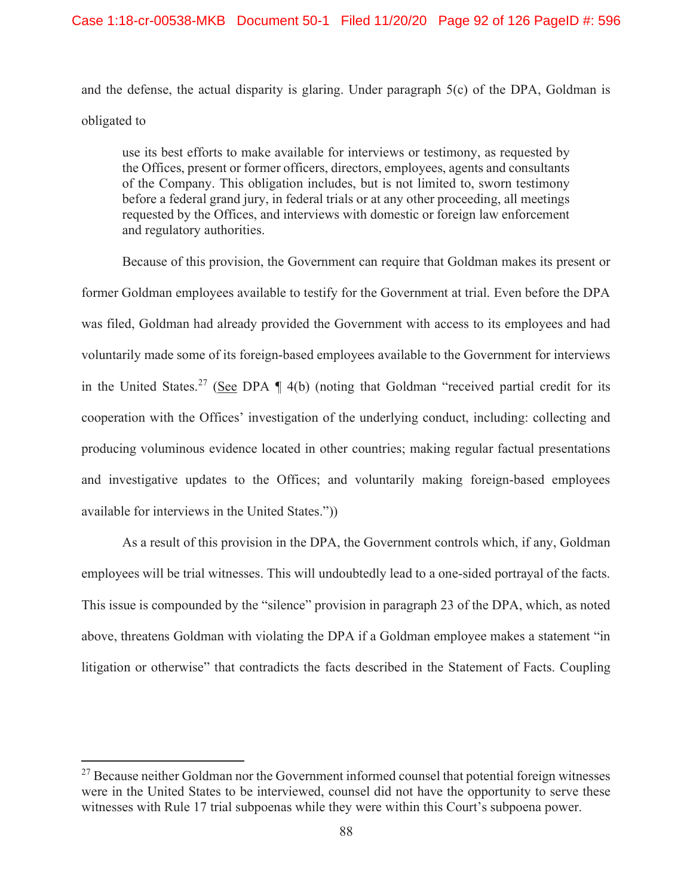and the defense, the actual disparity is glaring. Under paragraph 5(c) of the DPA, Goldman is obligated to

> use its best efforts to make available for interviews or testimony, as requested by the Offices, present or former officers, directors, employees, agents and consultants of the Company. This obligation includes, but is not limited to, sworn testimony before a federal grand jury, in federal trials or at any other proceeding, all meetings requested by the Offices, and interviews with domestic or foreign law enforcement and regulatory authorities.

Because of this provision, the Government can require that Goldman makes its present or former Goldman employees available to testify for the Government at trial. Even before the DPA was filed, Goldman had already provided the Government with access to its employees and had voluntarily made some of its foreign-based employees available to the Government for interviews in the United States.[27] (See DPA ¶ 4(b) (noting that Goldman "received partial credit for its cooperation with the Offices' investigation of the underlying conduct, including: collecting and producing voluminous evidence located in other countries; making regular factual presentations and investigative updates to the Offices; and voluntarily making foreign-based employees available for interviews in the United States."))

As a result of this provision in the DPA, the Government controls which, if any, Goldman employees will be trial witnesses. This will undoubtedly lead to a one-sided portrayal of the facts. This issue is compounded by the "silence" provision in paragraph 23 of the DPA, which, as noted above, threatens Goldman with violating the DPA if a Goldman employee makes a statement "in litigation or otherwise" that contradicts the facts described in the Statement of Facts. Coupling

---

[27] Because neither Goldman nor the Government informed counsel that potential foreign witnesses were in the United States to be interviewed, counsel did not have the opportunity to serve these witnesses with Rule 17 trial subpoenas while they were within this Court's subpoena power.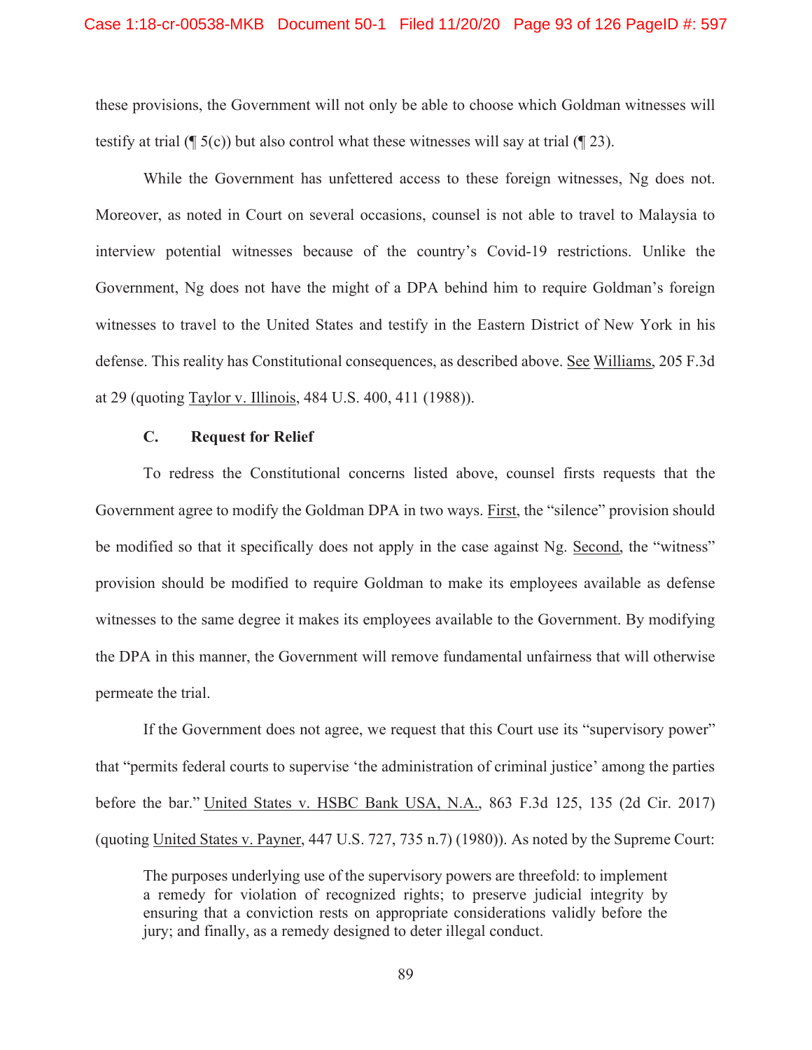these provisions, the Government will not only be able to choose which Goldman witnesses will testify at trial (¶ 5(c)) but also control what these witnesses will say at trial (¶ 23).

While the Government has unfettered access to these foreign witnesses, Ng does not. Moreover, as noted in Court on several occasions, counsel is not able to travel to Malaysia to interview potential witnesses because of the country's Covid-19 restrictions. Unlike the Government, Ng does not have the might of a DPA behind him to require Goldman's foreign witnesses to travel to the United States and testify in the Eastern District of New York in his defense. This reality has Constitutional consequences, as described above. See Williams, 205 F.3d at 29 (quoting Taylor v. Illinois, 484 U.S. 400, 411 (1988)).

### C. Request for Relief

To redress the Constitutional concerns listed above, counsel firsts requests that the Government agree to modify the Goldman DPA in two ways. First, the "silence" provision should be modified so that it specifically does not apply in the case against Ng. Second, the "witness" provision should be modified to require Goldman to make its employees available as defense witnesses to the same degree it makes its employees available to the Government. By modifying the DPA in this manner, the Government will remove fundamental unfairness that will otherwise permeate the trial.

If the Government does not agree, we request that this Court use its "supervisory power" that "permits federal courts to supervise 'the administration of criminal justice' among the parties before the bar." United States v. HSBC Bank USA, N.A., 863 F.3d 125, 135 (2d Cir. 2017) (quoting United States v. Payner, 447 U.S. 727, 735 n.7) (1980)). As noted by the Supreme Court:

> The purposes underlying use of the supervisory powers are threefold: to implement a remedy for violation of recognized rights; to preserve judicial integrity by ensuring that a conviction rests on appropriate considerations validly before the jury; and finally, as a remedy designed to deter illegal conduct.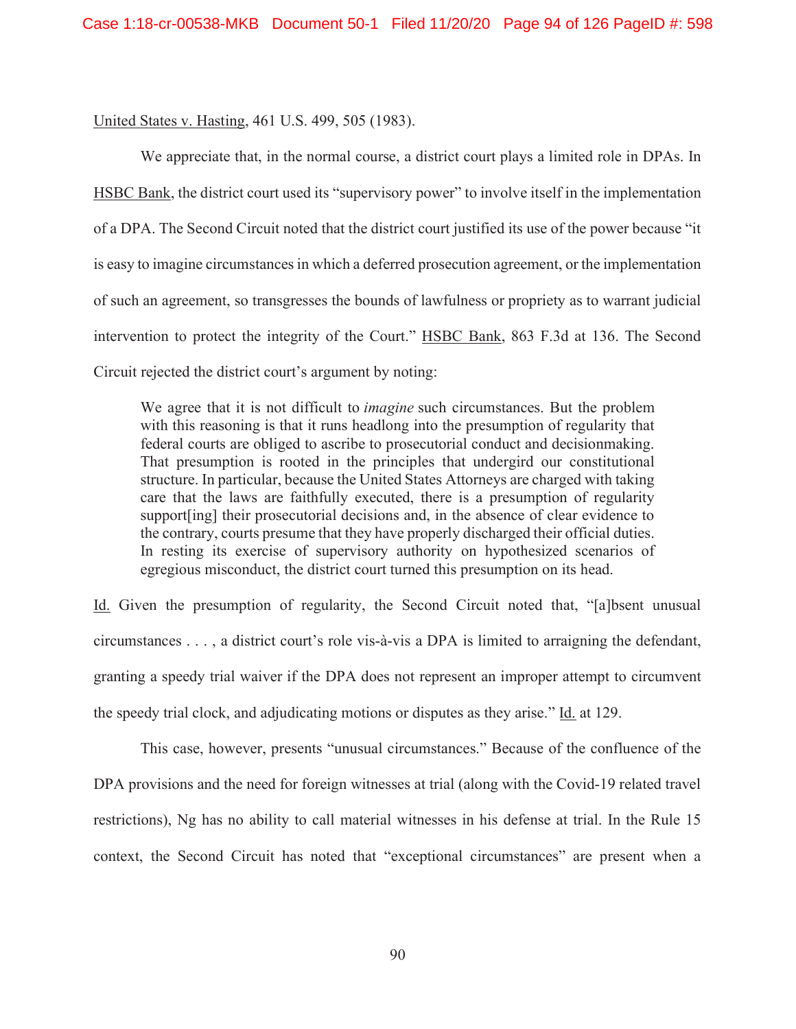United States v. Hasting, 461 U.S. 499, 505 (1983).

We appreciate that, in the normal course, a district court plays a limited role in DPAs. In HSBC Bank, the district court used its "supervisory power" to involve itself in the implementation of a DPA. The Second Circuit noted that the district court justified its use of the power because "it is easy to imagine circumstances in which a deferred prosecution agreement, or the implementation of such an agreement, so transgresses the bounds of lawfulness or propriety as to warrant judicial intervention to protect the integrity of the Court." HSBC Bank, 863 F.3d at 136. The Second Circuit rejected the district court's argument by noting:

> We agree that it is not difficult to *imagine* such circumstances. But the problem with this reasoning is that it runs headlong into the presumption of regularity that federal courts are obliged to ascribe to prosecutorial conduct and decisionmaking. That presumption is rooted in the principles that undergird our constitutional structure. In particular, because the United States Attorneys are charged with taking care that the laws are faithfully executed, there is a presumption of regularity support[ing] their prosecutorial decisions and, in the absence of clear evidence to the contrary, courts presume that they have properly discharged their official duties. In resting its exercise of supervisory authority on hypothesized scenarios of egregious misconduct, the district court turned this presumption on its head.

Id. Given the presumption of regularity, the Second Circuit noted that, "[a]bsent unusual circumstances . . . , a district court's role vis-à-vis a DPA is limited to arraigning the defendant, granting a speedy trial waiver if the DPA does not represent an improper attempt to circumvent the speedy trial clock, and adjudicating motions or disputes as they arise." Id. at 129.

This case, however, presents "unusual circumstances." Because of the confluence of the DPA provisions and the need for foreign witnesses at trial (along with the Covid-19 related travel restrictions), Ng has no ability to call material witnesses in his defense at trial. In the Rule 15 context, the Second Circuit has noted that "exceptional circumstances" are present when a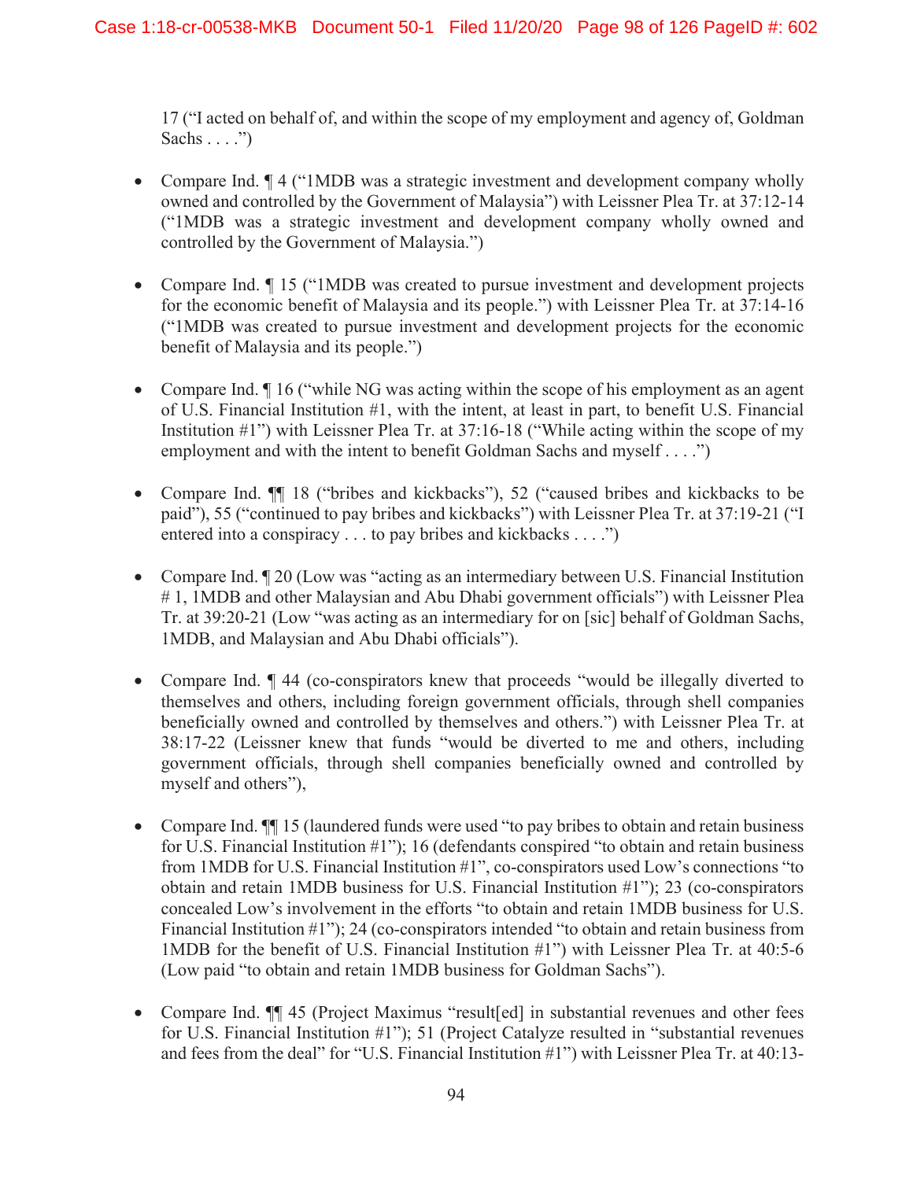17 ("I acted on behalf of, and within the scope of my employment and agency of, Goldman Sachs . . . .")

- Compare Ind. ¶ 4 ("1MDB was a strategic investment and development company wholly owned and controlled by the Government of Malaysia") with Leissner Plea Tr. at 37:12-14 ("1MDB was a strategic investment and development company wholly owned and controlled by the Government of Malaysia.")

- Compare Ind. ¶ 15 ("1MDB was created to pursue investment and development projects for the economic benefit of Malaysia and its people.") with Leissner Plea Tr. at 37:14-16 ("1MDB was created to pursue investment and development projects for the economic benefit of Malaysia and its people.")

- Compare Ind. ¶ 16 ("while NG was acting within the scope of his employment as an agent of U.S. Financial Institution #1, with the intent, at least in part, to benefit U.S. Financial Institution #1") with Leissner Plea Tr. at 37:16-18 ("While acting within the scope of my employment and with the intent to benefit Goldman Sachs and myself . . . .")

- Compare Ind. ¶¶ 18 ("bribes and kickbacks"), 52 ("caused bribes and kickbacks to be paid"), 55 ("continued to pay bribes and kickbacks") with Leissner Plea Tr. at 37:19-21 ("I entered into a conspiracy . . . to pay bribes and kickbacks . . . .")

- Compare Ind. ¶ 20 (Low was "acting as an intermediary between U.S. Financial Institution # 1, 1MDB and other Malaysian and Abu Dhabi government officials") with Leissner Plea Tr. at 39:20-21 (Low "was acting as an intermediary for on [sic] behalf of Goldman Sachs, 1MDB, and Malaysian and Abu Dhabi officials").

- Compare Ind. ¶ 44 (co-conspirators knew that proceeds "would be illegally diverted to themselves and others, including foreign government officials, through shell companies beneficially owned and controlled by themselves and others.") with Leissner Plea Tr. at 38:17-22 (Leissner knew that funds "would be diverted to me and others, including government officials, through shell companies beneficially owned and controlled by myself and others"),

- Compare Ind. ¶¶ 15 (laundered funds were used "to pay bribes to obtain and retain business for U.S. Financial Institution #1"); 16 (defendants conspired "to obtain and retain business from 1MDB for U.S. Financial Institution #1", co-conspirators used Low's connections "to obtain and retain 1MDB business for U.S. Financial Institution #1"); 23 (co-conspirators concealed Low's involvement in the efforts "to obtain and retain 1MDB business for U.S. Financial Institution #1"); 24 (co-conspirators intended "to obtain and retain business from 1MDB for the benefit of U.S. Financial Institution #1") with Leissner Plea Tr. at 40:5-6 (Low paid "to obtain and retain 1MDB business for Goldman Sachs").

- Compare Ind. ¶¶ 45 (Project Maximus "result[ed] in substantial revenues and other fees for U.S. Financial Institution #1"); 51 (Project Catalyze resulted in "substantial revenues and fees from the deal" for "U.S. Financial Institution #1") with Leissner Plea Tr. at 40:13-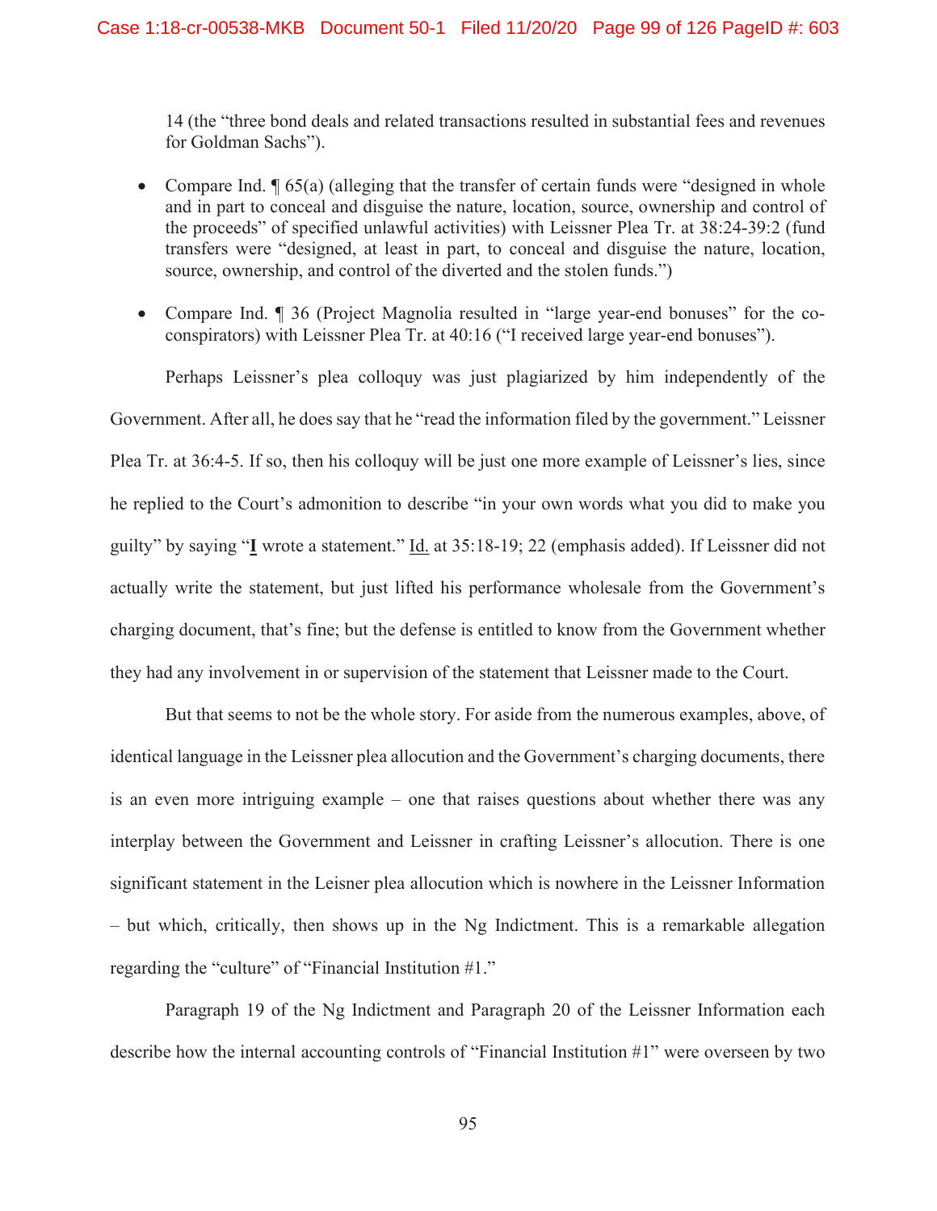14 (the "three bond deals and related transactions resulted in substantial fees and revenues for Goldman Sachs").

- Compare Ind. ¶ 65(a) (alleging that the transfer of certain funds were "designed in whole and in part to conceal and disguise the nature, location, source, ownership and control of the proceeds" of specified unlawful activities) with Leissner Plea Tr. at 38:24-39:2 (fund transfers were "designed, at least in part, to conceal and disguise the nature, location, source, ownership, and control of the diverted and the stolen funds.")
- Compare Ind. ¶ 36 (Project Magnolia resulted in "large year-end bonuses" for the co-conspirators) with Leissner Plea Tr. at 40:16 ("I received large year-end bonuses").

Perhaps Leissner's plea colloquy was just plagiarized by him independently of the Government. After all, he does say that he "read the information filed by the government." Leissner Plea Tr. at 36:4-5. If so, then his colloquy will be just one more example of Leissner's lies, since he replied to the Court's admonition to describe "in your own words what you did to make you guilty" by saying "**I** wrote a statement." Id. at 35:18-19; 22 (emphasis added). If Leissner did not actually write the statement, but just lifted his performance wholesale from the Government's charging document, that's fine; but the defense is entitled to know from the Government whether they had any involvement in or supervision of the statement that Leissner made to the Court.

But that seems to not be the whole story. For aside from the numerous examples, above, of identical language in the Leissner plea allocution and the Government's charging documents, there is an even more intriguing example – one that raises questions about whether there was any interplay between the Government and Leissner in crafting Leissner's allocution. There is one significant statement in the Leisner plea allocution which is nowhere in the Leissner Information – but which, critically, then shows up in the Ng Indictment. This is a remarkable allegation regarding the "culture" of "Financial Institution #1."

Paragraph 19 of the Ng Indictment and Paragraph 20 of the Leissner Information each describe how the internal accounting controls of "Financial Institution #1" were overseen by two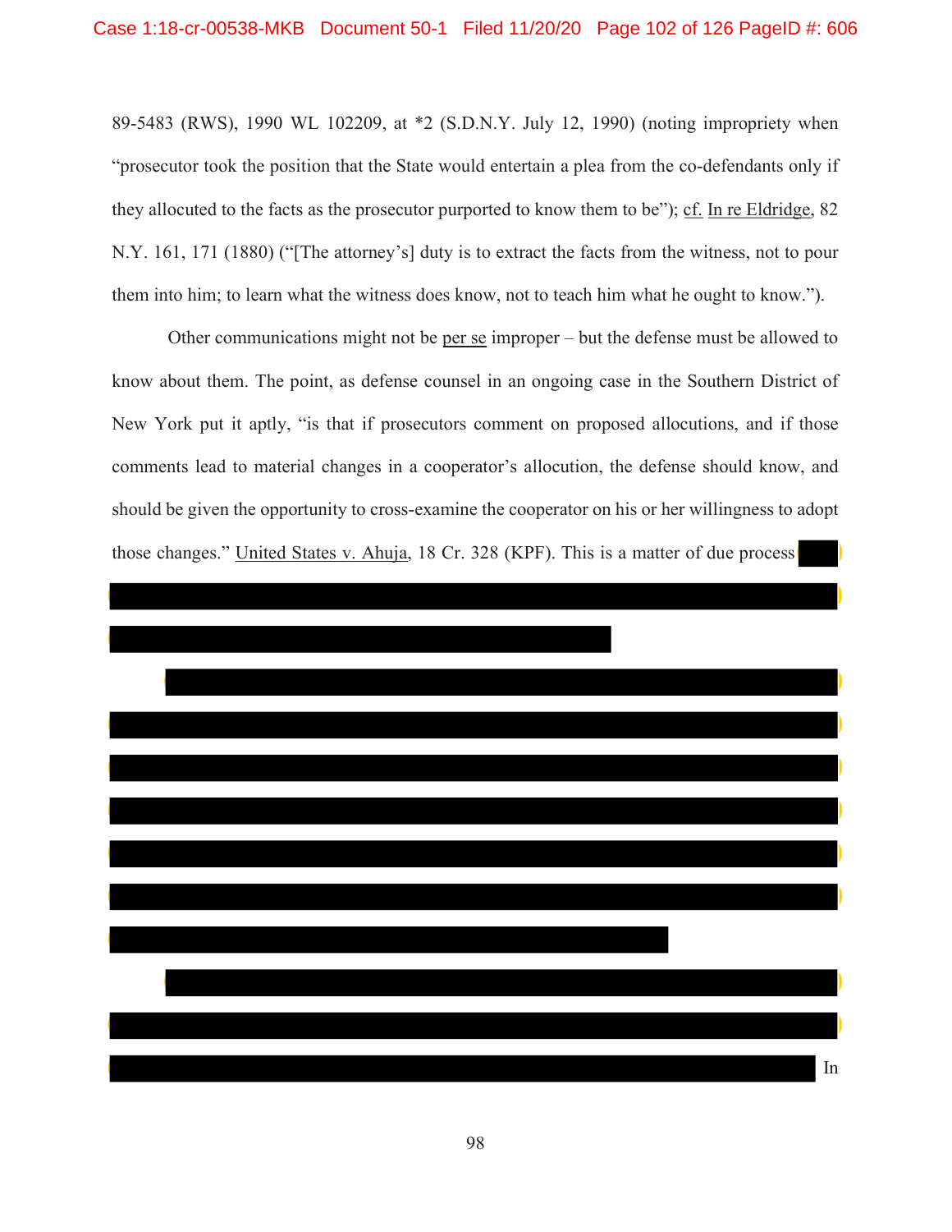89-5483 (RWS), 1990 WL 102209, at *2 (S.D.N.Y. July 12, 1990) (noting impropriety when "prosecutor took the position that the State would entertain a plea from the co-defendants only if they allocuted to the facts as the prosecutor purported to know them to be"); cf. In re Eldridge, 82 N.Y. 161, 171 (1880) ("[The attorney's] duty is to extract the facts from the witness, not to pour them into him; to learn what the witness does know, not to teach him what he ought to know.").

Other communications might not be per se improper – but the defense must be allowed to know about them. The point, as defense counsel in an ongoing case in the Southern District of New York put it aptly, "is that if prosecutors comment on proposed allocutions, and if those comments lead to material changes in a cooperator's allocution, the defense should know, and should be given the opportunity to cross-examine the cooperator on his or her willingness to adopt those changes." United States v. Ahuja, 18 Cr. 328 (KPF). This is a matter of due process

In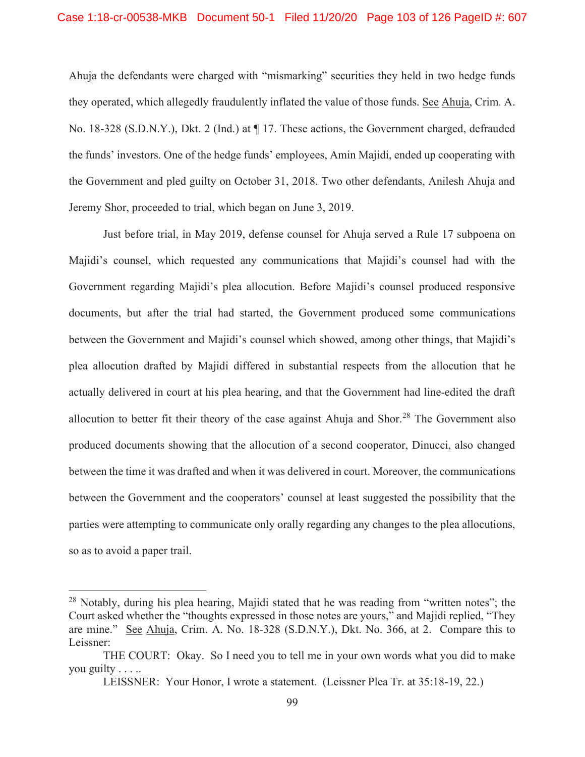Ahuja the defendants were charged with "mismarking" securities they held in two hedge funds they operated, which allegedly fraudulently inflated the value of those funds. See Ahuja, Crim. A. No. 18-328 (S.D.N.Y.), Dkt. 2 (Ind.) at ¶ 17. These actions, the Government charged, defrauded the funds' investors. One of the hedge funds' employees, Amin Majidi, ended up cooperating with the Government and pled guilty on October 31, 2018. Two other defendants, Anilesh Ahuja and Jeremy Shor, proceeded to trial, which began on June 3, 2019.

Just before trial, in May 2019, defense counsel for Ahuja served a Rule 17 subpoena on Majidi's counsel, which requested any communications that Majidi's counsel had with the Government regarding Majidi's plea allocution. Before Majidi's counsel produced responsive documents, but after the trial had started, the Government produced some communications between the Government and Majidi's counsel which showed, among other things, that Majidi's plea allocution drafted by Majidi differed in substantial respects from the allocution that he actually delivered in court at his plea hearing, and that the Government had line-edited the draft allocution to better fit their theory of the case against Ahuja and Shor.[28] The Government also produced documents showing that the allocution of a second cooperator, Dinucci, also changed between the time it was drafted and when it was delivered in court. Moreover, the communications between the Government and the cooperators' counsel at least suggested the possibility that the parties were attempting to communicate only orally regarding any changes to the plea allocutions, so as to avoid a paper trail.

---

[28] Notably, during his plea hearing, Majidi stated that he was reading from "written notes"; the Court asked whether the "thoughts expressed in those notes are yours," and Majidi replied, "They are mine." See Ahuja, Crim. A. No. 18-328 (S.D.N.Y.), Dkt. No. 366, at 2. Compare this to Leissner:

THE COURT: Okay. So I need you to tell me in your own words what you did to make you guilty . . . ..

LEISSNER: Your Honor, I wrote a statement. (Leissner Plea Tr. at 35:18-19, 22.)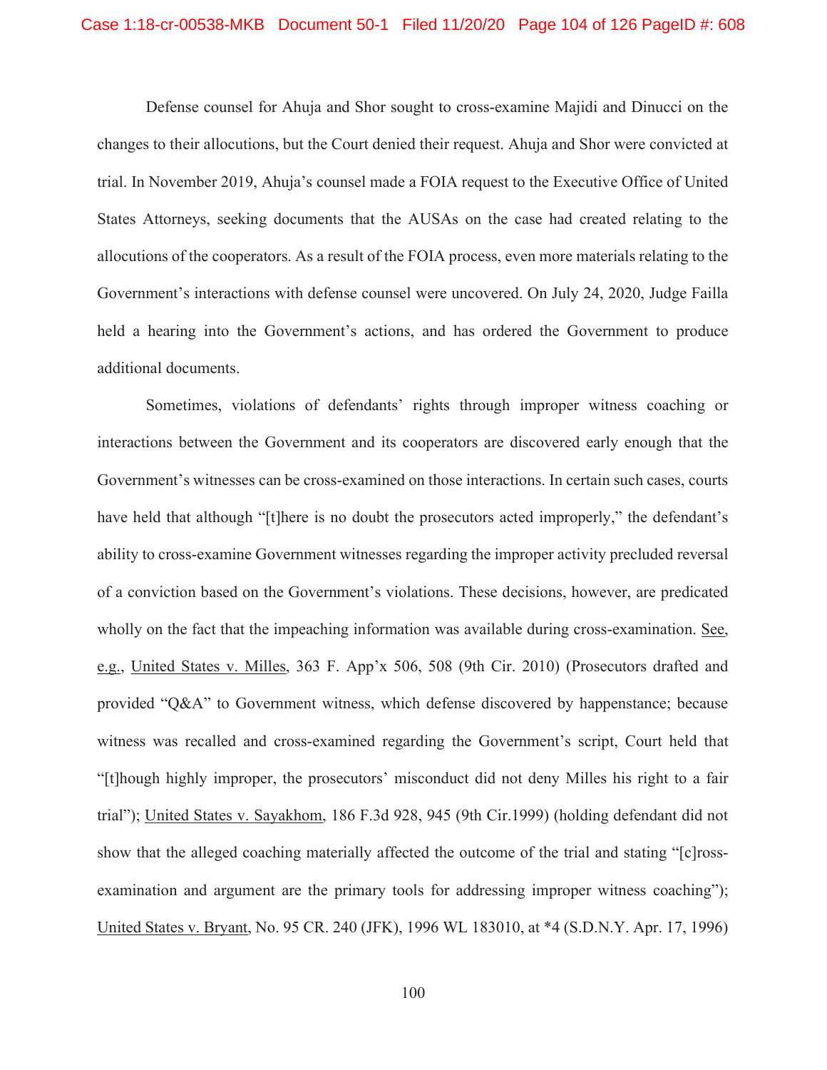Defense counsel for Ahuja and Shor sought to cross-examine Majidi and Dinucci on the changes to their allocutions, but the Court denied their request. Ahuja and Shor were convicted at trial. In November 2019, Ahuja's counsel made a FOIA request to the Executive Office of United States Attorneys, seeking documents that the AUSAs on the case had created relating to the allocutions of the cooperators. As a result of the FOIA process, even more materials relating to the Government's interactions with defense counsel were uncovered. On July 24, 2020, Judge Failla held a hearing into the Government's actions, and has ordered the Government to produce additional documents.

Sometimes, violations of defendants' rights through improper witness coaching or interactions between the Government and its cooperators are discovered early enough that the Government's witnesses can be cross-examined on those interactions. In certain such cases, courts have held that although "[t]here is no doubt the prosecutors acted improperly," the defendant's ability to cross-examine Government witnesses regarding the improper activity precluded reversal of a conviction based on the Government's violations. These decisions, however, are predicated wholly on the fact that the impeaching information was available during cross-examination. See, e.g., United States v. Milles, 363 F. App'x 506, 508 (9th Cir. 2010) (Prosecutors drafted and provided "Q&A" to Government witness, which defense discovered by happenstance; because witness was recalled and cross-examined regarding the Government's script, Court held that "[t]hough highly improper, the prosecutors' misconduct did not deny Milles his right to a fair trial"); United States v. Sayakhom, 186 F.3d 928, 945 (9th Cir.1999) (holding defendant did not show that the alleged coaching materially affected the outcome of the trial and stating "[c]ross-examination and argument are the primary tools for addressing improper witness coaching"); United States v. Bryant, No. 95 CR. 240 (JFK), 1996 WL 183010, at *4 (S.D.N.Y. Apr. 17, 1996)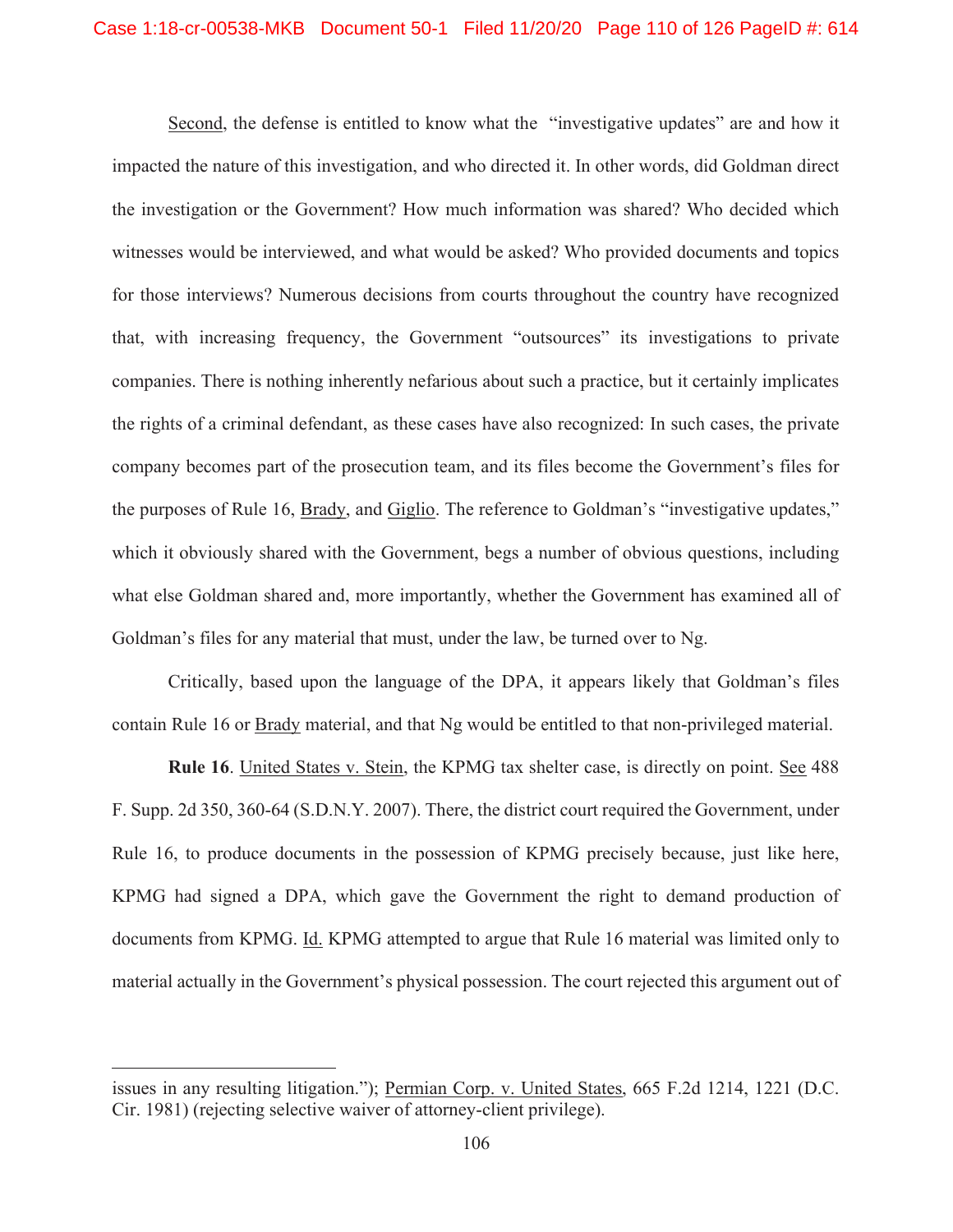Second, the defense is entitled to know what the "investigative updates" are and how it impacted the nature of this investigation, and who directed it. In other words, did Goldman direct the investigation or the Government? How much information was shared? Who decided which witnesses would be interviewed, and what would be asked? Who provided documents and topics for those interviews? Numerous decisions from courts throughout the country have recognized that, with increasing frequency, the Government "outsources" its investigations to private companies. There is nothing inherently nefarious about such a practice, but it certainly implicates the rights of a criminal defendant, as these cases have also recognized: In such cases, the private company becomes part of the prosecution team, and its files become the Government's files for the purposes of Rule 16, Brady, and Giglio. The reference to Goldman's "investigative updates," which it obviously shared with the Government, begs a number of obvious questions, including what else Goldman shared and, more importantly, whether the Government has examined all of Goldman's files for any material that must, under the law, be turned over to Ng.

Critically, based upon the language of the DPA, it appears likely that Goldman's files contain Rule 16 or Brady material, and that Ng would be entitled to that non-privileged material.

**Rule 16**. United States v. Stein, the KPMG tax shelter case, is directly on point. See 488 F. Supp. 2d 350, 360-64 (S.D.N.Y. 2007). There, the district court required the Government, under Rule 16, to produce documents in the possession of KPMG precisely because, just like here, KPMG had signed a DPA, which gave the Government the right to demand production of documents from KPMG. Id. KPMG attempted to argue that Rule 16 material was limited only to material actually in the Government's physical possession. The court rejected this argument out of

---

issues in any resulting litigation."); Permian Corp. v. United States, 665 F.2d 1214, 1221 (D.C. Cir. 1981) (rejecting selective waiver of attorney-client privilege).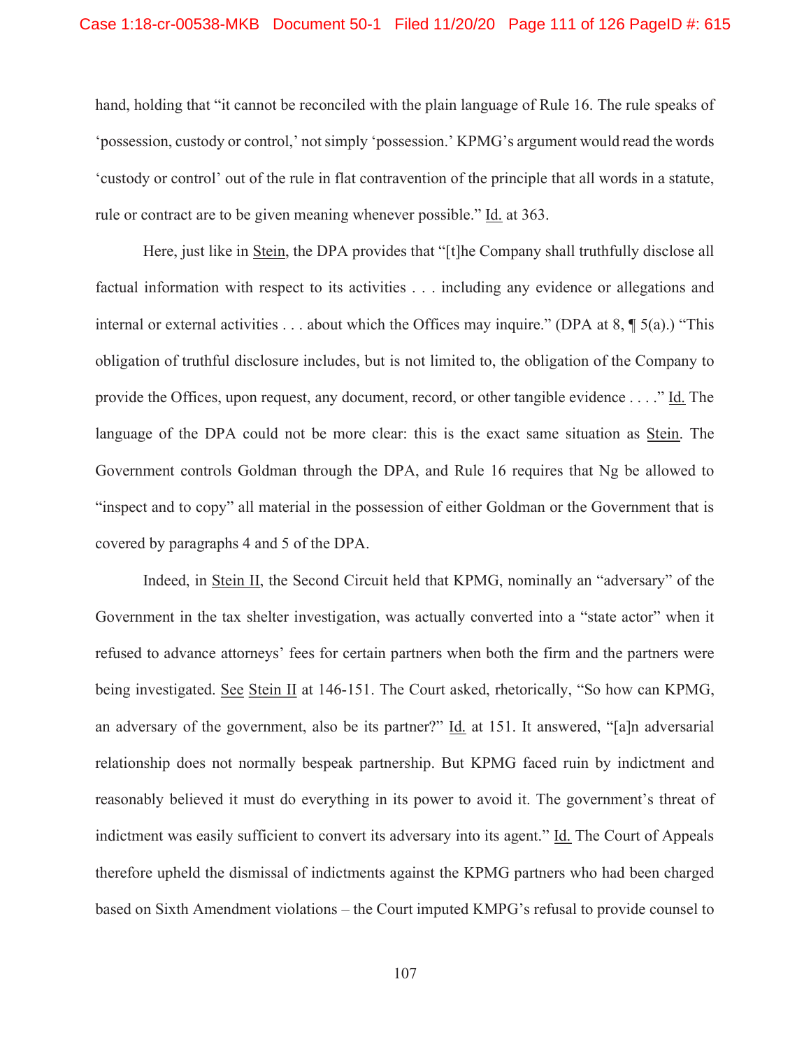hand, holding that "it cannot be reconciled with the plain language of Rule 16. The rule speaks of 'possession, custody or control,' not simply 'possession.' KPMG's argument would read the words 'custody or control' out of the rule in flat contravention of the principle that all words in a statute, rule or contract are to be given meaning whenever possible." Id. at 363.

Here, just like in Stein, the DPA provides that "[t]he Company shall truthfully disclose all factual information with respect to its activities . . . including any evidence or allegations and internal or external activities . . . about which the Offices may inquire." (DPA at 8, ¶ 5(a).) "This obligation of truthful disclosure includes, but is not limited to, the obligation of the Company to provide the Offices, upon request, any document, record, or other tangible evidence . . . ." Id. The language of the DPA could not be more clear: this is the exact same situation as Stein. The Government controls Goldman through the DPA, and Rule 16 requires that Ng be allowed to "inspect and to copy" all material in the possession of either Goldman or the Government that is covered by paragraphs 4 and 5 of the DPA.

Indeed, in Stein II, the Second Circuit held that KPMG, nominally an "adversary" of the Government in the tax shelter investigation, was actually converted into a "state actor" when it refused to advance attorneys' fees for certain partners when both the firm and the partners were being investigated. See Stein II at 146-151. The Court asked, rhetorically, "So how can KPMG, an adversary of the government, also be its partner?" Id. at 151. It answered, "[a]n adversarial relationship does not normally bespeak partnership. But KPMG faced ruin by indictment and reasonably believed it must do everything in its power to avoid it. The government's threat of indictment was easily sufficient to convert its adversary into its agent." Id. The Court of Appeals therefore upheld the dismissal of indictments against the KPMG partners who had been charged based on Sixth Amendment violations – the Court imputed KMPG's refusal to provide counsel to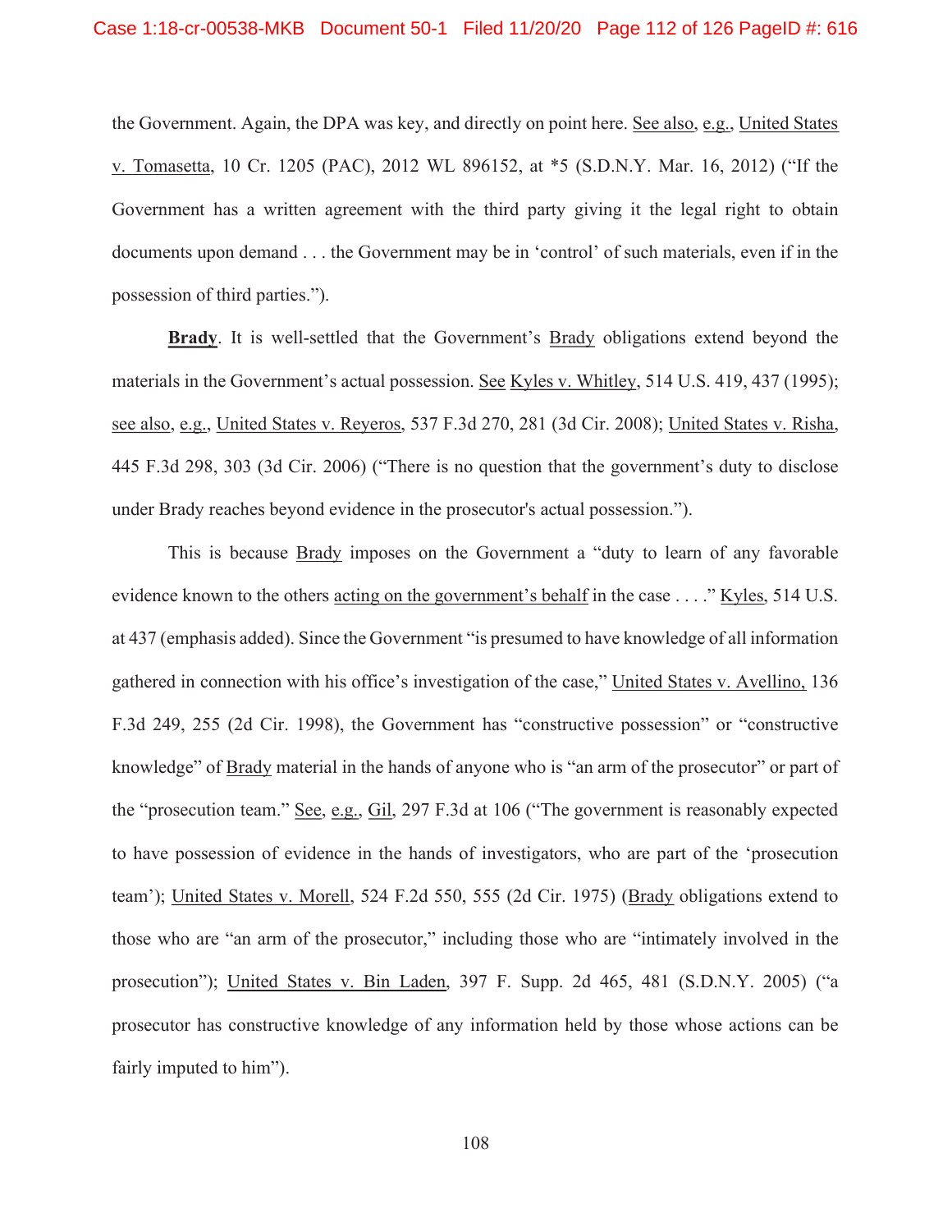the Government. Again, the DPA was key, and directly on point here. See also, e.g., United States v. Tomasetta, 10 Cr. 1205 (PAC), 2012 WL 896152, at *5 (S.D.N.Y. Mar. 16, 2012) ("If the Government has a written agreement with the third party giving it the legal right to obtain documents upon demand . . . the Government may be in 'control' of such materials, even if in the possession of third parties.").

**Brady**. It is well-settled that the Government's Brady obligations extend beyond the materials in the Government's actual possession. See Kyles v. Whitley, 514 U.S. 419, 437 (1995); see also, e.g., United States v. Reyeros, 537 F.3d 270, 281 (3d Cir. 2008); United States v. Risha, 445 F.3d 298, 303 (3d Cir. 2006) ("There is no question that the government's duty to disclose under Brady reaches beyond evidence in the prosecutor's actual possession.").

This is because Brady imposes on the Government a "duty to learn of any favorable evidence known to the others acting on the government's behalf in the case . . . ." Kyles, 514 U.S. at 437 (emphasis added). Since the Government "is presumed to have knowledge of all information gathered in connection with his office's investigation of the case," United States v. Avellino, 136 F.3d 249, 255 (2d Cir. 1998), the Government has "constructive possession" or "constructive knowledge" of Brady material in the hands of anyone who is "an arm of the prosecutor" or part of the "prosecution team." See, e.g., Gil, 297 F.3d at 106 ("The government is reasonably expected to have possession of evidence in the hands of investigators, who are part of the 'prosecution team'); United States v. Morell, 524 F.2d 550, 555 (2d Cir. 1975) (Brady obligations extend to those who are "an arm of the prosecutor," including those who are "intimately involved in the prosecution"); United States v. Bin Laden, 397 F. Supp. 2d 465, 481 (S.D.N.Y. 2005) ("a prosecutor has constructive knowledge of any information held by those whose actions can be fairly imputed to him").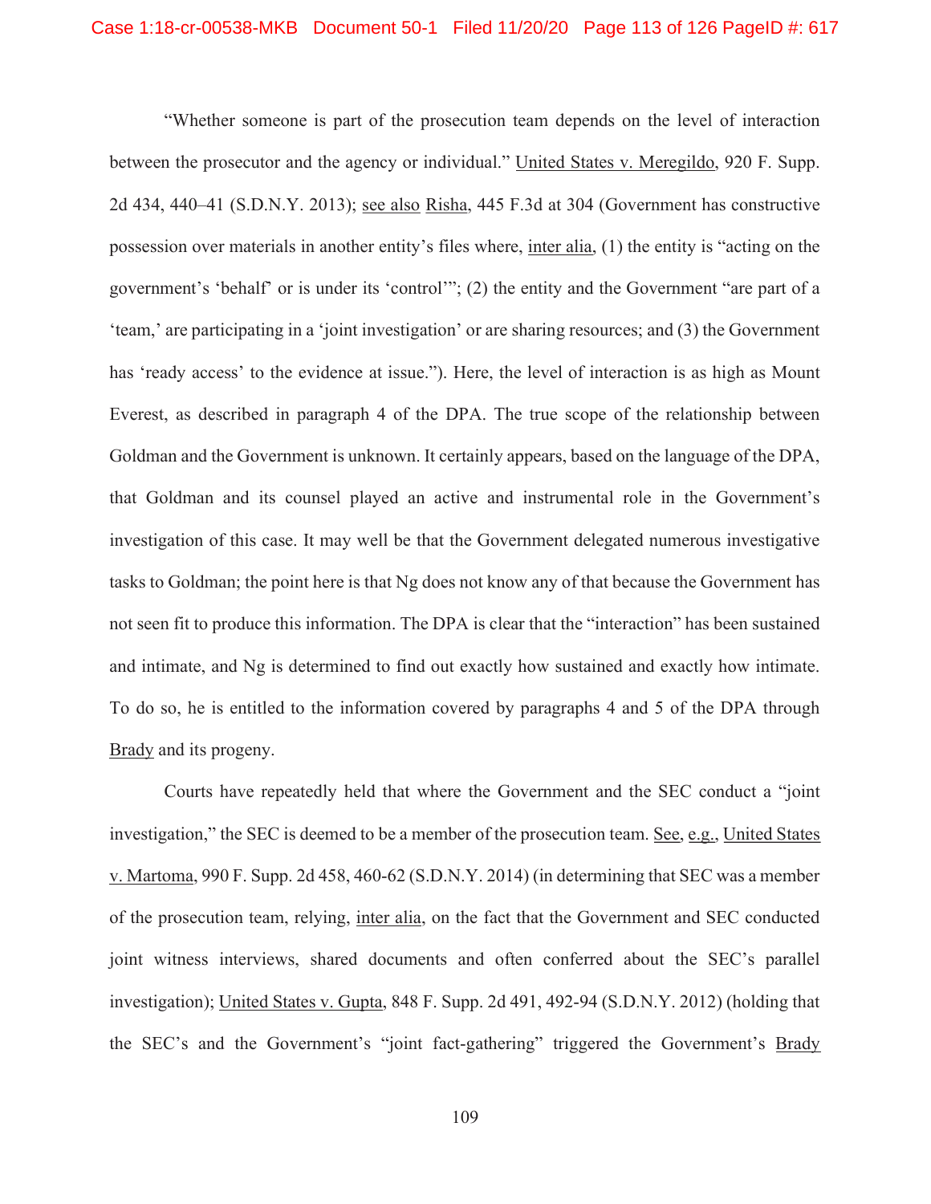"Whether someone is part of the prosecution team depends on the level of interaction between the prosecutor and the agency or individual." United States v. Meregildo, 920 F. Supp. 2d 434, 440–41 (S.D.N.Y. 2013); see also Risha, 445 F.3d at 304 (Government has constructive possession over materials in another entity's files where, inter alia, (1) the entity is "acting on the government's 'behalf' or is under its 'control'"; (2) the entity and the Government "are part of a 'team,' are participating in a 'joint investigation' or are sharing resources; and (3) the Government has 'ready access' to the evidence at issue."). Here, the level of interaction is as high as Mount Everest, as described in paragraph 4 of the DPA. The true scope of the relationship between Goldman and the Government is unknown. It certainly appears, based on the language of the DPA, that Goldman and its counsel played an active and instrumental role in the Government's investigation of this case. It may well be that the Government delegated numerous investigative tasks to Goldman; the point here is that Ng does not know any of that because the Government has not seen fit to produce this information. The DPA is clear that the "interaction" has been sustained and intimate, and Ng is determined to find out exactly how sustained and exactly how intimate. To do so, he is entitled to the information covered by paragraphs 4 and 5 of the DPA through Brady and its progeny.

Courts have repeatedly held that where the Government and the SEC conduct a "joint investigation," the SEC is deemed to be a member of the prosecution team. See, e.g., United States v. Martoma, 990 F. Supp. 2d 458, 460-62 (S.D.N.Y. 2014) (in determining that SEC was a member of the prosecution team, relying, inter alia, on the fact that the Government and SEC conducted joint witness interviews, shared documents and often conferred about the SEC's parallel investigation); United States v. Gupta, 848 F. Supp. 2d 491, 492-94 (S.D.N.Y. 2012) (holding that the SEC's and the Government's "joint fact-gathering" triggered the Government's Brady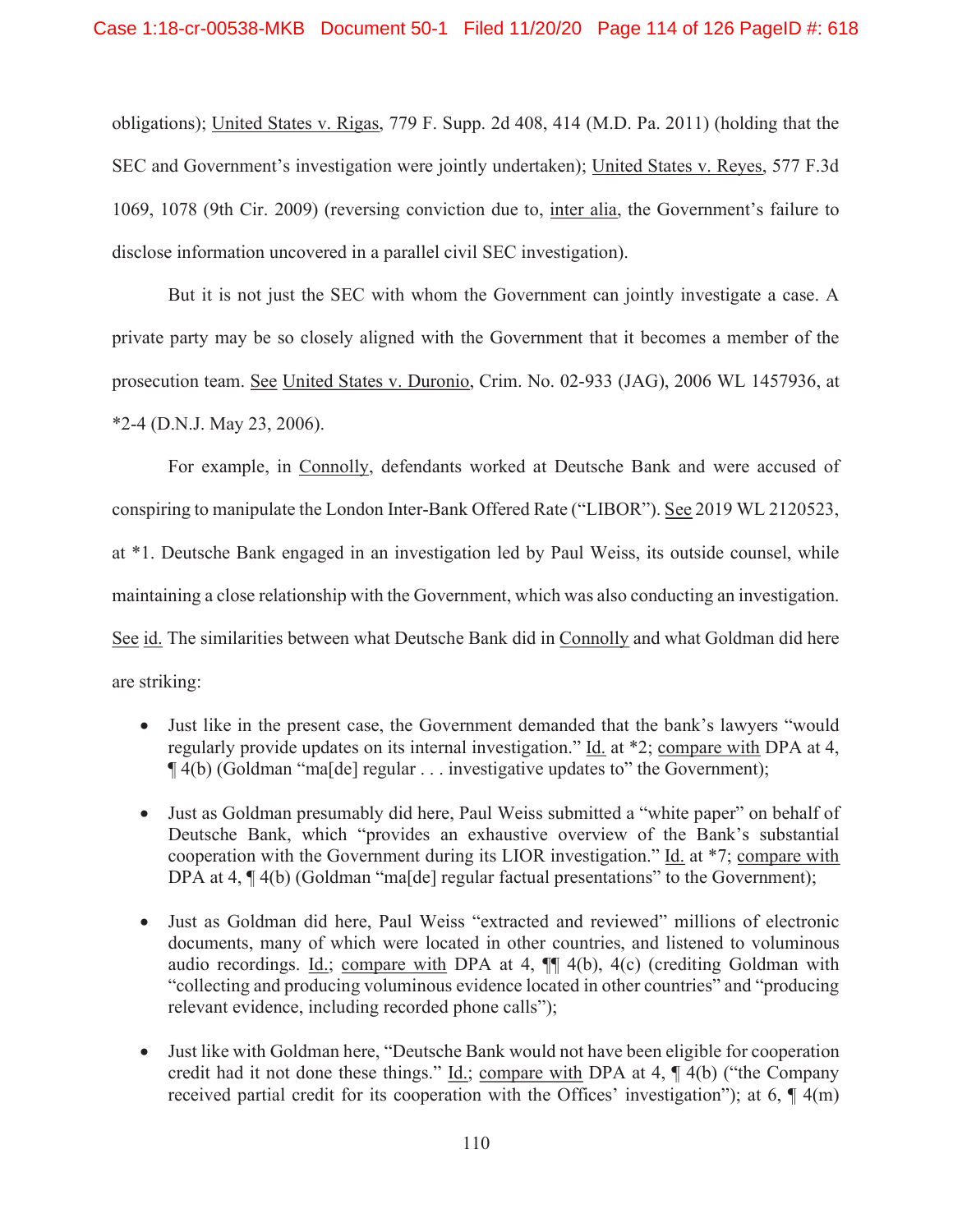obligations); United States v. Rigas, 779 F. Supp. 2d 408, 414 (M.D. Pa. 2011) (holding that the SEC and Government's investigation were jointly undertaken); United States v. Reyes, 577 F.3d 1069, 1078 (9th Cir. 2009) (reversing conviction due to, inter alia, the Government's failure to disclose information uncovered in a parallel civil SEC investigation).

But it is not just the SEC with whom the Government can jointly investigate a case. A private party may be so closely aligned with the Government that it becomes a member of the prosecution team. See United States v. Duronio, Crim. No. 02-933 (JAG), 2006 WL 1457936, at *2-4 (D.N.J. May 23, 2006).

For example, in Connolly, defendants worked at Deutsche Bank and were accused of conspiring to manipulate the London Inter-Bank Offered Rate ("LIBOR"). See 2019 WL 2120523, at *1. Deutsche Bank engaged in an investigation led by Paul Weiss, its outside counsel, while maintaining a close relationship with the Government, which was also conducting an investigation. See id. The similarities between what Deutsche Bank did in Connolly and what Goldman did here are striking:

- Just like in the present case, the Government demanded that the bank's lawyers "would regularly provide updates on its internal investigation." Id. at *2; compare with DPA at 4, ¶ 4(b) (Goldman "ma[de] regular . . . investigative updates to" the Government);
- Just as Goldman presumably did here, Paul Weiss submitted a "white paper" on behalf of Deutsche Bank, which "provides an exhaustive overview of the Bank's substantial cooperation with the Government during its LIOR investigation." Id. at *7; compare with DPA at 4, ¶ 4(b) (Goldman "ma[de] regular factual presentations" to the Government);
- Just as Goldman did here, Paul Weiss "extracted and reviewed" millions of electronic documents, many of which were located in other countries, and listened to voluminous audio recordings. Id.; compare with DPA at 4, ¶¶ 4(b), 4(c) (crediting Goldman with "collecting and producing voluminous evidence located in other countries" and "producing relevant evidence, including recorded phone calls");
- Just like with Goldman here, "Deutsche Bank would not have been eligible for cooperation credit had it not done these things." Id.; compare with DPA at 4, ¶ 4(b) ("the Company received partial credit for its cooperation with the Offices' investigation"); at 6, ¶ 4(m)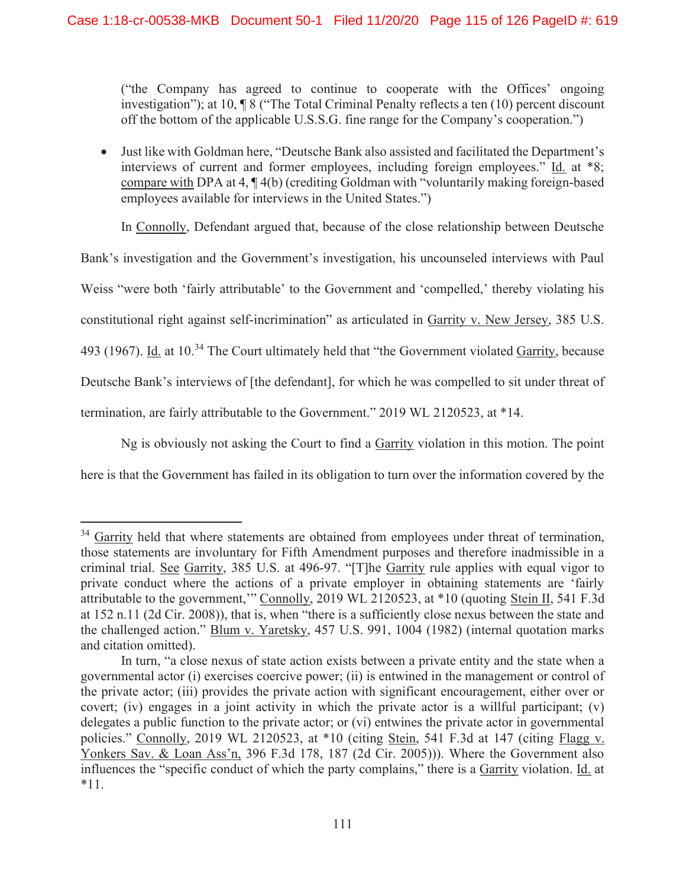("the Company has agreed to continue to cooperate with the Offices' ongoing investigation"); at 10, ¶ 8 ("The Total Criminal Penalty reflects a ten (10) percent discount off the bottom of the applicable U.S.S.G. fine range for the Company's cooperation.")

- Just like with Goldman here, "Deutsche Bank also assisted and facilitated the Department's interviews of current and former employees, including foreign employees." Id. at *8; compare with DPA at 4, ¶ 4(b) (crediting Goldman with "voluntarily making foreign-based employees available for interviews in the United States.")

In Connolly, Defendant argued that, because of the close relationship between Deutsche Bank's investigation and the Government's investigation, his uncounseled interviews with Paul Weiss "were both 'fairly attributable' to the Government and 'compelled,' thereby violating his constitutional right against self-incrimination" as articulated in Garrity v. New Jersey, 385 U.S. 493 (1967). Id. at 10.[34] The Court ultimately held that "the Government violated Garrity, because Deutsche Bank's interviews of [the defendant], for which he was compelled to sit under threat of termination, are fairly attributable to the Government." 2019 WL 2120523, at *14.

Ng is obviously not asking the Court to find a Garrity violation in this motion. The point here is that the Government has failed in its obligation to turn over the information covered by the

---

[34] Garrity held that where statements are obtained from employees under threat of termination, those statements are involuntary for Fifth Amendment purposes and therefore inadmissible in a criminal trial. See Garrity, 385 U.S. at 496-97. "[T]he Garrity rule applies with equal vigor to private conduct where the actions of a private employer in obtaining statements are 'fairly attributable to the government,'" Connolly, 2019 WL 2120523, at *10 (quoting Stein II, 541 F.3d at 152 n.11 (2d Cir. 2008)), that is, when "there is a sufficiently close nexus between the state and the challenged action." Blum v. Yaretsky, 457 U.S. 991, 1004 (1982) (internal quotation marks and citation omitted).

In turn, "a close nexus of state action exists between a private entity and the state when a governmental actor (i) exercises coercive power; (ii) is entwined in the management or control of the private actor; (iii) provides the private action with significant encouragement, either over or covert; (iv) engages in a joint activity in which the private actor is a willful participant; (v) delegates a public function to the private actor; or (vi) entwines the private actor in governmental policies." Connolly, 2019 WL 2120523, at *10 (citing Stein, 541 F.3d at 147 (citing Flagg v. Yonkers Sav. & Loan Ass'n, 396 F.3d 178, 187 (2d Cir. 2005))). Where the Government also influences the "specific conduct of which the party complains," there is a Garrity violation. Id. at *11.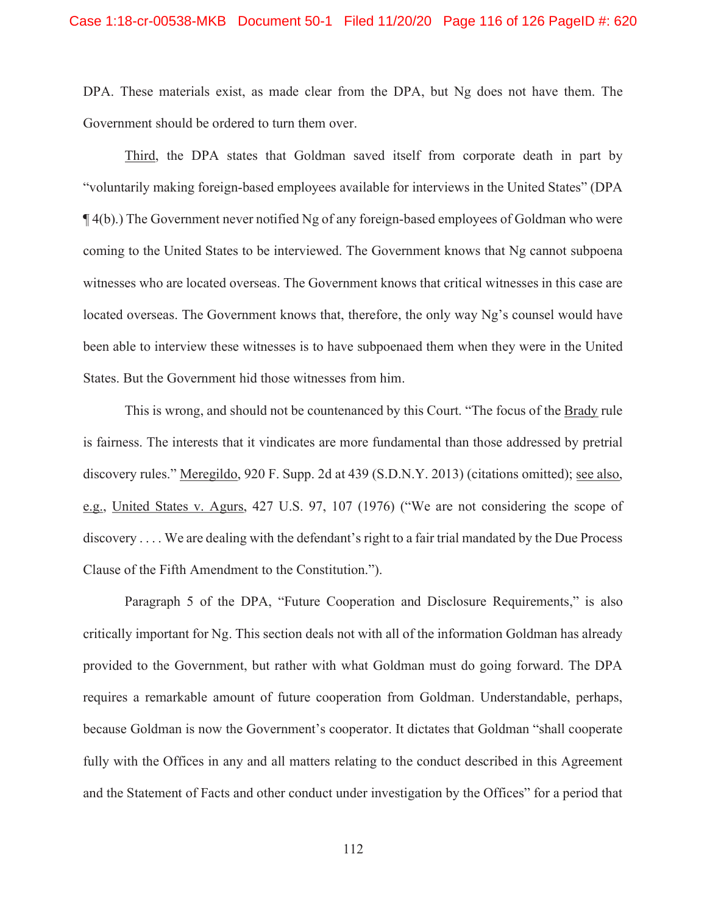DPA. These materials exist, as made clear from the DPA, but Ng does not have them. The Government should be ordered to turn them over.

Third, the DPA states that Goldman saved itself from corporate death in part by "voluntarily making foreign-based employees available for interviews in the United States" (DPA ¶ 4(b).) The Government never notified Ng of any foreign-based employees of Goldman who were coming to the United States to be interviewed. The Government knows that Ng cannot subpoena witnesses who are located overseas. The Government knows that critical witnesses in this case are located overseas. The Government knows that, therefore, the only way Ng's counsel would have been able to interview these witnesses is to have subpoenaed them when they were in the United States. But the Government hid those witnesses from him.

This is wrong, and should not be countenanced by this Court. "The focus of the Brady rule is fairness. The interests that it vindicates are more fundamental than those addressed by pretrial discovery rules." Meregildo, 920 F. Supp. 2d at 439 (S.D.N.Y. 2013) (citations omitted); see also, e.g., United States v. Agurs, 427 U.S. 97, 107 (1976) ("We are not considering the scope of discovery . . . . We are dealing with the defendant's right to a fair trial mandated by the Due Process Clause of the Fifth Amendment to the Constitution.").

Paragraph 5 of the DPA, "Future Cooperation and Disclosure Requirements," is also critically important for Ng. This section deals not with all of the information Goldman has already provided to the Government, but rather with what Goldman must do going forward. The DPA requires a remarkable amount of future cooperation from Goldman. Understandable, perhaps, because Goldman is now the Government's cooperator. It dictates that Goldman "shall cooperate fully with the Offices in any and all matters relating to the conduct described in this Agreement and the Statement of Facts and other conduct under investigation by the Offices" for a period that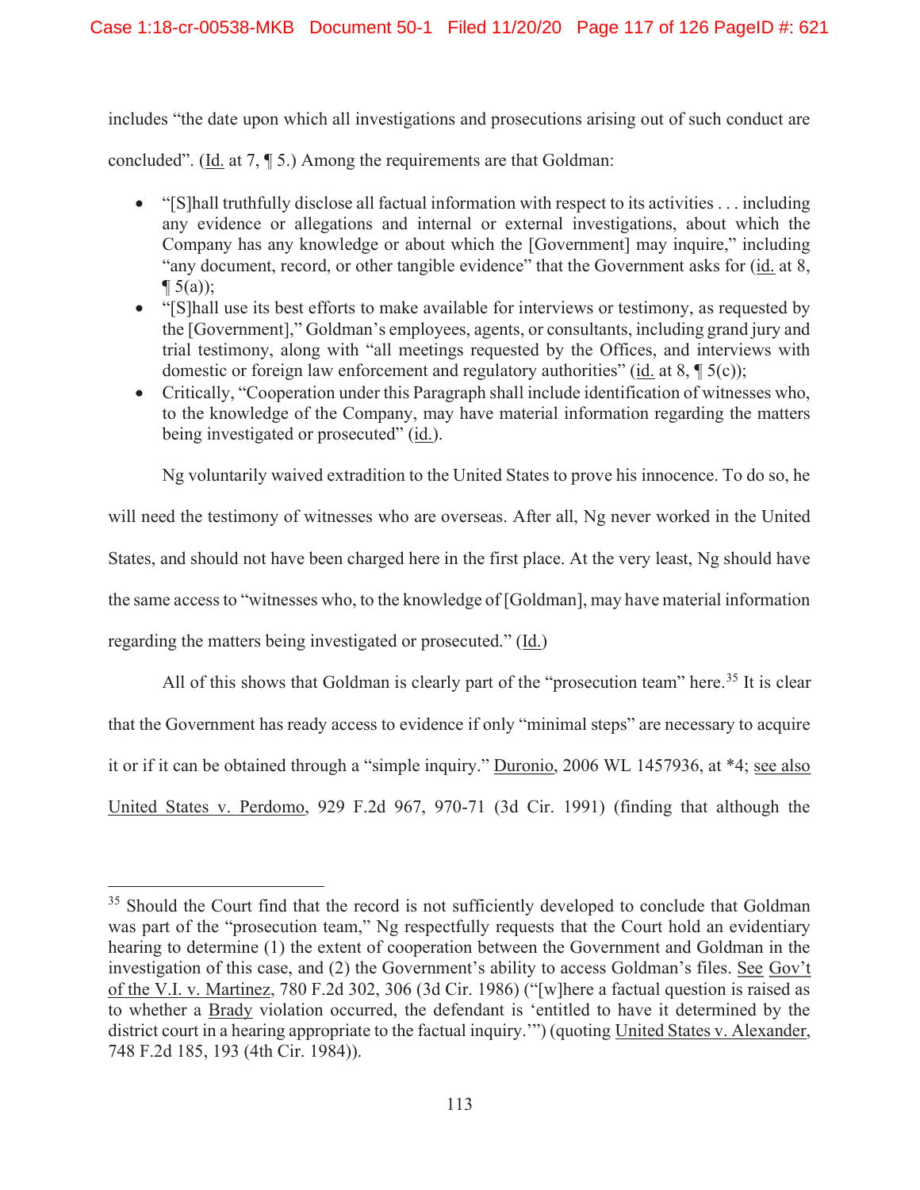includes "the date upon which all investigations and prosecutions arising out of such conduct are concluded". (Id. at 7, ¶ 5.) Among the requirements are that Goldman:

- "[S]hall truthfully disclose all factual information with respect to its activities . . . including any evidence or allegations and internal or external investigations, about which the Company has any knowledge or about which the [Government] may inquire," including "any document, record, or other tangible evidence" that the Government asks for (id. at 8, ¶ 5(a));
- "[S]hall use its best efforts to make available for interviews or testimony, as requested by the [Government]," Goldman's employees, agents, or consultants, including grand jury and trial testimony, along with "all meetings requested by the Offices, and interviews with domestic or foreign law enforcement and regulatory authorities" (id. at 8, ¶ 5(c));
- Critically, "Cooperation under this Paragraph shall include identification of witnesses who, to the knowledge of the Company, may have material information regarding the matters being investigated or prosecuted" (id.).

Ng voluntarily waived extradition to the United States to prove his innocence. To do so, he will need the testimony of witnesses who are overseas. After all, Ng never worked in the United States, and should not have been charged here in the first place. At the very least, Ng should have the same access to "witnesses who, to the knowledge of [Goldman], may have material information regarding the matters being investigated or prosecuted." (Id.)

All of this shows that Goldman is clearly part of the "prosecution team" here.[35] It is clear that the Government has ready access to evidence if only "minimal steps" are necessary to acquire it or if it can be obtained through a "simple inquiry." Duronio, 2006 WL 1457936, at *4; see also United States v. Perdomo, 929 F.2d 967, 970-71 (3d Cir. 1991) (finding that although the

---

[35] Should the Court find that the record is not sufficiently developed to conclude that Goldman was part of the "prosecution team," Ng respectfully requests that the Court hold an evidentiary hearing to determine (1) the extent of cooperation between the Government and Goldman in the investigation of this case, and (2) the Government's ability to access Goldman's files. See Gov't of the V.I. v. Martinez, 780 F.2d 302, 306 (3d Cir. 1986) ("[w]here a factual question is raised as to whether a Brady violation occurred, the defendant is 'entitled to have it determined by the district court in a hearing appropriate to the factual inquiry.'") (quoting United States v. Alexander, 748 F.2d 185, 193 (4th Cir. 1984)).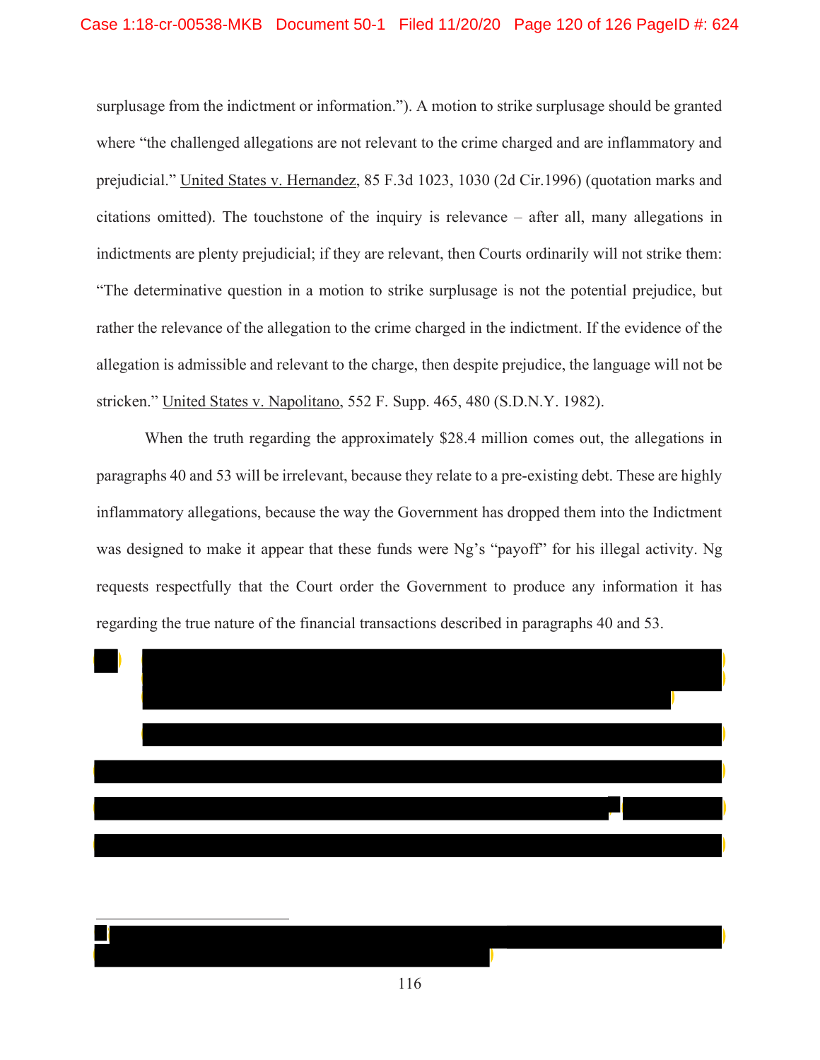surplusage from the indictment or information."). A motion to strike surplusage should be granted where "the challenged allegations are not relevant to the crime charged and are inflammatory and prejudicial." United States v. Hernandez, 85 F.3d 1023, 1030 (2d Cir.1996) (quotation marks and citations omitted). The touchstone of the inquiry is relevance – after all, many allegations in indictments are plenty prejudicial; if they are relevant, then Courts ordinarily will not strike them: "The determinative question in a motion to strike surplusage is not the potential prejudice, but rather the relevance of the allegation to the crime charged in the indictment. If the evidence of the allegation is admissible and relevant to the charge, then despite prejudice, the language will not be stricken." United States v. Napolitano, 552 F. Supp. 465, 480 (S.D.N.Y. 1982).

When the truth regarding the approximately $28.4 million comes out, the allegations in paragraphs 40 and 53 will be irrelevant, because they relate to a pre-existing debt. These are highly inflammatory allegations, because the way the Government has dropped them into the Indictment was designed to make it appear that these funds were Ng's "payoff" for his illegal activity. Ng requests respectfully that the Court order the Government to produce any information it has regarding the true nature of the financial transactions described in paragraphs 40 and 53.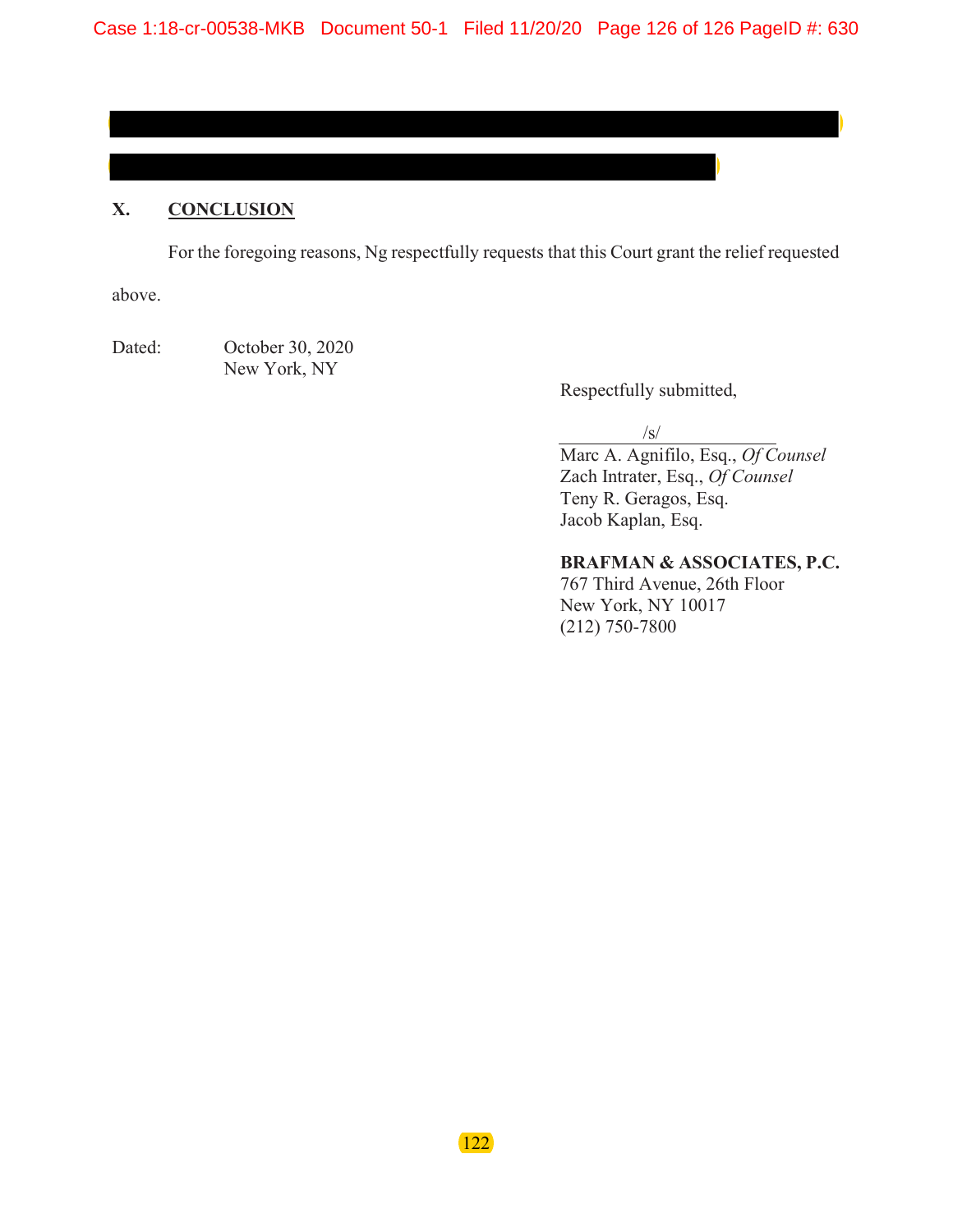## X. CONCLUSION

For the foregoing reasons, Ng respectfully requests that this Court grant the relief requested above.

Dated: October 30, 2020
New York, NY

Respectfully submitted,

/s/
Marc A. Agnifilo, Esq., *Of Counsel*
Zach Intrater, Esq., *Of Counsel*
Teny R. Geragos, Esq.
Jacob Kaplan, Esq.

**BRAFMAN & ASSOCIATES, P.C.**
767 Third Avenue, 26th Floor
New York, NY 10017
(212) 750-7800